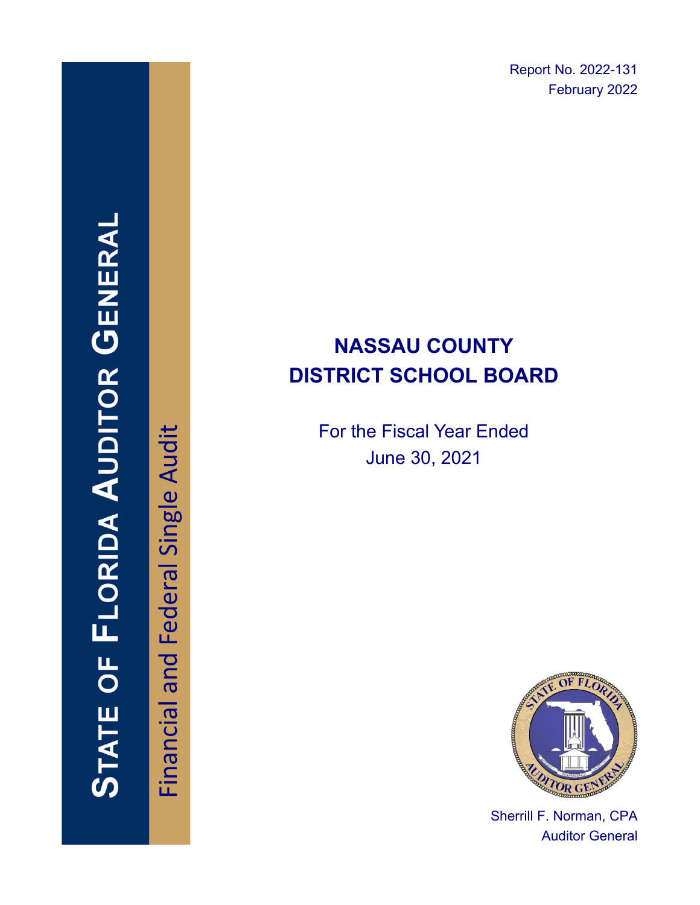# STATE OF FLORIDA AUDITOR GENERAL

Financial and Federal Single Audit

Report No. 2022-131
February 2022

# NASSAU COUNTY DISTRICT SCHOOL BOARD

For the Fiscal Year Ended
June 30, 2021

Sherrill F. Norman, CPA
Auditor General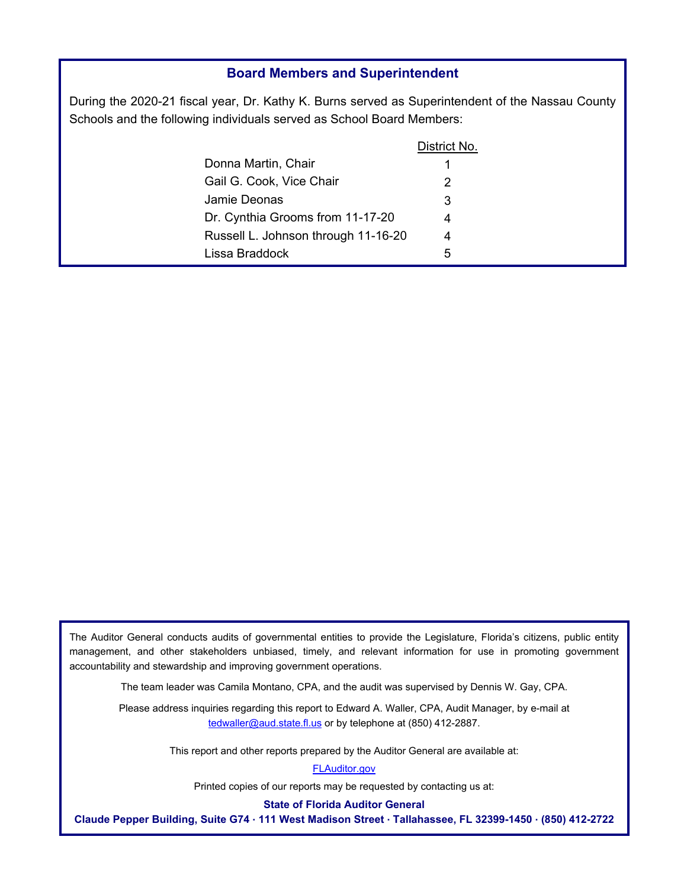## Board Members and Superintendent

During the 2020-21 fiscal year, Dr. Kathy K. Burns served as Superintendent of the Nassau County Schools and the following individuals served as School Board Members:

| | District No. |
|---|---|
| Donna Martin, Chair | 1 |
| Gail G. Cook, Vice Chair | 2 |
| Jamie Deonas | 3 |
| Dr. Cynthia Grooms from 11-17-20 | 4 |
| Russell L. Johnson through 11-16-20 | 4 |
| Lissa Braddock | 5 |

The Auditor General conducts audits of governmental entities to provide the Legislature, Florida's citizens, public entity management, and other stakeholders unbiased, timely, and relevant information for use in promoting government accountability and stewardship and improving government operations.

The team leader was Camila Montano, CPA, and the audit was supervised by Dennis W. Gay, CPA.

Please address inquiries regarding this report to Edward A. Waller, CPA, Audit Manager, by e-mail at tedwaller@aud.state.fl.us or by telephone at (850) 412-2887.

This report and other reports prepared by the Auditor General are available at:

FLAuditor.gov

Printed copies of our reports may be requested by contacting us at:

**State of Florida Auditor General**

**Claude Pepper Building, Suite G74 · 111 West Madison Street · Tallahassee, FL 32399-1450 · (850) 412-2722**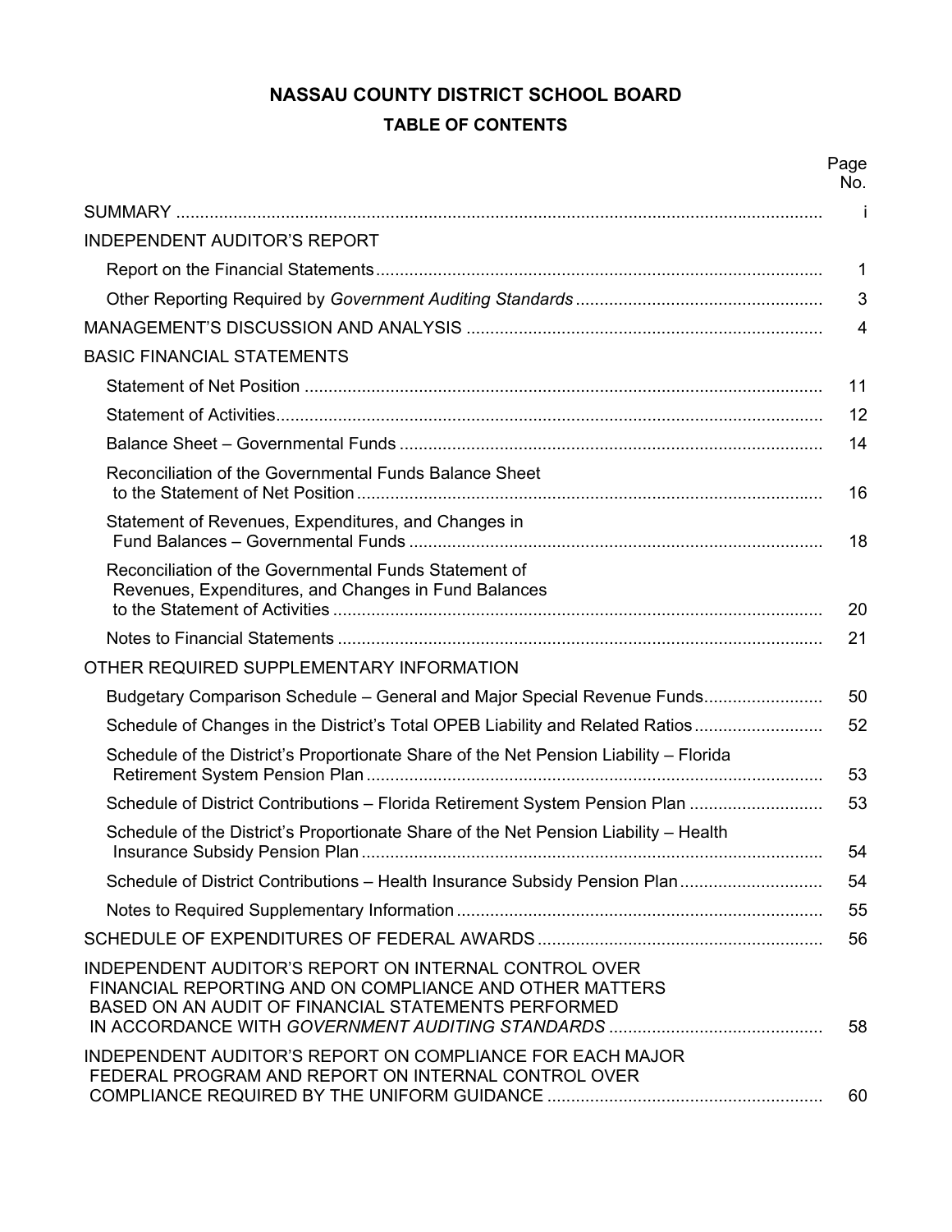# NASSAU COUNTY DISTRICT SCHOOL BOARD

## TABLE OF CONTENTS

| | Page No. |
|---|---|
| SUMMARY | i |
| INDEPENDENT AUDITOR'S REPORT | |
| Report on the Financial Statements | 1 |
| Other Reporting Required by *Government Auditing Standards* | 3 |
| MANAGEMENT'S DISCUSSION AND ANALYSIS | 4 |
| BASIC FINANCIAL STATEMENTS | |
| Statement of Net Position | 11 |
| Statement of Activities | 12 |
| Balance Sheet – Governmental Funds | 14 |
| Reconciliation of the Governmental Funds Balance Sheet to the Statement of Net Position | 16 |
| Statement of Revenues, Expenditures, and Changes in Fund Balances – Governmental Funds | 18 |
| Reconciliation of the Governmental Funds Statement of Revenues, Expenditures, and Changes in Fund Balances to the Statement of Activities | 20 |
| Notes to Financial Statements | 21 |
| OTHER REQUIRED SUPPLEMENTARY INFORMATION | |
| Budgetary Comparison Schedule – General and Major Special Revenue Funds | 50 |
| Schedule of Changes in the District's Total OPEB Liability and Related Ratios | 52 |
| Schedule of the District's Proportionate Share of the Net Pension Liability – Florida Retirement System Pension Plan | 53 |
| Schedule of District Contributions – Florida Retirement System Pension Plan | 53 |
| Schedule of the District's Proportionate Share of the Net Pension Liability – Health Insurance Subsidy Pension Plan | 54 |
| Schedule of District Contributions – Health Insurance Subsidy Pension Plan | 54 |
| Notes to Required Supplementary Information | 55 |
| SCHEDULE OF EXPENDITURES OF FEDERAL AWARDS | 56 |
| INDEPENDENT AUDITOR'S REPORT ON INTERNAL CONTROL OVER FINANCIAL REPORTING AND ON COMPLIANCE AND OTHER MATTERS BASED ON AN AUDIT OF FINANCIAL STATEMENTS PERFORMED IN ACCORDANCE WITH *GOVERNMENT AUDITING STANDARDS* | 58 |
| INDEPENDENT AUDITOR'S REPORT ON COMPLIANCE FOR EACH MAJOR FEDERAL PROGRAM AND REPORT ON INTERNAL CONTROL OVER COMPLIANCE REQUIRED BY THE UNIFORM GUIDANCE | 60 |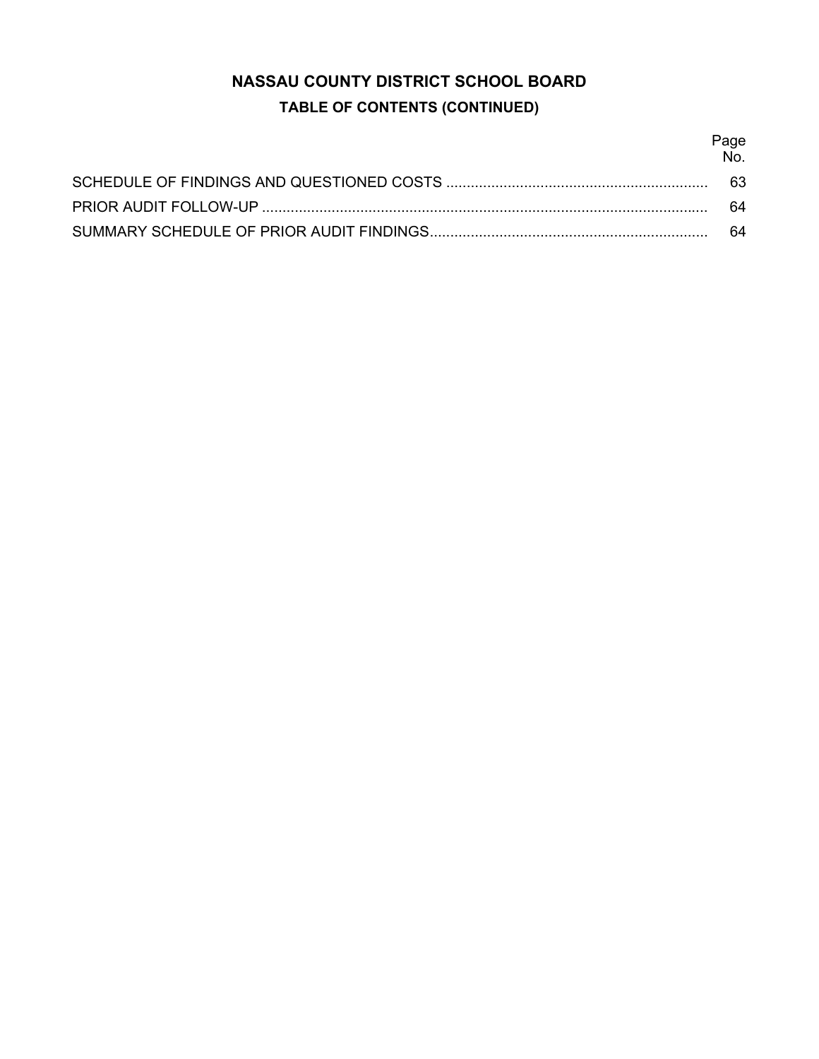# NASSAU COUNTY DISTRICT SCHOOL BOARD

## TABLE OF CONTENTS (CONTINUED)

| | Page No. |
|---|---|
| SCHEDULE OF FINDINGS AND QUESTIONED COSTS | 63 |
| PRIOR AUDIT FOLLOW-UP | 64 |
| SUMMARY SCHEDULE OF PRIOR AUDIT FINDINGS | 64 |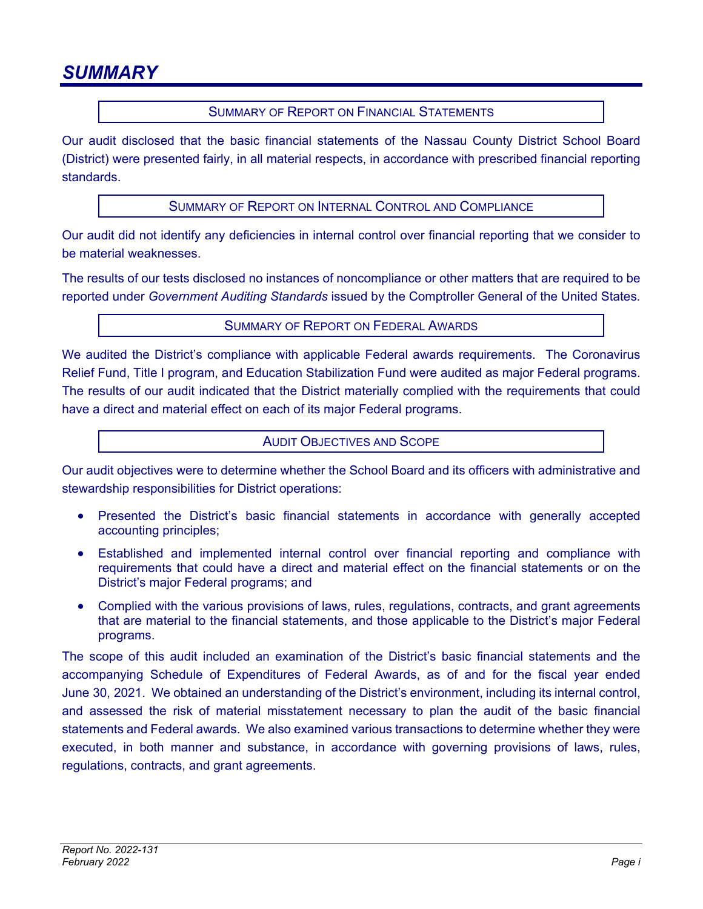# SUMMARY

## SUMMARY OF REPORT ON FINANCIAL STATEMENTS

Our audit disclosed that the basic financial statements of the Nassau County District School Board (District) were presented fairly, in all material respects, in accordance with prescribed financial reporting standards.

## SUMMARY OF REPORT ON INTERNAL CONTROL AND COMPLIANCE

Our audit did not identify any deficiencies in internal control over financial reporting that we consider to be material weaknesses.

The results of our tests disclosed no instances of noncompliance or other matters that are required to be reported under *Government Auditing Standards* issued by the Comptroller General of the United States.

## SUMMARY OF REPORT ON FEDERAL AWARDS

We audited the District's compliance with applicable Federal awards requirements. The Coronavirus Relief Fund, Title I program, and Education Stabilization Fund were audited as major Federal programs. The results of our audit indicated that the District materially complied with the requirements that could have a direct and material effect on each of its major Federal programs.

## AUDIT OBJECTIVES AND SCOPE

Our audit objectives were to determine whether the School Board and its officers with administrative and stewardship responsibilities for District operations:

- Presented the District's basic financial statements in accordance with generally accepted accounting principles;
- Established and implemented internal control over financial reporting and compliance with requirements that could have a direct and material effect on the financial statements or on the District's major Federal programs; and
- Complied with the various provisions of laws, rules, regulations, contracts, and grant agreements that are material to the financial statements, and those applicable to the District's major Federal programs.

The scope of this audit included an examination of the District's basic financial statements and the accompanying Schedule of Expenditures of Federal Awards, as of and for the fiscal year ended June 30, 2021. We obtained an understanding of the District's environment, including its internal control, and assessed the risk of material misstatement necessary to plan the audit of the basic financial statements and Federal awards. We also examined various transactions to determine whether they were executed, in both manner and substance, in accordance with governing provisions of laws, rules, regulations, contracts, and grant agreements.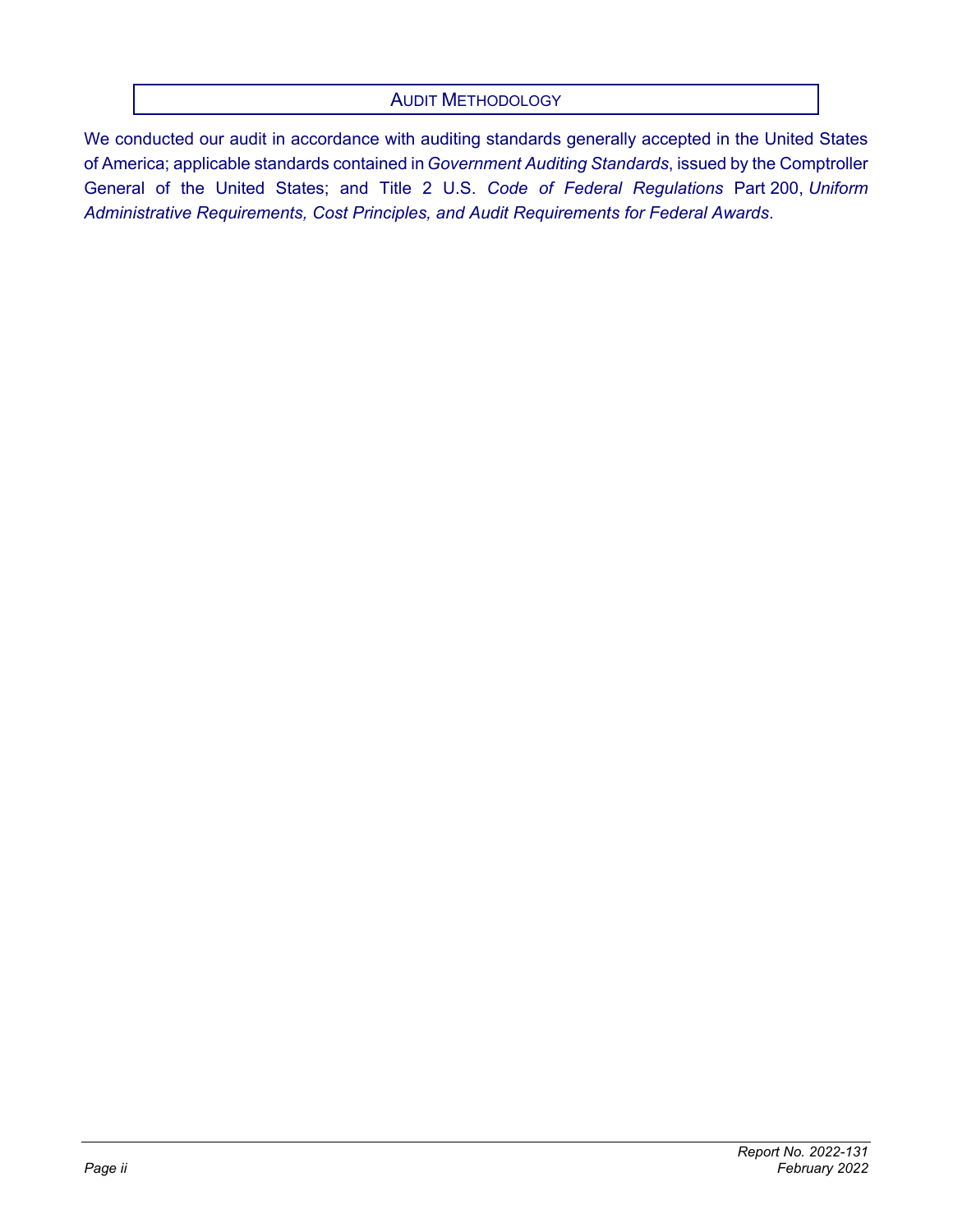## AUDIT METHODOLOGY

We conducted our audit in accordance with auditing standards generally accepted in the United States of America; applicable standards contained in *Government Auditing Standards*, issued by the Comptroller General of the United States; and Title 2 U.S. *Code of Federal Regulations* Part 200, *Uniform Administrative Requirements, Cost Principles, and Audit Requirements for Federal Awards*.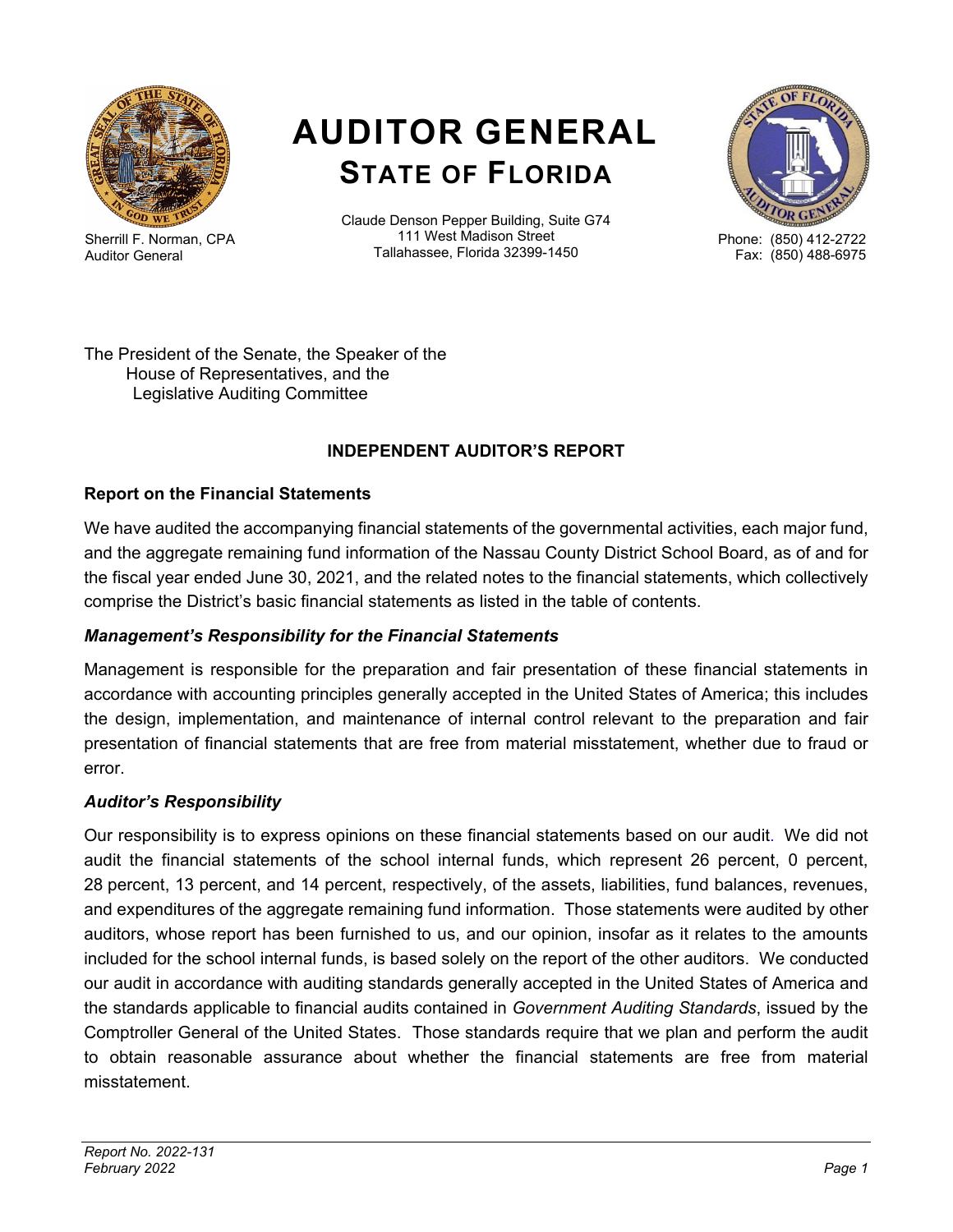# AUDITOR GENERAL
## STATE OF FLORIDA

Sherrill F. Norman, CPA
Auditor General

Claude Denson Pepper Building, Suite G74
111 West Madison Street
Tallahassee, Florida 32399-1450

Phone: (850) 412-2722
Fax: (850) 488-6975

The President of the Senate, the Speaker of the
House of Representatives, and the
Legislative Auditing Committee

### INDEPENDENT AUDITOR'S REPORT

**Report on the Financial Statements**

We have audited the accompanying financial statements of the governmental activities, each major fund, and the aggregate remaining fund information of the Nassau County District School Board, as of and for the fiscal year ended June 30, 2021, and the related notes to the financial statements, which collectively comprise the District's basic financial statements as listed in the table of contents.

***Management's Responsibility for the Financial Statements***

Management is responsible for the preparation and fair presentation of these financial statements in accordance with accounting principles generally accepted in the United States of America; this includes the design, implementation, and maintenance of internal control relevant to the preparation and fair presentation of financial statements that are free from material misstatement, whether due to fraud or error.

***Auditor's Responsibility***

Our responsibility is to express opinions on these financial statements based on our audit. We did not audit the financial statements of the school internal funds, which represent 26 percent, 0 percent, 28 percent, 13 percent, and 14 percent, respectively, of the assets, liabilities, fund balances, revenues, and expenditures of the aggregate remaining fund information. Those statements were audited by other auditors, whose report has been furnished to us, and our opinion, insofar as it relates to the amounts included for the school internal funds, is based solely on the report of the other auditors. We conducted our audit in accordance with auditing standards generally accepted in the United States of America and the standards applicable to financial audits contained in *Government Auditing Standards*, issued by the Comptroller General of the United States. Those standards require that we plan and perform the audit to obtain reasonable assurance about whether the financial statements are free from material misstatement.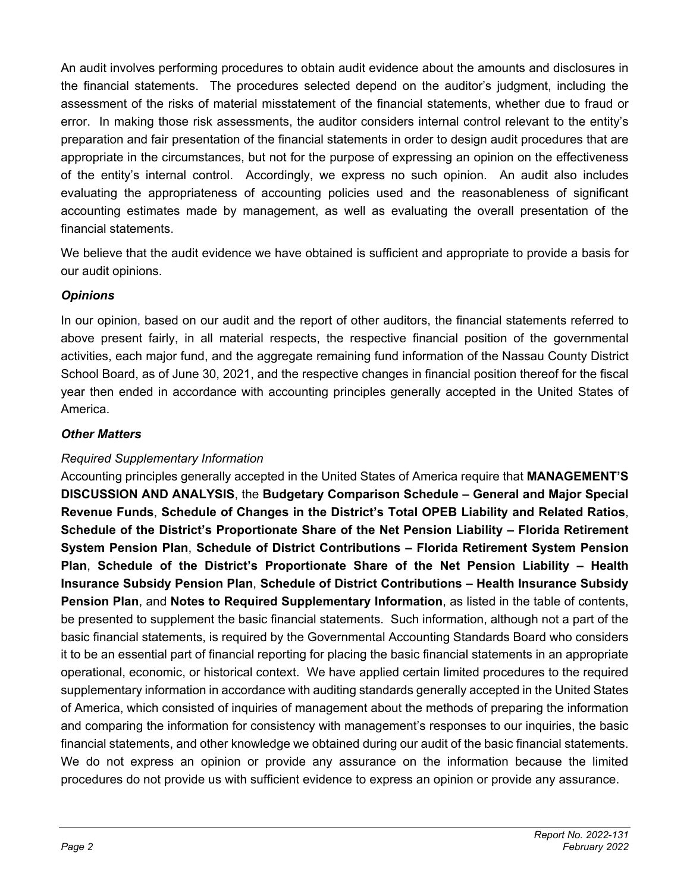An audit involves performing procedures to obtain audit evidence about the amounts and disclosures in the financial statements. The procedures selected depend on the auditor's judgment, including the assessment of the risks of material misstatement of the financial statements, whether due to fraud or error. In making those risk assessments, the auditor considers internal control relevant to the entity's preparation and fair presentation of the financial statements in order to design audit procedures that are appropriate in the circumstances, but not for the purpose of expressing an opinion on the effectiveness of the entity's internal control. Accordingly, we express no such opinion. An audit also includes evaluating the appropriateness of accounting policies used and the reasonableness of significant accounting estimates made by management, as well as evaluating the overall presentation of the financial statements.

We believe that the audit evidence we have obtained is sufficient and appropriate to provide a basis for our audit opinions.

### *Opinions*

In our opinion, based on our audit and the report of other auditors, the financial statements referred to above present fairly, in all material respects, the respective financial position of the governmental activities, each major fund, and the aggregate remaining fund information of the Nassau County District School Board, as of June 30, 2021, and the respective changes in financial position thereof for the fiscal year then ended in accordance with accounting principles generally accepted in the United States of America.

### *Other Matters*

*Required Supplementary Information*

Accounting principles generally accepted in the United States of America require that **MANAGEMENT'S DISCUSSION AND ANALYSIS**, the **Budgetary Comparison Schedule – General and Major Special Revenue Funds**, **Schedule of Changes in the District's Total OPEB Liability and Related Ratios**, **Schedule of the District's Proportionate Share of the Net Pension Liability – Florida Retirement System Pension Plan**, **Schedule of District Contributions – Florida Retirement System Pension Plan**, **Schedule of the District's Proportionate Share of the Net Pension Liability – Health Insurance Subsidy Pension Plan**, **Schedule of District Contributions – Health Insurance Subsidy Pension Plan**, and **Notes to Required Supplementary Information**, as listed in the table of contents, be presented to supplement the basic financial statements. Such information, although not a part of the basic financial statements, is required by the Governmental Accounting Standards Board who considers it to be an essential part of financial reporting for placing the basic financial statements in an appropriate operational, economic, or historical context. We have applied certain limited procedures to the required supplementary information in accordance with auditing standards generally accepted in the United States of America, which consisted of inquiries of management about the methods of preparing the information and comparing the information for consistency with management's responses to our inquiries, the basic financial statements, and other knowledge we obtained during our audit of the basic financial statements. We do not express an opinion or provide any assurance on the information because the limited procedures do not provide us with sufficient evidence to express an opinion or provide any assurance.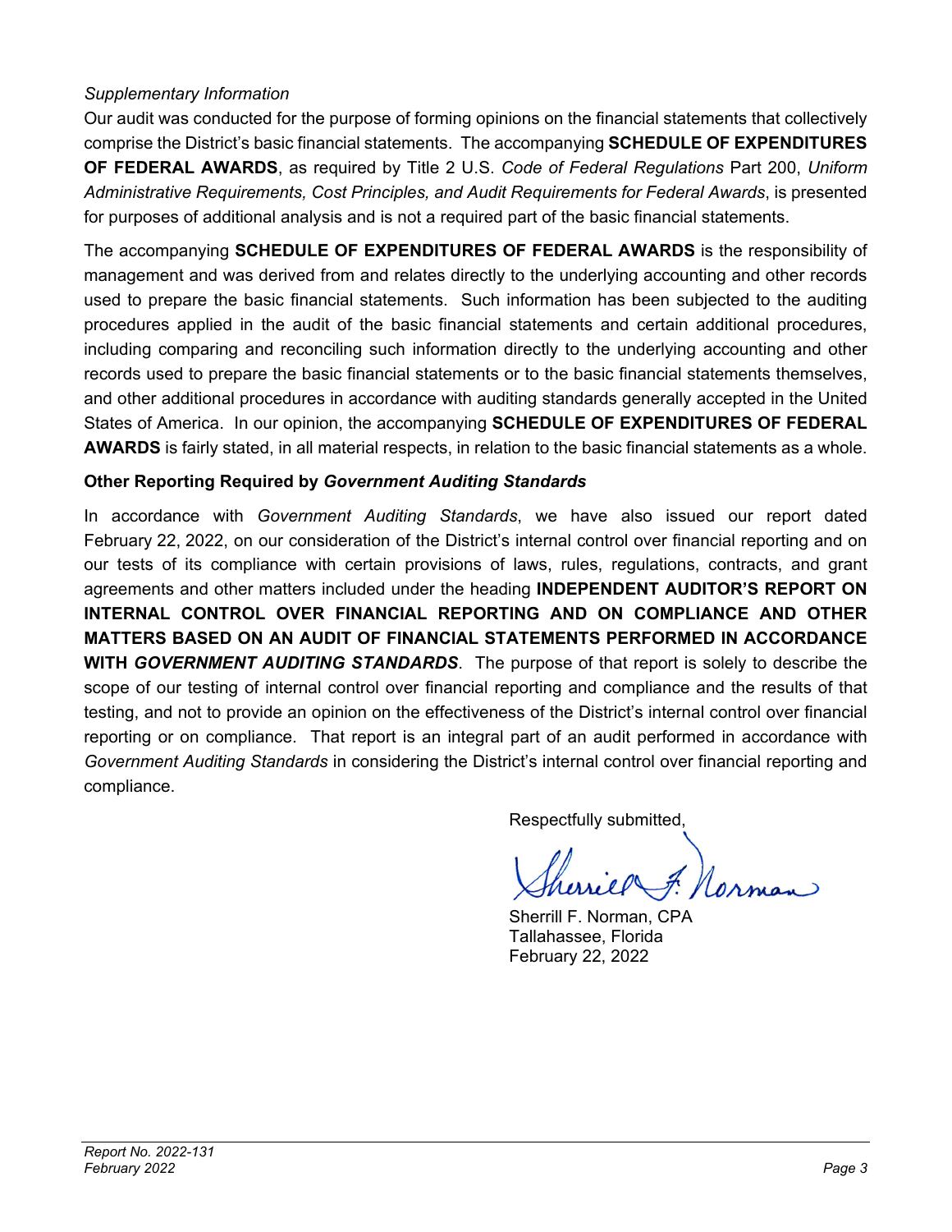*Supplementary Information*

Our audit was conducted for the purpose of forming opinions on the financial statements that collectively comprise the District's basic financial statements. The accompanying **SCHEDULE OF EXPENDITURES OF FEDERAL AWARDS**, as required by Title 2 U.S. *Code of Federal Regulations* Part 200, *Uniform Administrative Requirements, Cost Principles, and Audit Requirements for Federal Awards*, is presented for purposes of additional analysis and is not a required part of the basic financial statements.

The accompanying **SCHEDULE OF EXPENDITURES OF FEDERAL AWARDS** is the responsibility of management and was derived from and relates directly to the underlying accounting and other records used to prepare the basic financial statements. Such information has been subjected to the auditing procedures applied in the audit of the basic financial statements and certain additional procedures, including comparing and reconciling such information directly to the underlying accounting and other records used to prepare the basic financial statements or to the basic financial statements themselves, and other additional procedures in accordance with auditing standards generally accepted in the United States of America. In our opinion, the accompanying **SCHEDULE OF EXPENDITURES OF FEDERAL AWARDS** is fairly stated, in all material respects, in relation to the basic financial statements as a whole.

**Other Reporting Required by *Government Auditing Standards***

In accordance with *Government Auditing Standards*, we have also issued our report dated February 22, 2022, on our consideration of the District's internal control over financial reporting and on our tests of its compliance with certain provisions of laws, rules, regulations, contracts, and grant agreements and other matters included under the heading **INDEPENDENT AUDITOR'S REPORT ON INTERNAL CONTROL OVER FINANCIAL REPORTING AND ON COMPLIANCE AND OTHER MATTERS BASED ON AN AUDIT OF FINANCIAL STATEMENTS PERFORMED IN ACCORDANCE WITH *GOVERNMENT AUDITING STANDARDS***. The purpose of that report is solely to describe the scope of our testing of internal control over financial reporting and compliance and the results of that testing, and not to provide an opinion on the effectiveness of the District's internal control over financial reporting or on compliance. That report is an integral part of an audit performed in accordance with *Government Auditing Standards* in considering the District's internal control over financial reporting and compliance.

Respectfully submitted,

Sherrill F. Norman, CPA
Tallahassee, Florida
February 22, 2022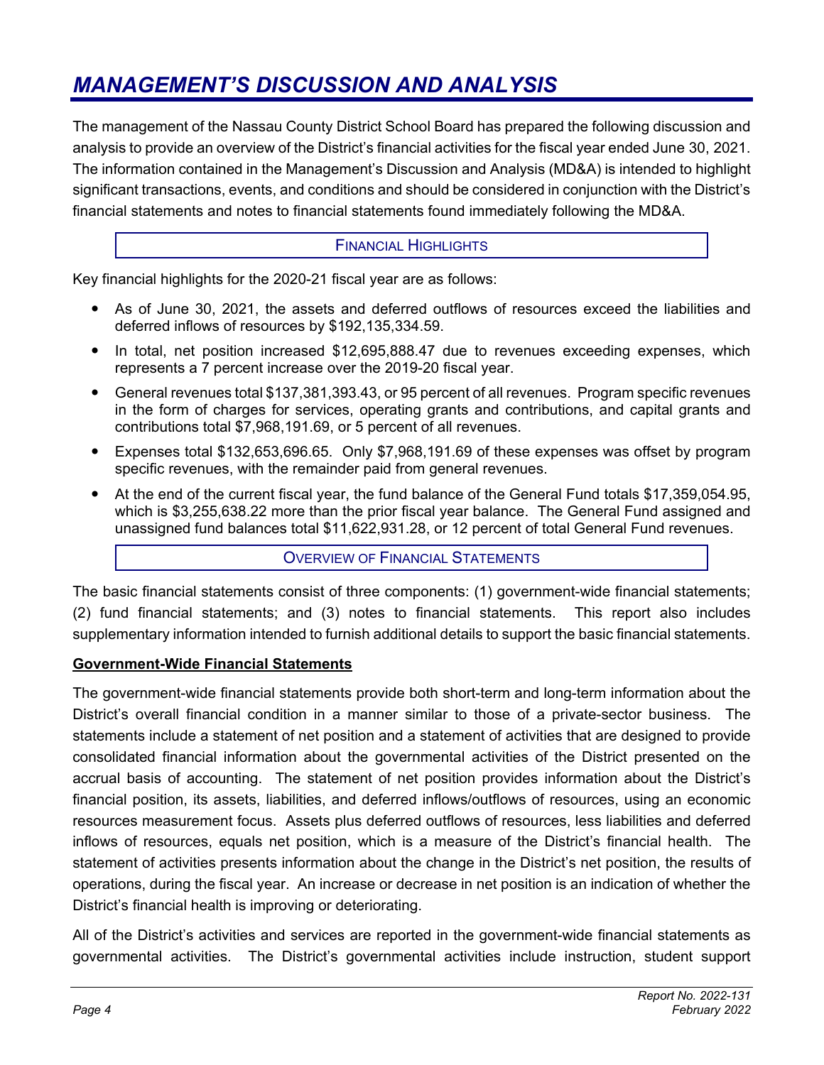# *MANAGEMENT'S DISCUSSION AND ANALYSIS*

The management of the Nassau County District School Board has prepared the following discussion and analysis to provide an overview of the District's financial activities for the fiscal year ended June 30, 2021. The information contained in the Management's Discussion and Analysis (MD&A) is intended to highlight significant transactions, events, and conditions and should be considered in conjunction with the District's financial statements and notes to financial statements found immediately following the MD&A.

## FINANCIAL HIGHLIGHTS

Key financial highlights for the 2020-21 fiscal year are as follows:

- As of June 30, 2021, the assets and deferred outflows of resources exceed the liabilities and deferred inflows of resources by $192,135,334.59.
- In total, net position increased $12,695,888.47 due to revenues exceeding expenses, which represents a 7 percent increase over the 2019-20 fiscal year.
- General revenues total $137,381,393.43, or 95 percent of all revenues. Program specific revenues in the form of charges for services, operating grants and contributions, and capital grants and contributions total $7,968,191.69, or 5 percent of all revenues.
- Expenses total $132,653,696.65. Only $7,968,191.69 of these expenses was offset by program specific revenues, with the remainder paid from general revenues.
- At the end of the current fiscal year, the fund balance of the General Fund totals $17,359,054.95, which is $3,255,638.22 more than the prior fiscal year balance. The General Fund assigned and unassigned fund balances total $11,622,931.28, or 12 percent of total General Fund revenues.

## OVERVIEW OF FINANCIAL STATEMENTS

The basic financial statements consist of three components: (1) government-wide financial statements; (2) fund financial statements; and (3) notes to financial statements. This report also includes supplementary information intended to furnish additional details to support the basic financial statements.

### Government-Wide Financial Statements

The government-wide financial statements provide both short-term and long-term information about the District's overall financial condition in a manner similar to those of a private-sector business. The statements include a statement of net position and a statement of activities that are designed to provide consolidated financial information about the governmental activities of the District presented on the accrual basis of accounting. The statement of net position provides information about the District's financial position, its assets, liabilities, and deferred inflows/outflows of resources, using an economic resources measurement focus. Assets plus deferred outflows of resources, less liabilities and deferred inflows of resources, equals net position, which is a measure of the District's financial health. The statement of activities presents information about the change in the District's net position, the results of operations, during the fiscal year. An increase or decrease in net position is an indication of whether the District's financial health is improving or deteriorating.

All of the District's activities and services are reported in the government-wide financial statements as governmental activities. The District's governmental activities include instruction, student support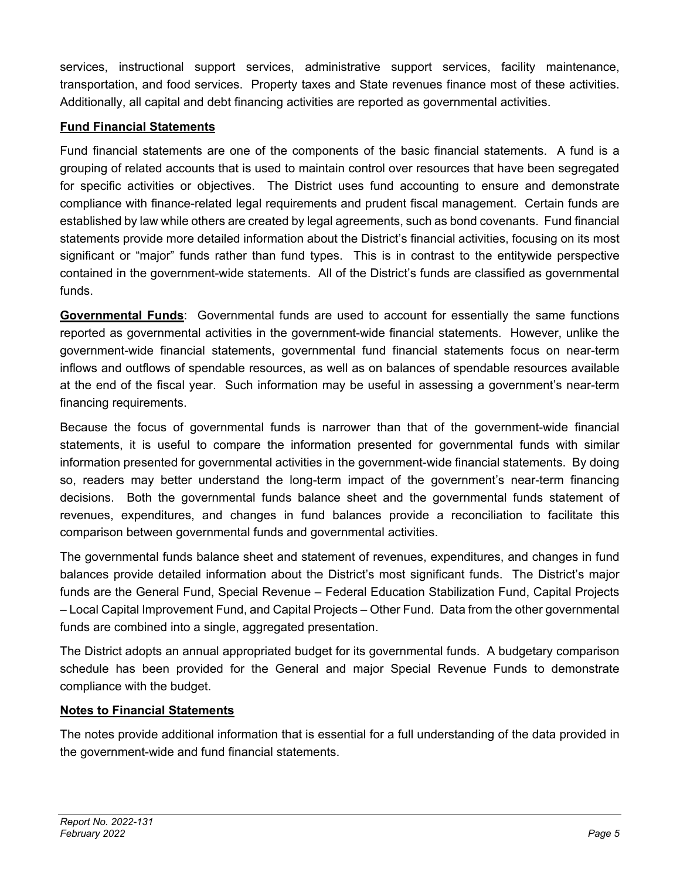services, instructional support services, administrative support services, facility maintenance, transportation, and food services. Property taxes and State revenues finance most of these activities. Additionally, all capital and debt financing activities are reported as governmental activities.

**Fund Financial Statements**

Fund financial statements are one of the components of the basic financial statements. A fund is a grouping of related accounts that is used to maintain control over resources that have been segregated for specific activities or objectives. The District uses fund accounting to ensure and demonstrate compliance with finance-related legal requirements and prudent fiscal management. Certain funds are established by law while others are created by legal agreements, such as bond covenants. Fund financial statements provide more detailed information about the District's financial activities, focusing on its most significant or "major" funds rather than fund types. This is in contrast to the entitywide perspective contained in the government-wide statements. All of the District's funds are classified as governmental funds.

**Governmental Funds**: Governmental funds are used to account for essentially the same functions reported as governmental activities in the government-wide financial statements. However, unlike the government-wide financial statements, governmental fund financial statements focus on near-term inflows and outflows of spendable resources, as well as on balances of spendable resources available at the end of the fiscal year. Such information may be useful in assessing a government's near-term financing requirements.

Because the focus of governmental funds is narrower than that of the government-wide financial statements, it is useful to compare the information presented for governmental funds with similar information presented for governmental activities in the government-wide financial statements. By doing so, readers may better understand the long-term impact of the government's near-term financing decisions. Both the governmental funds balance sheet and the governmental funds statement of revenues, expenditures, and changes in fund balances provide a reconciliation to facilitate this comparison between governmental funds and governmental activities.

The governmental funds balance sheet and statement of revenues, expenditures, and changes in fund balances provide detailed information about the District's most significant funds. The District's major funds are the General Fund, Special Revenue – Federal Education Stabilization Fund, Capital Projects – Local Capital Improvement Fund, and Capital Projects – Other Fund. Data from the other governmental funds are combined into a single, aggregated presentation.

The District adopts an annual appropriated budget for its governmental funds. A budgetary comparison schedule has been provided for the General and major Special Revenue Funds to demonstrate compliance with the budget.

**Notes to Financial Statements**

The notes provide additional information that is essential for a full understanding of the data provided in the government-wide and fund financial statements.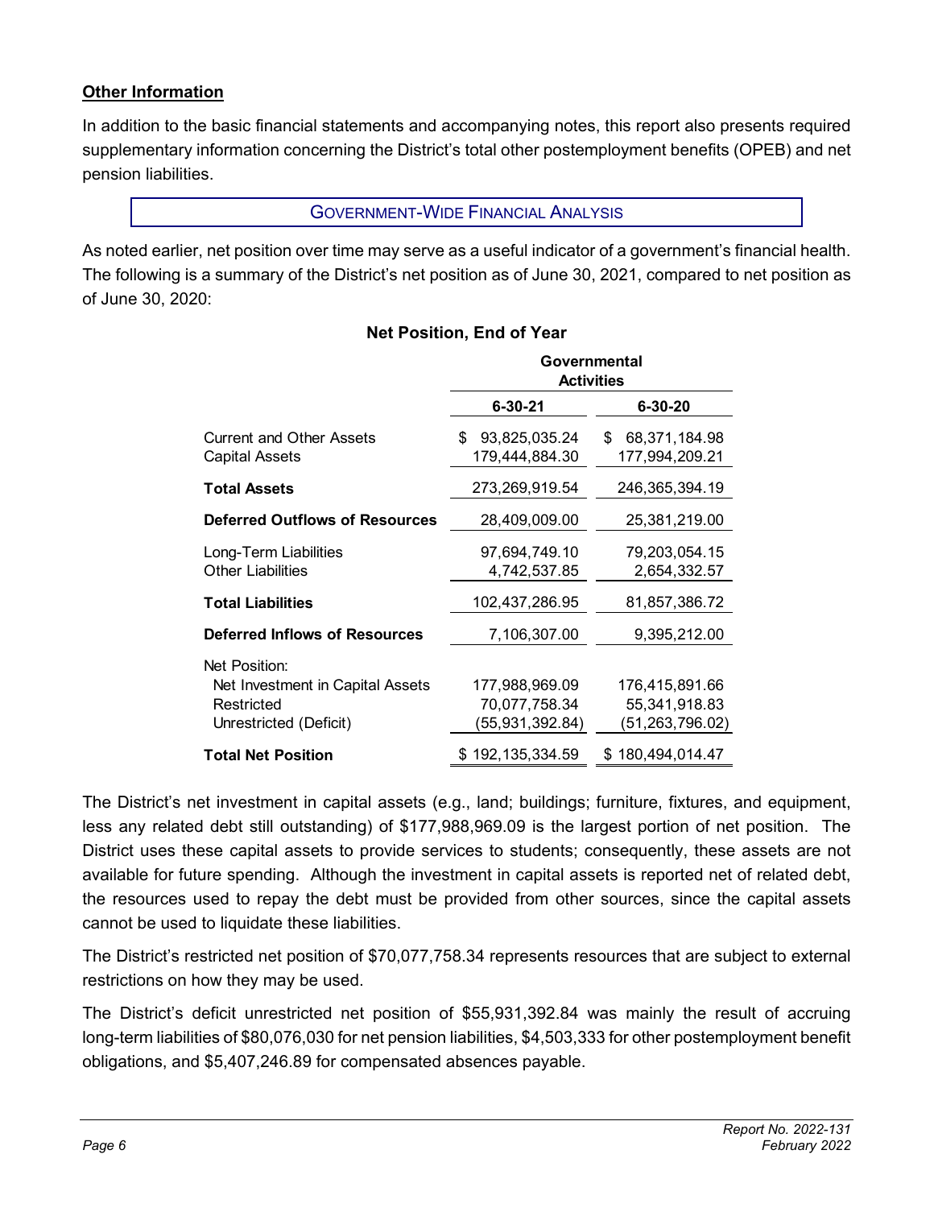### Other Information

In addition to the basic financial statements and accompanying notes, this report also presents required supplementary information concerning the District's total other postemployment benefits (OPEB) and net pension liabilities.

## GOVERNMENT-WIDE FINANCIAL ANALYSIS

As noted earlier, net position over time may serve as a useful indicator of a government's financial health. The following is a summary of the District's net position as of June 30, 2021, compared to net position as of June 30, 2020:

**Net Position, End of Year**

| | Governmental Activities | |
|---|---|---|
| | **6-30-21** | **6-30-20** |
| Current and Other Assets | $ 93,825,035.24 | $ 68,371,184.98 |
| Capital Assets | 179,444,884.30 | 177,994,209.21 |
| **Total Assets** | 273,269,919.54 | 246,365,394.19 |
| **Deferred Outflows of Resources** | 28,409,009.00 | 25,381,219.00 |
| Long-Term Liabilities | 97,694,749.10 | 79,203,054.15 |
| Other Liabilities | 4,742,537.85 | 2,654,332.57 |
| **Total Liabilities** | 102,437,286.95 | 81,857,386.72 |
| **Deferred Inflows of Resources** | 7,106,307.00 | 9,395,212.00 |
| Net Position: | | |
| Net Investment in Capital Assets | 177,988,969.09 | 176,415,891.66 |
| Restricted | 70,077,758.34 | 55,341,918.83 |
| Unrestricted (Deficit) | (55,931,392.84) | (51,263,796.02) |
| **Total Net Position** | $ 192,135,334.59 | $ 180,494,014.47 |

The District's net investment in capital assets (e.g., land; buildings; furniture, fixtures, and equipment, less any related debt still outstanding) of $177,988,969.09 is the largest portion of net position. The District uses these capital assets to provide services to students; consequently, these assets are not available for future spending. Although the investment in capital assets is reported net of related debt, the resources used to repay the debt must be provided from other sources, since the capital assets cannot be used to liquidate these liabilities.

The District's restricted net position of $70,077,758.34 represents resources that are subject to external restrictions on how they may be used.

The District's deficit unrestricted net position of $55,931,392.84 was mainly the result of accruing long-term liabilities of $80,076,030 for net pension liabilities, $4,503,333 for other postemployment benefit obligations, and $5,407,246.89 for compensated absences payable.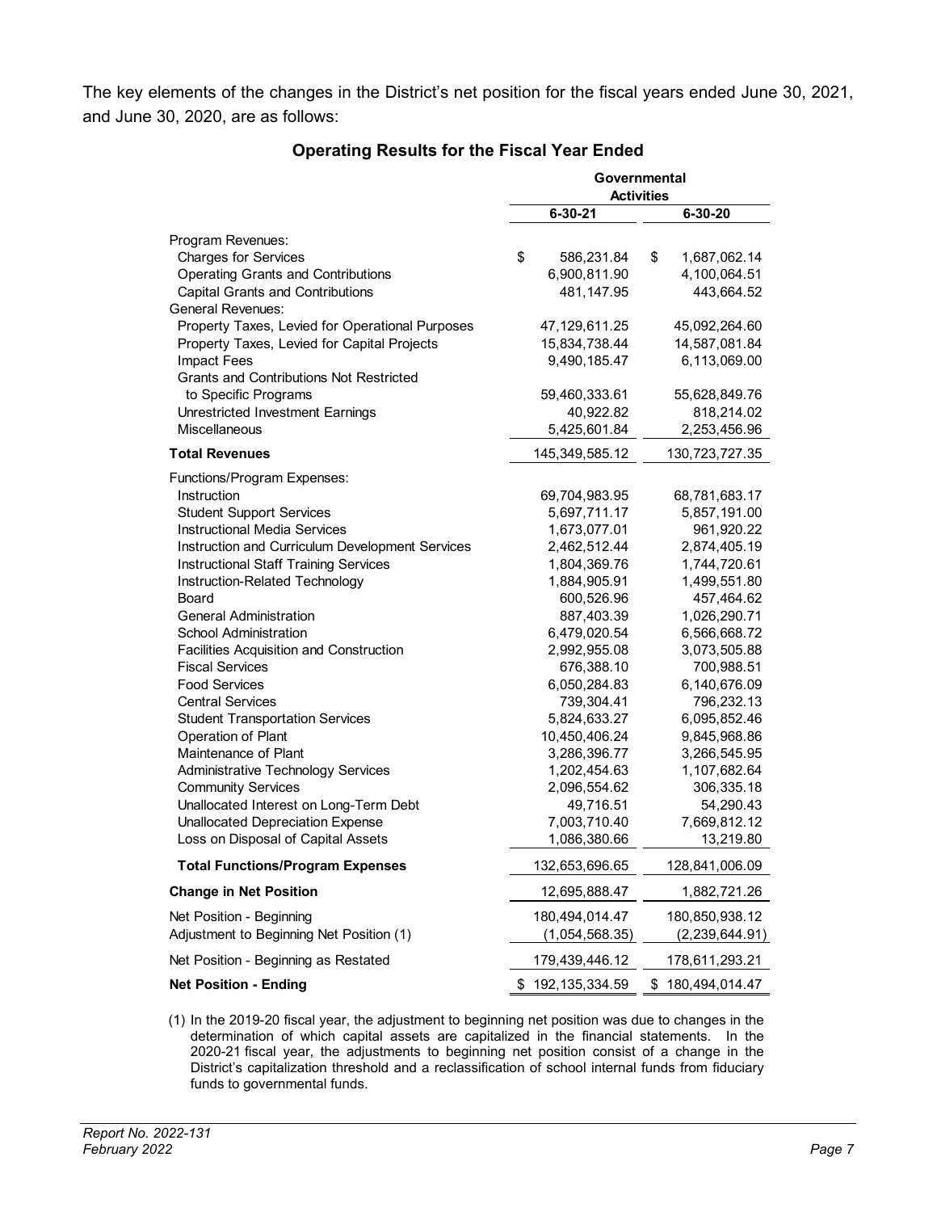The key elements of the changes in the District's net position for the fiscal years ended June 30, 2021, and June 30, 2020, are as follows:

### Operating Results for the Fiscal Year Ended

| | Governmental Activities | |
|---|---|---|
| | 6-30-21 | 6-30-20 |
| Program Revenues: | | |
| Charges for Services | $ 586,231.84 | $ 1,687,062.14 |
| Operating Grants and Contributions | 6,900,811.90 | 4,100,064.51 |
| Capital Grants and Contributions | 481,147.95 | 443,664.52 |
| General Revenues: | | |
| Property Taxes, Levied for Operational Purposes | 47,129,611.25 | 45,092,264.60 |
| Property Taxes, Levied for Capital Projects | 15,834,738.44 | 14,587,081.84 |
| Impact Fees | 9,490,185.47 | 6,113,069.00 |
| Grants and Contributions Not Restricted to Specific Programs | 59,460,333.61 | 55,628,849.76 |
| Unrestricted Investment Earnings | 40,922.82 | 818,214.02 |
| Miscellaneous | 5,425,601.84 | 2,253,456.96 |
| **Total Revenues** | 145,349,585.12 | 130,723,727.35 |
| Functions/Program Expenses: | | |
| Instruction | 69,704,983.95 | 68,781,683.17 |
| Student Support Services | 5,697,711.17 | 5,857,191.00 |
| Instructional Media Services | 1,673,077.01 | 961,920.22 |
| Instruction and Curriculum Development Services | 2,462,512.44 | 2,874,405.19 |
| Instructional Staff Training Services | 1,804,369.76 | 1,744,720.61 |
| Instruction-Related Technology | 1,884,905.91 | 1,499,551.80 |
| Board | 600,526.96 | 457,464.62 |
| General Administration | 887,403.39 | 1,026,290.71 |
| School Administration | 6,479,020.54 | 6,566,668.72 |
| Facilities Acquisition and Construction | 2,992,955.08 | 3,073,505.88 |
| Fiscal Services | 676,388.10 | 700,988.51 |
| Food Services | 6,050,284.83 | 6,140,676.09 |
| Central Services | 739,304.41 | 796,232.13 |
| Student Transportation Services | 5,824,633.27 | 6,095,852.46 |
| Operation of Plant | 10,450,406.24 | 9,845,968.86 |
| Maintenance of Plant | 3,286,396.77 | 3,266,545.95 |
| Administrative Technology Services | 1,202,454.63 | 1,107,682.64 |
| Community Services | 2,096,554.62 | 306,335.18 |
| Unallocated Interest on Long-Term Debt | 49,716.51 | 54,290.43 |
| Unallocated Depreciation Expense | 7,003,710.40 | 7,669,812.12 |
| Loss on Disposal of Capital Assets | 1,086,380.66 | 13,219.80 |
| **Total Functions/Program Expenses** | 132,653,696.65 | 128,841,006.09 |
| **Change in Net Position** | 12,695,888.47 | 1,882,721.26 |
| Net Position - Beginning | 180,494,014.47 | 180,850,938.12 |
| Adjustment to Beginning Net Position (1) | (1,054,568.35) | (2,239,644.91) |
| Net Position - Beginning as Restated | 179,439,446.12 | 178,611,293.21 |
| **Net Position - Ending** | $ 192,135,334.59 | $ 180,494,014.47 |

(1) In the 2019-20 fiscal year, the adjustment to beginning net position was due to changes in the determination of which capital assets are capitalized in the financial statements. In the 2020-21 fiscal year, the adjustments to beginning net position consist of a change in the District's capitalization threshold and a reclassification of school internal funds from fiduciary funds to governmental funds.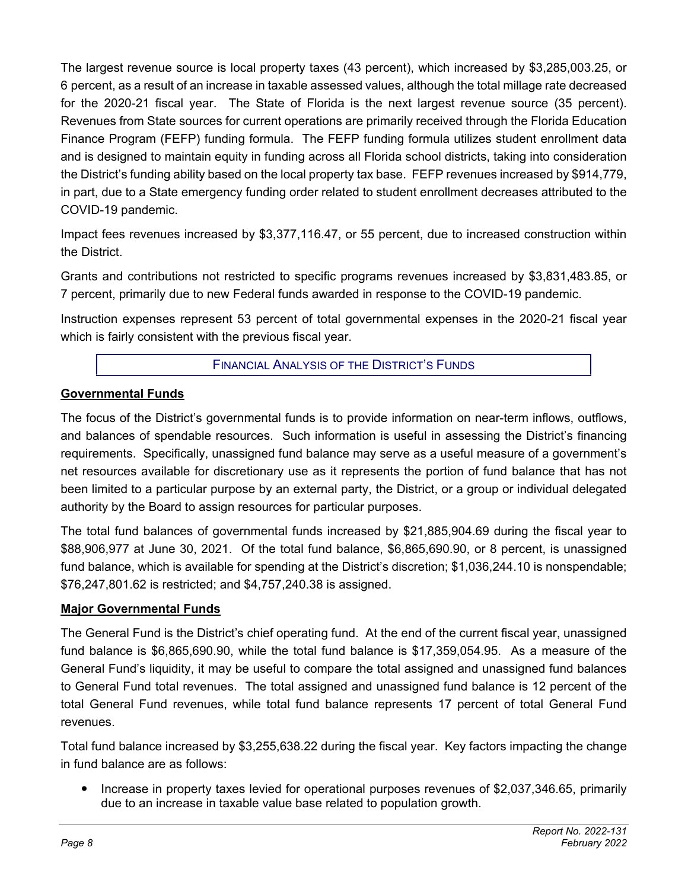The largest revenue source is local property taxes (43 percent), which increased by $3,285,003.25, or 6 percent, as a result of an increase in taxable assessed values, although the total millage rate decreased for the 2020-21 fiscal year. The State of Florida is the next largest revenue source (35 percent). Revenues from State sources for current operations are primarily received through the Florida Education Finance Program (FEFP) funding formula. The FEFP funding formula utilizes student enrollment data and is designed to maintain equity in funding across all Florida school districts, taking into consideration the District's funding ability based on the local property tax base. FEFP revenues increased by $914,779, in part, due to a State emergency funding order related to student enrollment decreases attributed to the COVID-19 pandemic.

Impact fees revenues increased by $3,377,116.47, or 55 percent, due to increased construction within the District.

Grants and contributions not restricted to specific programs revenues increased by $3,831,483.85, or 7 percent, primarily due to new Federal funds awarded in response to the COVID-19 pandemic.

Instruction expenses represent 53 percent of total governmental expenses in the 2020-21 fiscal year which is fairly consistent with the previous fiscal year.

## FINANCIAL ANALYSIS OF THE DISTRICT'S FUNDS

### Governmental Funds

The focus of the District's governmental funds is to provide information on near-term inflows, outflows, and balances of spendable resources. Such information is useful in assessing the District's financing requirements. Specifically, unassigned fund balance may serve as a useful measure of a government's net resources available for discretionary use as it represents the portion of fund balance that has not been limited to a particular purpose by an external party, the District, or a group or individual delegated authority by the Board to assign resources for particular purposes.

The total fund balances of governmental funds increased by $21,885,904.69 during the fiscal year to $88,906,977 at June 30, 2021. Of the total fund balance, $6,865,690.90, or 8 percent, is unassigned fund balance, which is available for spending at the District's discretion; $1,036,244.10 is nonspendable; $76,247,801.62 is restricted; and $4,757,240.38 is assigned.

### Major Governmental Funds

The General Fund is the District's chief operating fund. At the end of the current fiscal year, unassigned fund balance is $6,865,690.90, while the total fund balance is $17,359,054.95. As a measure of the General Fund's liquidity, it may be useful to compare the total assigned and unassigned fund balances to General Fund total revenues. The total assigned and unassigned fund balance is 12 percent of the total General Fund revenues, while total fund balance represents 17 percent of total General Fund revenues.

Total fund balance increased by $3,255,638.22 during the fiscal year. Key factors impacting the change in fund balance are as follows:

- Increase in property taxes levied for operational purposes revenues of $2,037,346.65, primarily due to an increase in taxable value base related to population growth.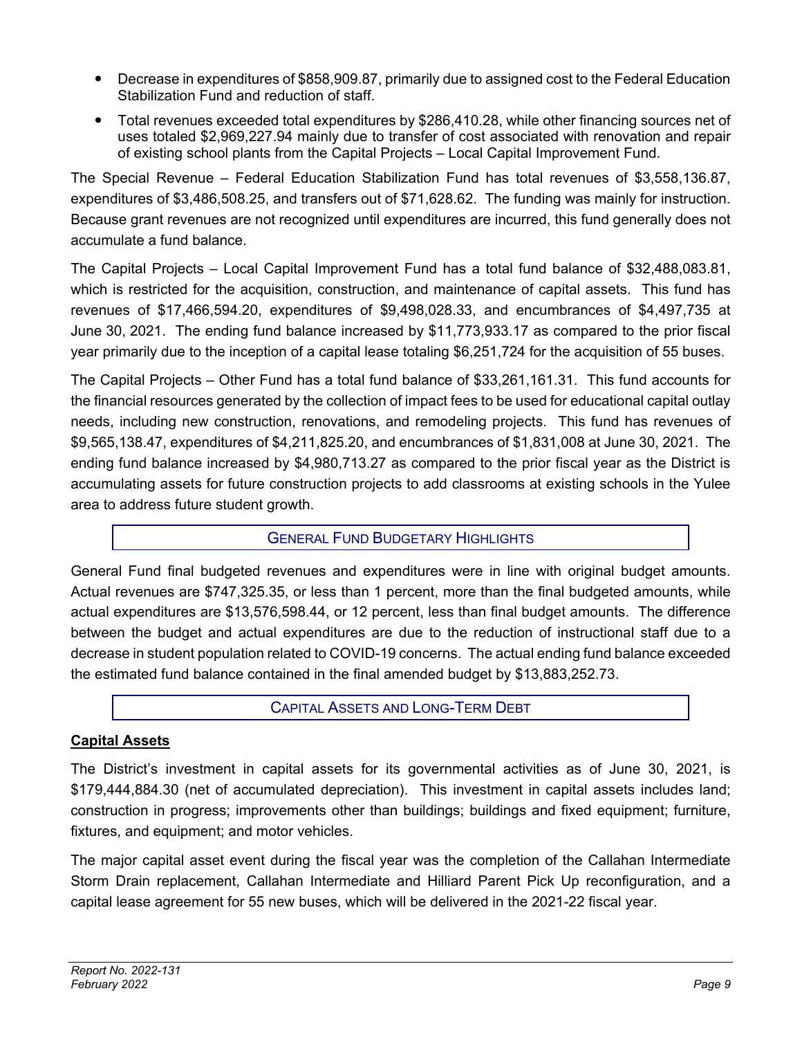- Decrease in expenditures of $858,909.87, primarily due to assigned cost to the Federal Education Stabilization Fund and reduction of staff.
- Total revenues exceeded total expenditures by $286,410.28, while other financing sources net of uses totaled $2,969,227.94 mainly due to transfer of cost associated with renovation and repair of existing school plants from the Capital Projects – Local Capital Improvement Fund.

The Special Revenue – Federal Education Stabilization Fund has total revenues of $3,558,136.87, expenditures of $3,486,508.25, and transfers out of $71,628.62. The funding was mainly for instruction. Because grant revenues are not recognized until expenditures are incurred, this fund generally does not accumulate a fund balance.

The Capital Projects – Local Capital Improvement Fund has a total fund balance of $32,488,083.81, which is restricted for the acquisition, construction, and maintenance of capital assets. This fund has revenues of $17,466,594.20, expenditures of $9,498,028.33, and encumbrances of $4,497,735 at June 30, 2021. The ending fund balance increased by $11,773,933.17 as compared to the prior fiscal year primarily due to the inception of a capital lease totaling $6,251,724 for the acquisition of 55 buses.

The Capital Projects – Other Fund has a total fund balance of $33,261,161.31. This fund accounts for the financial resources generated by the collection of impact fees to be used for educational capital outlay needs, including new construction, renovations, and remodeling projects. This fund has revenues of $9,565,138.47, expenditures of $4,211,825.20, and encumbrances of $1,831,008 at June 30, 2021. The ending fund balance increased by $4,980,713.27 as compared to the prior fiscal year as the District is accumulating assets for future construction projects to add classrooms at existing schools in the Yulee area to address future student growth.

## General Fund Budgetary Highlights

General Fund final budgeted revenues and expenditures were in line with original budget amounts. Actual revenues are $747,325.35, or less than 1 percent, more than the final budgeted amounts, while actual expenditures are $13,576,598.44, or 12 percent, less than final budget amounts. The difference between the budget and actual expenditures are due to the reduction of instructional staff due to a decrease in student population related to COVID-19 concerns. The actual ending fund balance exceeded the estimated fund balance contained in the final amended budget by $13,883,252.73.

## Capital Assets and Long-Term Debt

### Capital Assets

The District's investment in capital assets for its governmental activities as of June 30, 2021, is $179,444,884.30 (net of accumulated depreciation). This investment in capital assets includes land; construction in progress; improvements other than buildings; buildings and fixed equipment; furniture, fixtures, and equipment; and motor vehicles.

The major capital asset event during the fiscal year was the completion of the Callahan Intermediate Storm Drain replacement, Callahan Intermediate and Hilliard Parent Pick Up reconfiguration, and a capital lease agreement for 55 new buses, which will be delivered in the 2021-22 fiscal year.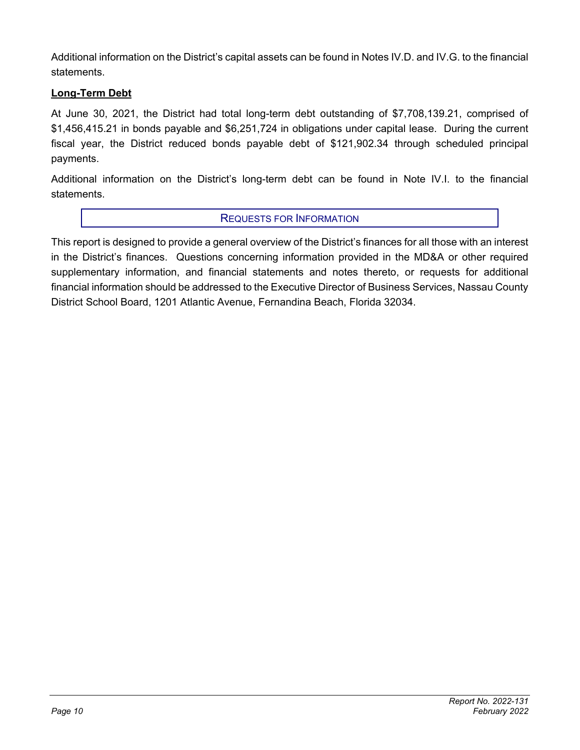Additional information on the District's capital assets can be found in Notes IV.D. and IV.G. to the financial statements.

**Long-Term Debt**

At June 30, 2021, the District had total long-term debt outstanding of $7,708,139.21, comprised of $1,456,415.21 in bonds payable and $6,251,724 in obligations under capital lease. During the current fiscal year, the District reduced bonds payable debt of $121,902.34 through scheduled principal payments.

Additional information on the District's long-term debt can be found in Note IV.I. to the financial statements.

## REQUESTS FOR INFORMATION

This report is designed to provide a general overview of the District's finances for all those with an interest in the District's finances. Questions concerning information provided in the MD&A or other required supplementary information, and financial statements and notes thereto, or requests for additional financial information should be addressed to the Executive Director of Business Services, Nassau County District School Board, 1201 Atlantic Avenue, Fernandina Beach, Florida 32034.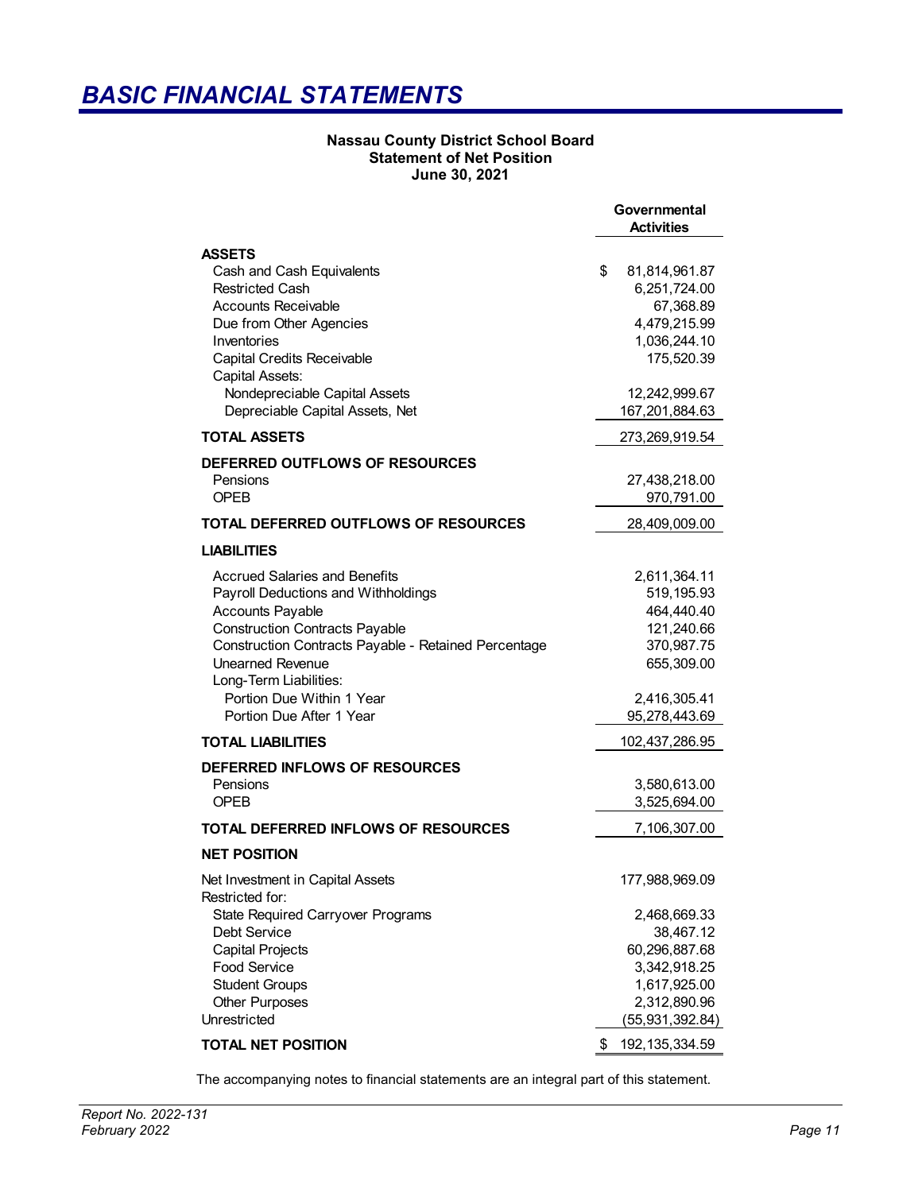# BASIC FINANCIAL STATEMENTS

**Nassau County District School Board**
**Statement of Net Position**
**June 30, 2021**

| | Governmental Activities |
|---|---|
| **ASSETS** | |
| Cash and Cash Equivalents | $ 81,814,961.87 |
| Restricted Cash | 6,251,724.00 |
| Accounts Receivable | 67,368.89 |
| Due from Other Agencies | 4,479,215.99 |
| Inventories | 1,036,244.10 |
| Capital Credits Receivable | 175,520.39 |
| Capital Assets: | |
| Nondepreciable Capital Assets | 12,242,999.67 |
| Depreciable Capital Assets, Net | 167,201,884.63 |
| **TOTAL ASSETS** | 273,269,919.54 |
| **DEFERRED OUTFLOWS OF RESOURCES** | |
| Pensions | 27,438,218.00 |
| OPEB | 970,791.00 |
| **TOTAL DEFERRED OUTFLOWS OF RESOURCES** | 28,409,009.00 |
| **LIABILITIES** | |
| Accrued Salaries and Benefits | 2,611,364.11 |
| Payroll Deductions and Withholdings | 519,195.93 |
| Accounts Payable | 464,440.40 |
| Construction Contracts Payable | 121,240.66 |
| Construction Contracts Payable - Retained Percentage | 370,987.75 |
| Unearned Revenue | 655,309.00 |
| Long-Term Liabilities: | |
| Portion Due Within 1 Year | 2,416,305.41 |
| Portion Due After 1 Year | 95,278,443.69 |
| **TOTAL LIABILITIES** | 102,437,286.95 |
| **DEFERRED INFLOWS OF RESOURCES** | |
| Pensions | 3,580,613.00 |
| OPEB | 3,525,694.00 |
| **TOTAL DEFERRED INFLOWS OF RESOURCES** | 7,106,307.00 |
| **NET POSITION** | |
| Net Investment in Capital Assets | 177,988,969.09 |
| Restricted for: | |
| State Required Carryover Programs | 2,468,669.33 |
| Debt Service | 38,467.12 |
| Capital Projects | 60,296,887.68 |
| Food Service | 3,342,918.25 |
| Student Groups | 1,617,925.00 |
| Other Purposes | 2,312,890.96 |
| Unrestricted | (55,931,392.84) |
| **TOTAL NET POSITION** | $ 192,135,334.59 |

The accompanying notes to financial statements are an integral part of this statement.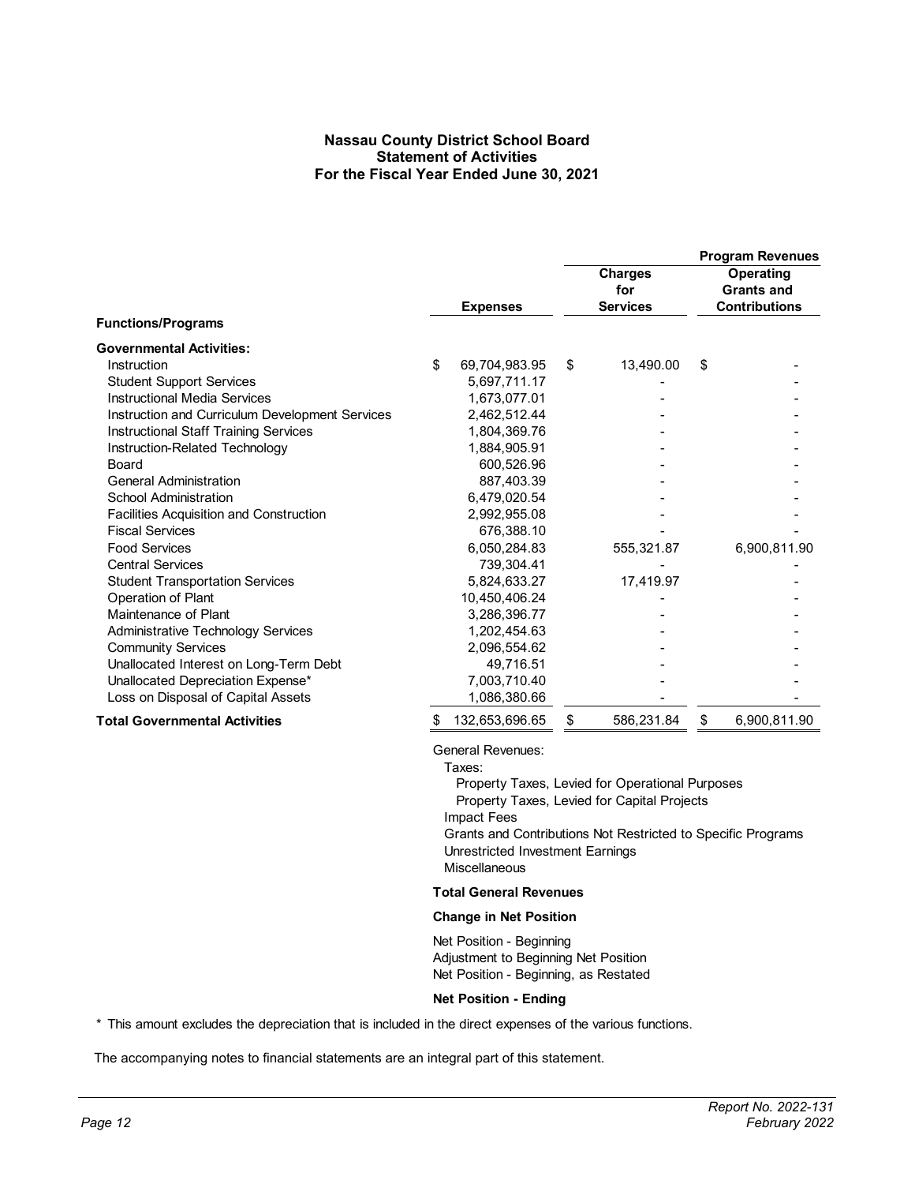# Nassau County District School Board
## Statement of Activities
## For the Fiscal Year Ended June 30, 2021

| Functions/Programs | Expenses | Program Revenues: Charges for Services | Program Revenues: Operating Grants and Contributions |
|---|---|---|---|
| **Governmental Activities:** | | | |
| Instruction | $ 69,704,983.95 | $ 13,490.00 | $ - |
| Student Support Services | 5,697,711.17 | - | - |
| Instructional Media Services | 1,673,077.01 | - | - |
| Instruction and Curriculum Development Services | 2,462,512.44 | - | - |
| Instructional Staff Training Services | 1,804,369.76 | - | - |
| Instruction-Related Technology | 1,884,905.91 | - | - |
| Board | 600,526.96 | - | - |
| General Administration | 887,403.39 | - | - |
| School Administration | 6,479,020.54 | - | - |
| Facilities Acquisition and Construction | 2,992,955.08 | - | - |
| Fiscal Services | 676,388.10 | - | - |
| Food Services | 6,050,284.83 | 555,321.87 | 6,900,811.90 |
| Central Services | 739,304.41 | - | - |
| Student Transportation Services | 5,824,633.27 | 17,419.97 | - |
| Operation of Plant | 10,450,406.24 | - | - |
| Maintenance of Plant | 3,286,396.77 | - | - |
| Administrative Technology Services | 1,202,454.63 | - | - |
| Community Services | 2,096,554.62 | - | - |
| Unallocated Interest on Long-Term Debt | 49,716.51 | - | - |
| Unallocated Depreciation Expense* | 7,003,710.40 | - | - |
| Loss on Disposal of Capital Assets | 1,086,380.66 | - | - |
| **Total Governmental Activities** | $ 132,653,696.65 | $ 586,231.84 | $ 6,900,811.90 |

General Revenues:
- Taxes:
  - Property Taxes, Levied for Operational Purposes
  - Property Taxes, Levied for Capital Projects
- Impact Fees
- Grants and Contributions Not Restricted to Specific Programs
- Unrestricted Investment Earnings
- Miscellaneous

**Total General Revenues**

**Change in Net Position**

Net Position - Beginning
Adjustment to Beginning Net Position
Net Position - Beginning, as Restated

**Net Position - Ending**

\* This amount excludes the depreciation that is included in the direct expenses of the various functions.

The accompanying notes to financial statements are an integral part of this statement.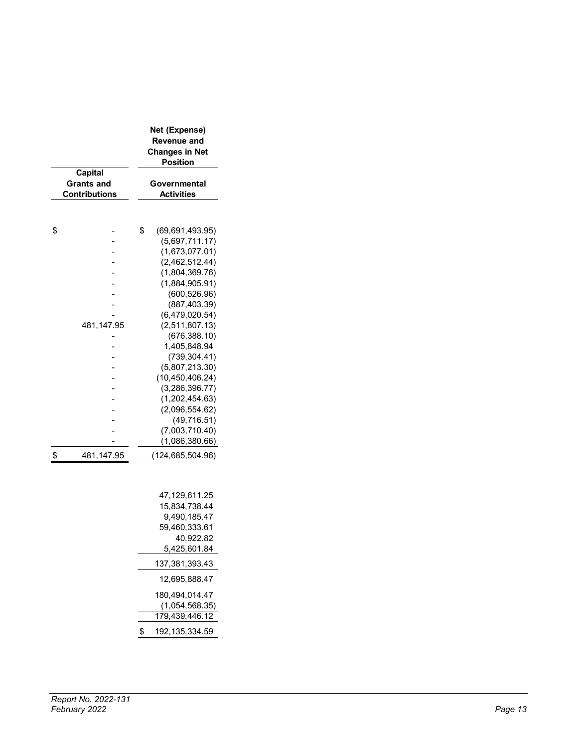|  | Net (Expense) Revenue and Changes in Net Position |
| --- | --- |
| Capital Grants and Contributions | Governmental Activities |
| $ - | $ (69,691,493.95) |
| - | (5,697,711.17) |
| - | (1,673,077.01) |
| - | (2,462,512.44) |
| - | (1,804,369.76) |
| - | (1,884,905.91) |
| - | (600,526.96) |
| - | (887,403.39) |
| - | (6,479,020.54) |
| 481,147.95 | (2,511,807.13) |
| - | (676,388.10) |
| - | 1,405,848.94 |
| - | (739,304.41) |
| - | (5,807,213.30) |
| - | (10,450,406.24) |
| - | (3,286,396.77) |
| - | (1,202,454.63) |
| - | (2,096,554.62) |
| - | (49,716.51) |
| - | (7,003,710.40) |
| - | (1,086,380.66) |
| $ 481,147.95 | (124,685,504.96) |
|  |  |
|  | 47,129,611.25 |
|  | 15,834,738.44 |
|  | 9,490,185.47 |
|  | 59,460,333.61 |
|  | 40,922.82 |
|  | 5,425,601.84 |
|  | 137,381,393.43 |
|  | 12,695,888.47 |
|  | 180,494,014.47 |
|  | (1,054,568.35) |
|  | 179,439,446.12 |
|  | $ 192,135,334.59 |

Report No. 2022-131
February 2022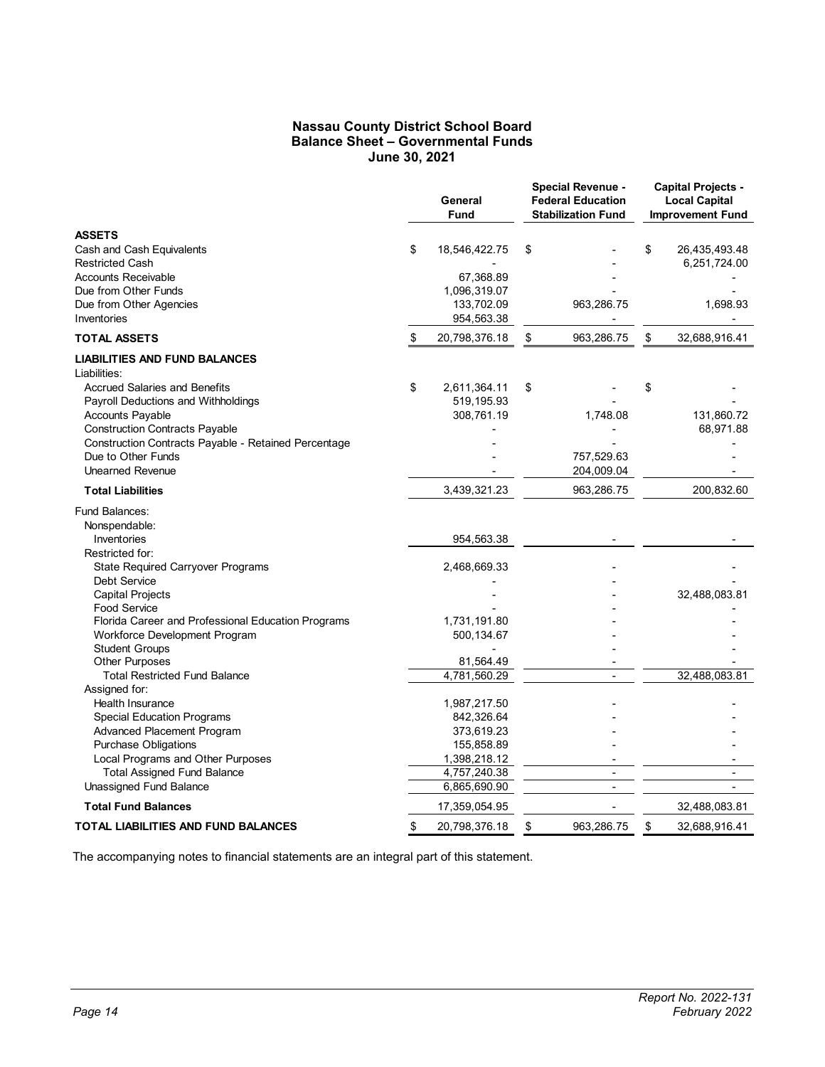# Nassau County District School Board
## Balance Sheet – Governmental Funds
### June 30, 2021

| | General Fund | Special Revenue - Federal Education Stabilization Fund | Capital Projects - Local Capital Improvement Fund |
|---|---|---|---|
| **ASSETS** | | | |
| Cash and Cash Equivalents | $ 18,546,422.75 | $ - | $ 26,435,493.48 |
| Restricted Cash | - | - | 6,251,724.00 |
| Accounts Receivable | 67,368.89 | - | - |
| Due from Other Funds | 1,096,319.07 | - | - |
| Due from Other Agencies | 133,702.09 | 963,286.75 | 1,698.93 |
| Inventories | 954,563.38 | - | - |
| **TOTAL ASSETS** | $ 20,798,376.18 | $ 963,286.75 | $ 32,688,916.41 |
| **LIABILITIES AND FUND BALANCES** | | | |
| Liabilities: | | | |
| Accrued Salaries and Benefits | $ 2,611,364.11 | $ - | $ - |
| Payroll Deductions and Withholdings | 519,195.93 | - | |
| Accounts Payable | 308,761.19 | 1,748.08 | 131,860.72 |
| Construction Contracts Payable | - | - | 68,971.88 |
| Construction Contracts Payable - Retained Percentage | - | - | - |
| Due to Other Funds | - | 757,529.63 | - |
| Unearned Revenue | - | 204,009.04 | - |
| **Total Liabilities** | 3,439,321.23 | 963,286.75 | 200,832.60 |
| Fund Balances: | | | |
| Nonspendable: | | | |
| Inventories | 954,563.38 | - | - |
| Restricted for: | | | |
| State Required Carryover Programs | 2,468,669.33 | - | - |
| Debt Service | - | - | - |
| Capital Projects | - | - | 32,488,083.81 |
| Food Service | - | - | - |
| Florida Career and Professional Education Programs | 1,731,191.80 | - | - |
| Workforce Development Program | 500,134.67 | - | - |
| Student Groups | - | - | - |
| Other Purposes | 81,564.49 | - | - |
| Total Restricted Fund Balance | 4,781,560.29 | - | 32,488,083.81 |
| Assigned for: | | | |
| Health Insurance | 1,987,217.50 | - | - |
| Special Education Programs | 842,326.64 | - | - |
| Advanced Placement Program | 373,619.23 | - | - |
| Purchase Obligations | 155,858.89 | - | - |
| Local Programs and Other Purposes | 1,398,218.12 | - | - |
| Total Assigned Fund Balance | 4,757,240.38 | - | - |
| Unassigned Fund Balance | 6,865,690.90 | - | - |
| **Total Fund Balances** | 17,359,054.95 | - | 32,488,083.81 |
| **TOTAL LIABILITIES AND FUND BALANCES** | $ 20,798,376.18 | $ 963,286.75 | $ 32,688,916.41 |

The accompanying notes to financial statements are an integral part of this statement.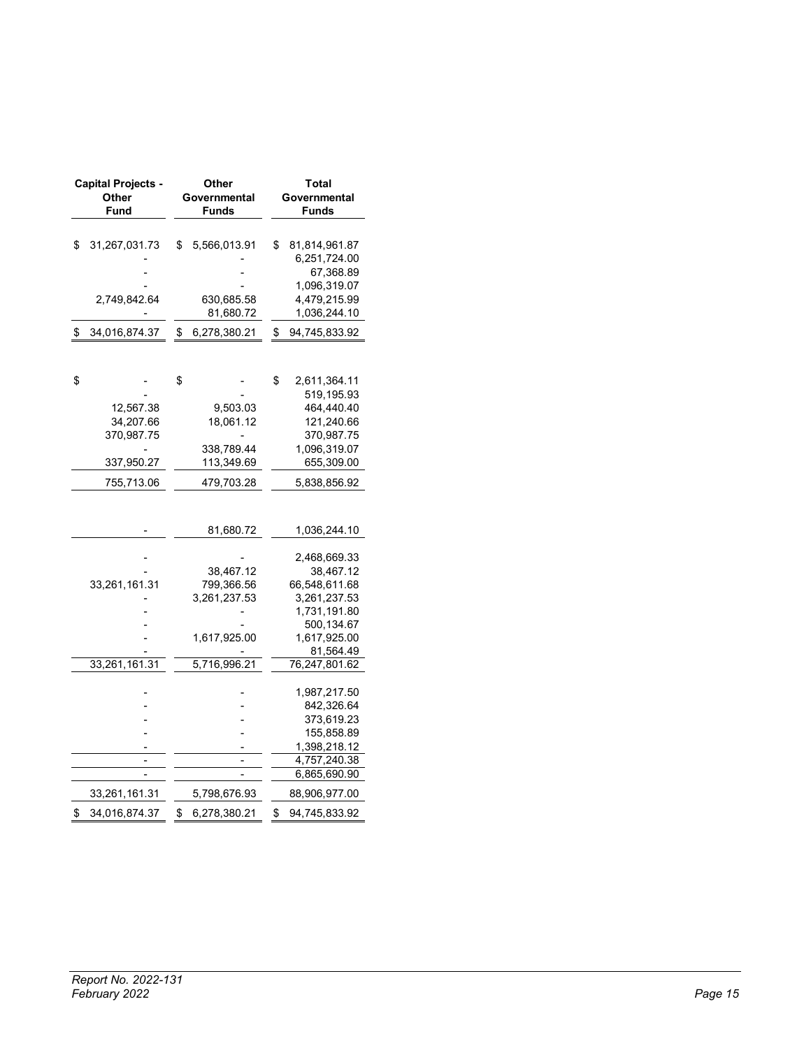| Capital Projects - Other Fund | Other Governmental Funds | Total Governmental Funds |
|---|---|---|
| $ 31,267,031.73 | $ 5,566,013.91 | $ 81,814,961.87 |
| - | - | 6,251,724.00 |
| - | - | 67,368.89 |
| - | - | 1,096,319.07 |
| 2,749,842.64 | 630,685.58 | 4,479,215.99 |
| - | 81,680.72 | 1,036,244.10 |
| $ 34,016,874.37 | $ 6,278,380.21 | $ 94,745,833.92 |
| | | |
| $ - | $ - | $ 2,611,364.11 |
| - | - | 519,195.93 |
| 12,567.38 | 9,503.03 | 464,440.40 |
| 34,207.66 | 18,061.12 | 121,240.66 |
| 370,987.75 | - | 370,987.75 |
| - | 338,789.44 | 1,096,319.07 |
| 337,950.27 | 113,349.69 | 655,309.00 |
| 755,713.06 | 479,703.28 | 5,838,856.92 |
| | | |
| - | 81,680.72 | 1,036,244.10 |
| | | |
| - | - | 2,468,669.33 |
| - | 38,467.12 | 38,467.12 |
| 33,261,161.31 | 799,366.56 | 66,548,611.68 |
| - | 3,261,237.53 | 3,261,237.53 |
| - | - | 1,731,191.80 |
| - | - | 500,134.67 |
| - | 1,617,925.00 | 1,617,925.00 |
| - | - | 81,564.49 |
| 33,261,161.31 | 5,716,996.21 | 76,247,801.62 |
| | | |
| - | - | 1,987,217.50 |
| - | - | 842,326.64 |
| - | - | 373,619.23 |
| - | - | 155,858.89 |
| - | - | 1,398,218.12 |
| - | - | 4,757,240.38 |
| - | - | 6,865,690.90 |
| | | |
| 33,261,161.31 | 5,798,676.93 | 88,906,977.00 |
| $ 34,016,874.37 | $ 6,278,380.21 | $ 94,745,833.92 |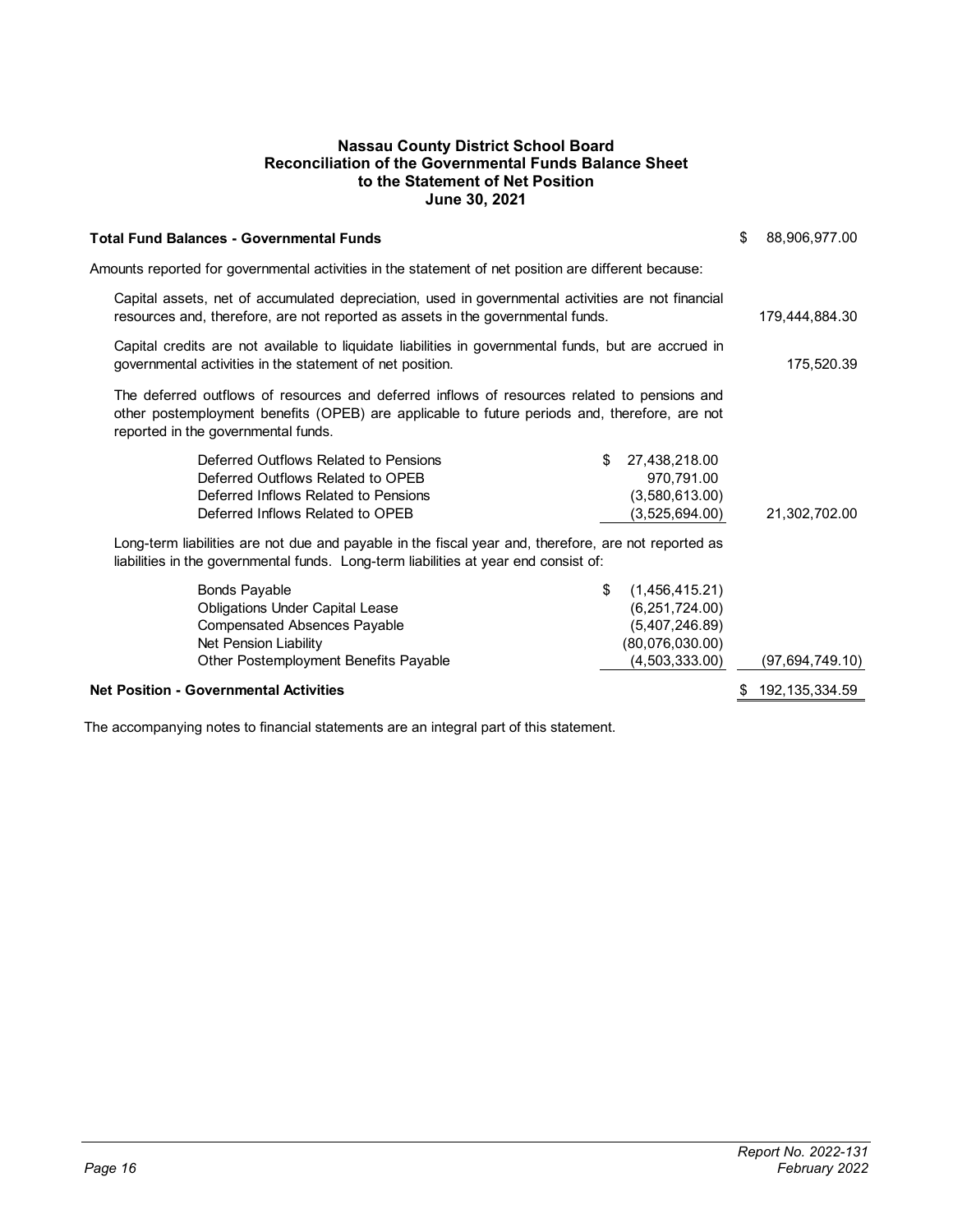# Nassau County District School Board
## Reconciliation of the Governmental Funds Balance Sheet to the Statement of Net Position
### June 30, 2021

| | | |
|---|---|---|
| **Total Fund Balances - Governmental Funds** | | $ 88,906,977.00 |
| Amounts reported for governmental activities in the statement of net position are different because: | | |
| Capital assets, net of accumulated depreciation, used in governmental activities are not financial resources and, therefore, are not reported as assets in the governmental funds. | | 179,444,884.30 |
| Capital credits are not available to liquidate liabilities in governmental funds, but are accrued in governmental activities in the statement of net position. | | 175,520.39 |
| The deferred outflows of resources and deferred inflows of resources related to pensions and other postemployment benefits (OPEB) are applicable to future periods and, therefore, are not reported in the governmental funds. | | |
| Deferred Outflows Related to Pensions | $ 27,438,218.00 | |
| Deferred Outflows Related to OPEB | 970,791.00 | |
| Deferred Inflows Related to Pensions | (3,580,613.00) | |
| Deferred Inflows Related to OPEB | (3,525,694.00) | 21,302,702.00 |
| Long-term liabilities are not due and payable in the fiscal year and, therefore, are not reported as liabilities in the governmental funds. Long-term liabilities at year end consist of: | | |
| Bonds Payable | $ (1,456,415.21) | |
| Obligations Under Capital Lease | (6,251,724.00) | |
| Compensated Absences Payable | (5,407,246.89) | |
| Net Pension Liability | (80,076,030.00) | |
| Other Postemployment Benefits Payable | (4,503,333.00) | (97,694,749.10) |
| **Net Position - Governmental Activities** | | $ 192,135,334.59 |

The accompanying notes to financial statements are an integral part of this statement.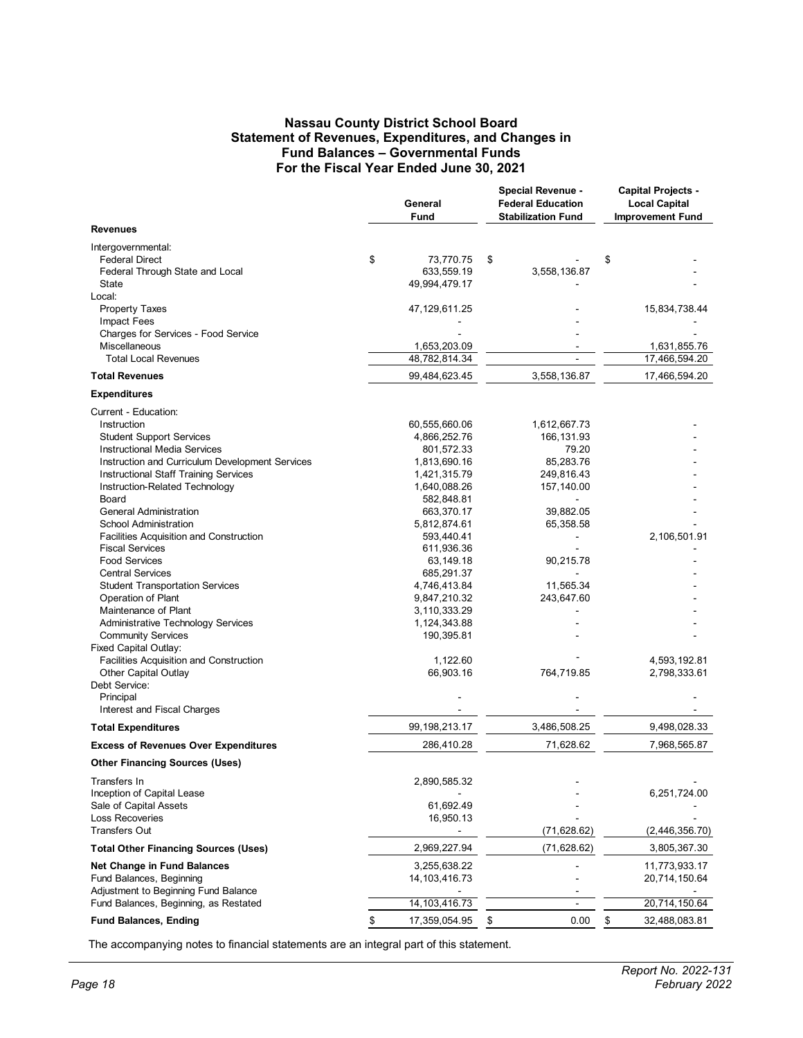# Nassau County District School Board
## Statement of Revenues, Expenditures, and Changes in Fund Balances – Governmental Funds
### For the Fiscal Year Ended June 30, 2021

| | General Fund | Special Revenue - Federal Education Stabilization Fund | Capital Projects - Local Capital Improvement Fund |
|---|---|---|---|
| **Revenues** | | | |
| Intergovernmental: | | | |
| Federal Direct | $ 73,770.75 | $ - | $ - |
| Federal Through State and Local | 633,559.19 | 3,558,136.87 | - |
| State | 49,994,479.17 | - | - |
| Local: | | | |
| Property Taxes | 47,129,611.25 | - | 15,834,738.44 |
| Impact Fees | - | - | - |
| Charges for Services - Food Service | - | - | - |
| Miscellaneous | 1,653,203.09 | - | 1,631,855.76 |
| Total Local Revenues | 48,782,814.34 | - | 17,466,594.20 |
| **Total Revenues** | 99,484,623.45 | 3,558,136.87 | 17,466,594.20 |
| **Expenditures** | | | |
| Current - Education: | | | |
| Instruction | 60,555,660.06 | 1,612,667.73 | - |
| Student Support Services | 4,866,252.76 | 166,131.93 | - |
| Instructional Media Services | 801,572.33 | 79.20 | - |
| Instruction and Curriculum Development Services | 1,813,690.16 | 85,283.76 | - |
| Instructional Staff Training Services | 1,421,315.79 | 249,816.43 | - |
| Instruction-Related Technology | 1,640,088.26 | 157,140.00 | - |
| Board | 582,848.81 | - | - |
| General Administration | 663,370.17 | 39,882.05 | - |
| School Administration | 5,812,874.61 | 65,358.58 | - |
| Facilities Acquisition and Construction | 593,440.41 | - | 2,106,501.91 |
| Fiscal Services | 611,936.36 | - | - |
| Food Services | 63,149.18 | 90,215.78 | - |
| Central Services | 685,291.37 | - | - |
| Student Transportation Services | 4,746,413.84 | 11,565.34 | - |
| Operation of Plant | 9,847,210.32 | 243,647.60 | - |
| Maintenance of Plant | 3,110,333.29 | - | - |
| Administrative Technology Services | 1,124,343.88 | - | - |
| Community Services | 190,395.81 | - | - |
| Fixed Capital Outlay: | | | |
| Facilities Acquisition and Construction | 1,122.60 | - | 4,593,192.81 |
| Other Capital Outlay | 66,903.16 | 764,719.85 | 2,798,333.61 |
| Debt Service: | | | |
| Principal | - | - | - |
| Interest and Fiscal Charges | - | - | - |
| **Total Expenditures** | 99,198,213.17 | 3,486,508.25 | 9,498,028.33 |
| **Excess of Revenues Over Expenditures** | 286,410.28 | 71,628.62 | 7,968,565.87 |
| **Other Financing Sources (Uses)** | | | |
| Transfers In | 2,890,585.32 | - | - |
| Inception of Capital Lease | - | - | 6,251,724.00 |
| Sale of Capital Assets | 61,692.49 | - | - |
| Loss Recoveries | 16,950.13 | - | - |
| Transfers Out | - | (71,628.62) | (2,446,356.70) |
| **Total Other Financing Sources (Uses)** | 2,969,227.94 | (71,628.62) | 3,805,367.30 |
| **Net Change in Fund Balances** | 3,255,638.22 | - | 11,773,933.17 |
| Fund Balances, Beginning | 14,103,416.73 | - | 20,714,150.64 |
| Adjustment to Beginning Fund Balance | - | - | - |
| Fund Balances, Beginning, as Restated | 14,103,416.73 | - | 20,714,150.64 |
| **Fund Balances, Ending** | $ 17,359,054.95 | $ 0.00 | $ 32,488,083.81 |

The accompanying notes to financial statements are an integral part of this statement.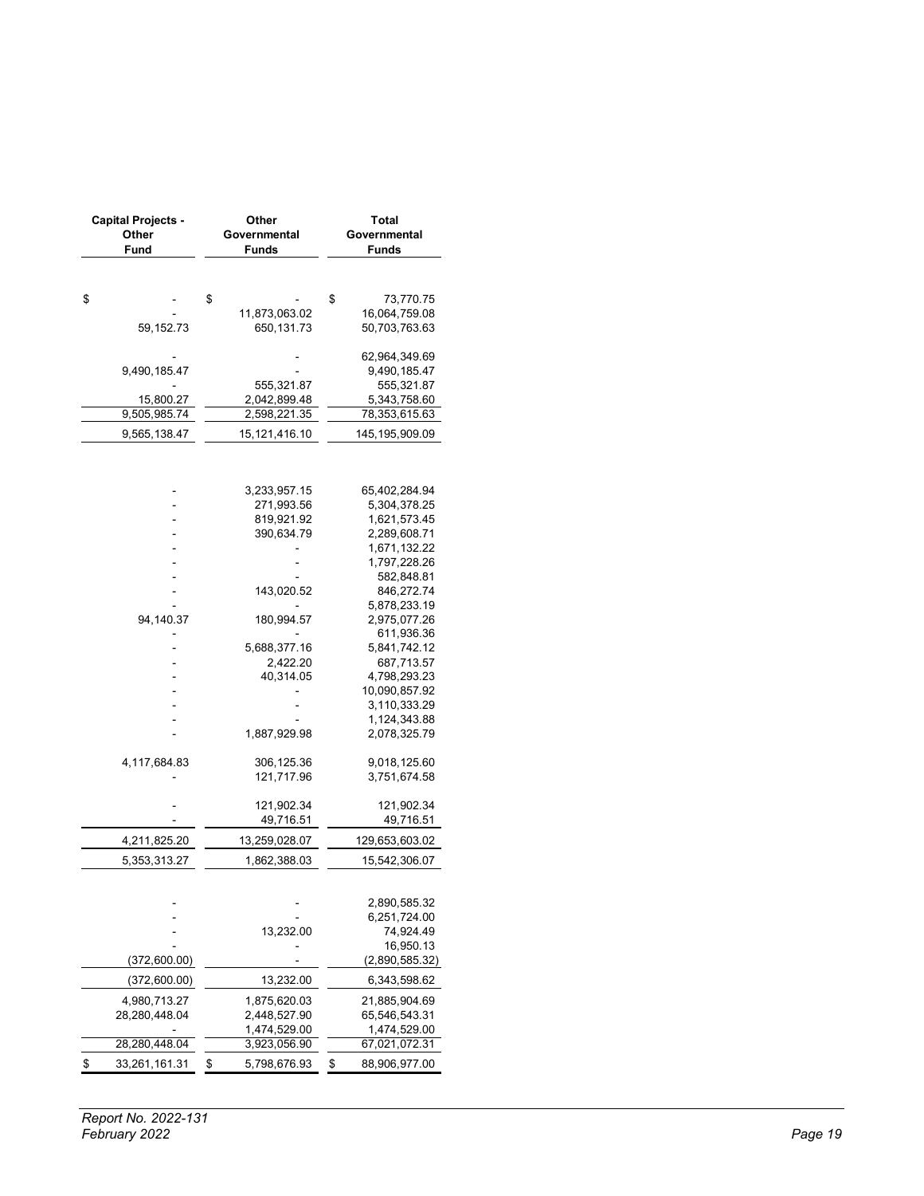| Capital Projects - Other Fund | Other Governmental Funds | Total Governmental Funds |
|---|---|---|
| | | |
| $ - | $ - | $ 73,770.75 |
| - | 11,873,063.02 | 16,064,759.08 |
| 59,152.73 | 650,131.73 | 50,703,763.63 |
| | | |
| - | - | 62,964,349.69 |
| 9,490,185.47 | - | 9,490,185.47 |
| - | 555,321.87 | 555,321.87 |
| 15,800.27 | 2,042,899.48 | 5,343,758.60 |
| 9,505,985.74 | 2,598,221.35 | 78,353,615.63 |
| 9,565,138.47 | 15,121,416.10 | 145,195,909.09 |
| | | |
| - | 3,233,957.15 | 65,402,284.94 |
| - | 271,993.56 | 5,304,378.25 |
| - | 819,921.92 | 1,621,573.45 |
| - | 390,634.79 | 2,289,608.71 |
| - | - | 1,671,132.22 |
| - | - | 1,797,228.26 |
| - | - | 582,848.81 |
| - | 143,020.52 | 846,272.74 |
| - | - | 5,878,233.19 |
| 94,140.37 | 180,994.57 | 2,975,077.26 |
| - | - | 611,936.36 |
| - | 5,688,377.16 | 5,841,742.12 |
| - | 2,422.20 | 687,713.57 |
| - | 40,314.05 | 4,798,293.23 |
| - | - | 10,090,857.92 |
| - | - | 3,110,333.29 |
| - | - | 1,124,343.88 |
| - | 1,887,929.98 | 2,078,325.79 |
| | | |
| 4,117,684.83 | 306,125.36 | 9,018,125.60 |
| - | 121,717.96 | 3,751,674.58 |
| | | |
| - | 121,902.34 | 121,902.34 |
| - | 49,716.51 | 49,716.51 |
| 4,211,825.20 | 13,259,028.07 | 129,653,603.02 |
| 5,353,313.27 | 1,862,388.03 | 15,542,306.07 |
| | | |
| - | - | 2,890,585.32 |
| - | - | 6,251,724.00 |
| - | 13,232.00 | 74,924.49 |
| - | - | 16,950.13 |
| (372,600.00) | - | (2,890,585.32) |
| (372,600.00) | 13,232.00 | 6,343,598.62 |
| 4,980,713.27 | 1,875,620.03 | 21,885,904.69 |
| 28,280,448.04 | 2,448,527.90 | 65,546,543.31 |
| - | 1,474,529.00 | 1,474,529.00 |
| 28,280,448.04 | 3,923,056.90 | 67,021,072.31 |
| $ 33,261,161.31 | $ 5,798,676.93 | $ 88,906,977.00 |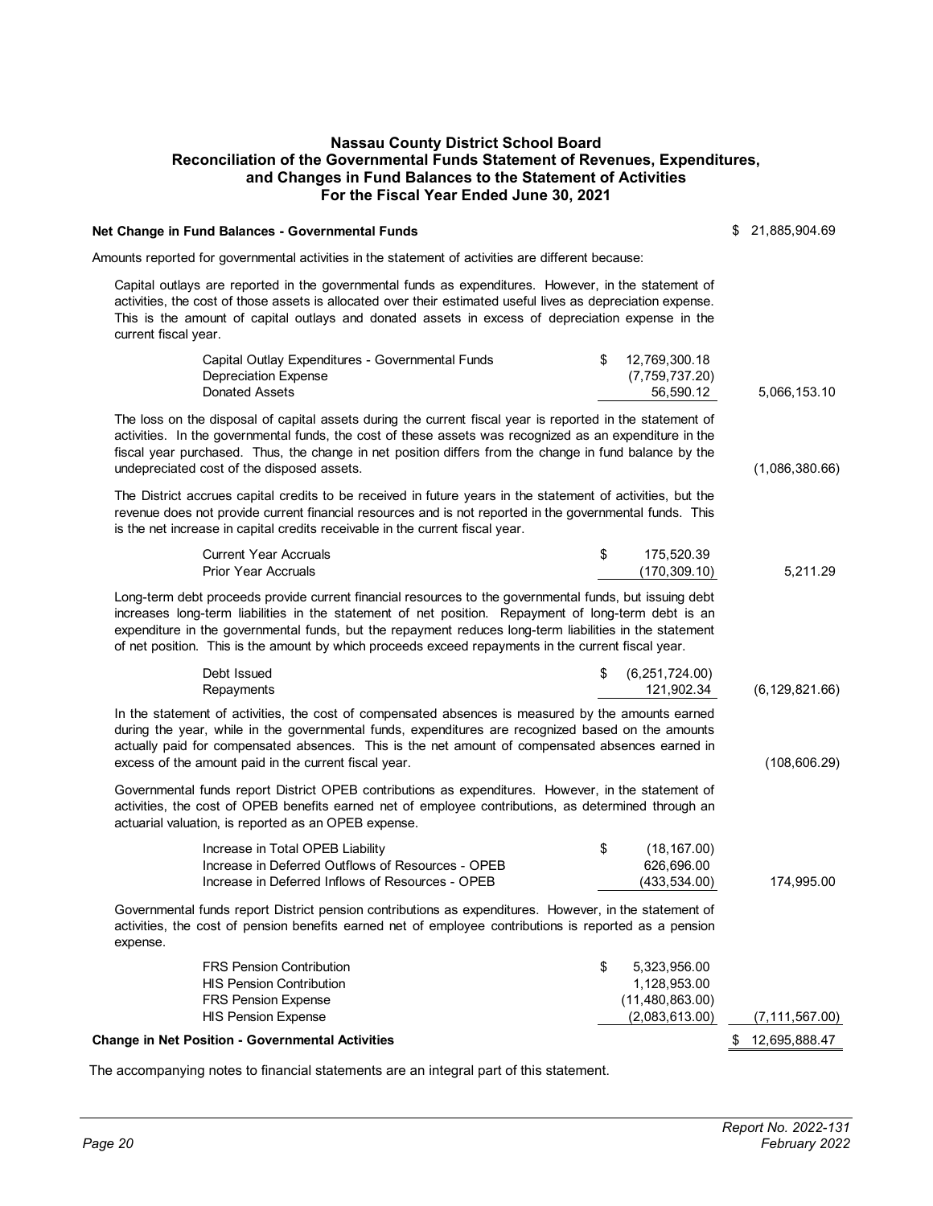# Nassau County District School Board
## Reconciliation of the Governmental Funds Statement of Revenues, Expenditures, and Changes in Fund Balances to the Statement of Activities
### For the Fiscal Year Ended June 30, 2021

| | | |
|---|---|---|
| **Net Change in Fund Balances - Governmental Funds** | | $ 21,885,904.69 |
| Amounts reported for governmental activities in the statement of activities are different because: | | |
| Capital outlays are reported in the governmental funds as expenditures. However, in the statement of activities, the cost of those assets is allocated over their estimated useful lives as depreciation expense. This is the amount of capital outlays and donated assets in excess of depreciation expense in the current fiscal year. | | |
| Capital Outlay Expenditures - Governmental Funds | $ 12,769,300.18 | |
| Depreciation Expense | (7,759,737.20) | |
| Donated Assets | 56,590.12 | 5,066,153.10 |
| The loss on the disposal of capital assets during the current fiscal year is reported in the statement of activities. In the governmental funds, the cost of these assets was recognized as an expenditure in the fiscal year purchased. Thus, the change in net position differs from the change in fund balance by the undepreciated cost of the disposed assets. | | (1,086,380.66) |
| The District accrues capital credits to be received in future years in the statement of activities, but the revenue does not provide current financial resources and is not reported in the governmental funds. This is the net increase in capital credits receivable in the current fiscal year. | | |
| Current Year Accruals | $ 175,520.39 | |
| Prior Year Accruals | (170,309.10) | 5,211.29 |
| Long-term debt proceeds provide current financial resources to the governmental funds, but issuing debt increases long-term liabilities in the statement of net position. Repayment of long-term debt is an expenditure in the governmental funds, but the repayment reduces long-term liabilities in the statement of net position. This is the amount by which proceeds exceed repayments in the current fiscal year. | | |
| Debt Issued | $ (6,251,724.00) | |
| Repayments | 121,902.34 | (6,129,821.66) |
| In the statement of activities, the cost of compensated absences is measured by the amounts earned during the year, while in the governmental funds, expenditures are recognized based on the amounts actually paid for compensated absences. This is the net amount of compensated absences earned in excess of the amount paid in the current fiscal year. | | (108,606.29) |
| Governmental funds report District OPEB contributions as expenditures. However, in the statement of activities, the cost of OPEB benefits earned net of employee contributions, as determined through an actuarial valuation, is reported as an OPEB expense. | | |
| Increase in Total OPEB Liability | $ (18,167.00) | |
| Increase in Deferred Outflows of Resources - OPEB | 626,696.00 | |
| Increase in Deferred Inflows of Resources - OPEB | (433,534.00) | 174,995.00 |
| Governmental funds report District pension contributions as expenditures. However, in the statement of activities, the cost of pension benefits earned net of employee contributions is reported as a pension expense. | | |
| FRS Pension Contribution | $ 5,323,956.00 | |
| HIS Pension Contribution | 1,128,953.00 | |
| FRS Pension Expense | (11,480,863.00) | |
| HIS Pension Expense | (2,083,613.00) | (7,111,567.00) |
| **Change in Net Position - Governmental Activities** | | $ 12,695,888.47 |

The accompanying notes to financial statements are an integral part of this statement.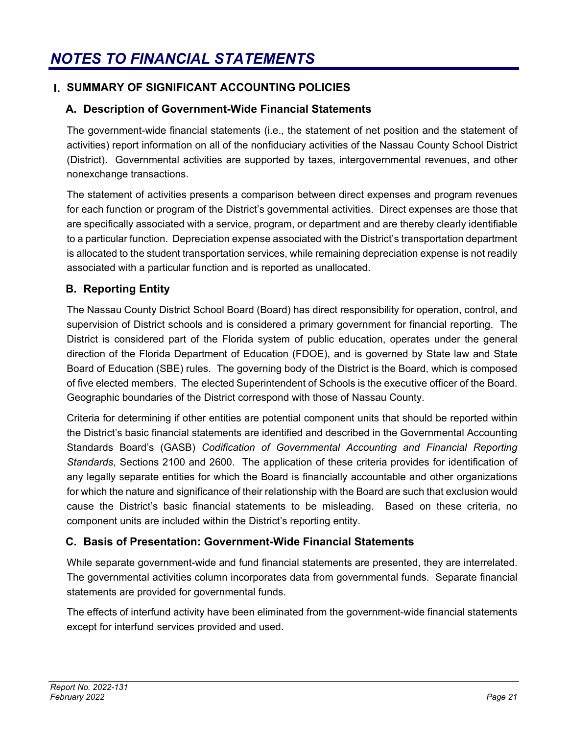# NOTES TO FINANCIAL STATEMENTS

## I. SUMMARY OF SIGNIFICANT ACCOUNTING POLICIES

### A. Description of Government-Wide Financial Statements

The government-wide financial statements (i.e., the statement of net position and the statement of activities) report information on all of the nonfiduciary activities of the Nassau County School District (District). Governmental activities are supported by taxes, intergovernmental revenues, and other nonexchange transactions.

The statement of activities presents a comparison between direct expenses and program revenues for each function or program of the District's governmental activities. Direct expenses are those that are specifically associated with a service, program, or department and are thereby clearly identifiable to a particular function. Depreciation expense associated with the District's transportation department is allocated to the student transportation services, while remaining depreciation expense is not readily associated with a particular function and is reported as unallocated.

### B. Reporting Entity

The Nassau County District School Board (Board) has direct responsibility for operation, control, and supervision of District schools and is considered a primary government for financial reporting. The District is considered part of the Florida system of public education, operates under the general direction of the Florida Department of Education (FDOE), and is governed by State law and State Board of Education (SBE) rules. The governing body of the District is the Board, which is composed of five elected members. The elected Superintendent of Schools is the executive officer of the Board. Geographic boundaries of the District correspond with those of Nassau County.

Criteria for determining if other entities are potential component units that should be reported within the District's basic financial statements are identified and described in the Governmental Accounting Standards Board's (GASB) *Codification of Governmental Accounting and Financial Reporting Standards*, Sections 2100 and 2600. The application of these criteria provides for identification of any legally separate entities for which the Board is financially accountable and other organizations for which the nature and significance of their relationship with the Board are such that exclusion would cause the District's basic financial statements to be misleading. Based on these criteria, no component units are included within the District's reporting entity.

### C. Basis of Presentation: Government-Wide Financial Statements

While separate government-wide and fund financial statements are presented, they are interrelated. The governmental activities column incorporates data from governmental funds. Separate financial statements are provided for governmental funds.

The effects of interfund activity have been eliminated from the government-wide financial statements except for interfund services provided and used.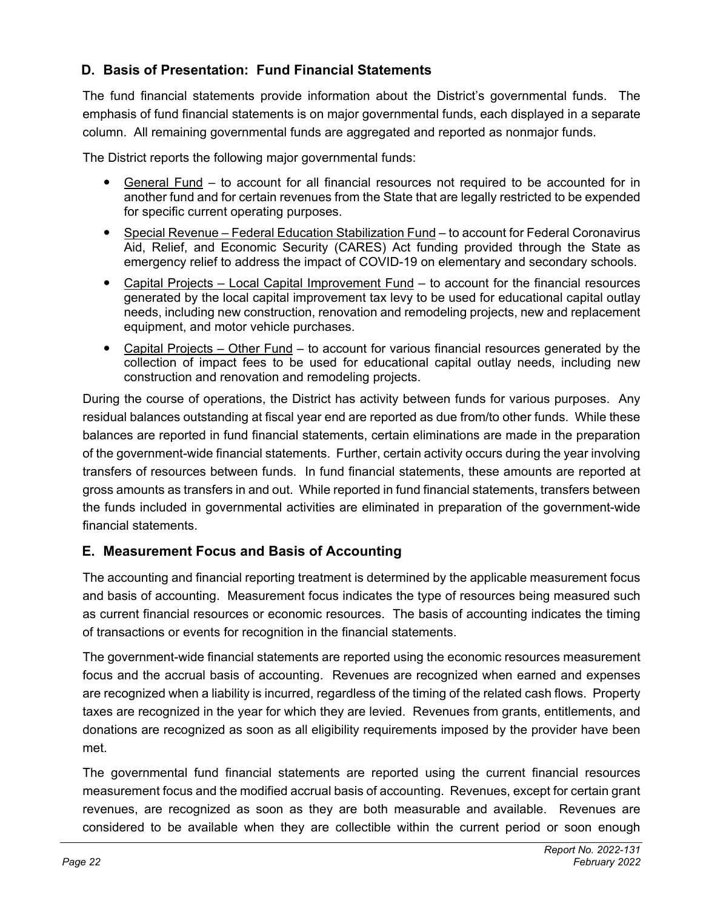## D. Basis of Presentation: Fund Financial Statements

The fund financial statements provide information about the District's governmental funds. The emphasis of fund financial statements is on major governmental funds, each displayed in a separate column. All remaining governmental funds are aggregated and reported as nonmajor funds.

The District reports the following major governmental funds:

- General Fund – to account for all financial resources not required to be accounted for in another fund and for certain revenues from the State that are legally restricted to be expended for specific current operating purposes.
- Special Revenue – Federal Education Stabilization Fund – to account for Federal Coronavirus Aid, Relief, and Economic Security (CARES) Act funding provided through the State as emergency relief to address the impact of COVID-19 on elementary and secondary schools.
- Capital Projects – Local Capital Improvement Fund – to account for the financial resources generated by the local capital improvement tax levy to be used for educational capital outlay needs, including new construction, renovation and remodeling projects, new and replacement equipment, and motor vehicle purchases.
- Capital Projects – Other Fund – to account for various financial resources generated by the collection of impact fees to be used for educational capital outlay needs, including new construction and renovation and remodeling projects.

During the course of operations, the District has activity between funds for various purposes. Any residual balances outstanding at fiscal year end are reported as due from/to other funds. While these balances are reported in fund financial statements, certain eliminations are made in the preparation of the government-wide financial statements. Further, certain activity occurs during the year involving transfers of resources between funds. In fund financial statements, these amounts are reported at gross amounts as transfers in and out. While reported in fund financial statements, transfers between the funds included in governmental activities are eliminated in preparation of the government-wide financial statements.

## E. Measurement Focus and Basis of Accounting

The accounting and financial reporting treatment is determined by the applicable measurement focus and basis of accounting. Measurement focus indicates the type of resources being measured such as current financial resources or economic resources. The basis of accounting indicates the timing of transactions or events for recognition in the financial statements.

The government-wide financial statements are reported using the economic resources measurement focus and the accrual basis of accounting. Revenues are recognized when earned and expenses are recognized when a liability is incurred, regardless of the timing of the related cash flows. Property taxes are recognized in the year for which they are levied. Revenues from grants, entitlements, and donations are recognized as soon as all eligibility requirements imposed by the provider have been met.

The governmental fund financial statements are reported using the current financial resources measurement focus and the modified accrual basis of accounting. Revenues, except for certain grant revenues, are recognized as soon as they are both measurable and available. Revenues are considered to be available when they are collectible within the current period or soon enough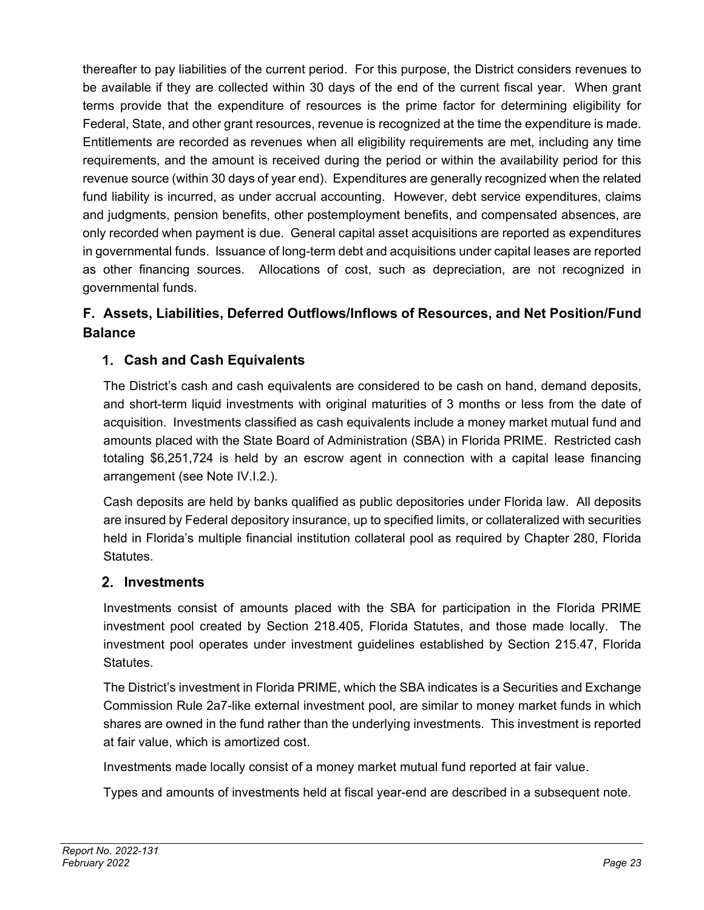thereafter to pay liabilities of the current period. For this purpose, the District considers revenues to be available if they are collected within 30 days of the end of the current fiscal year. When grant terms provide that the expenditure of resources is the prime factor for determining eligibility for Federal, State, and other grant resources, revenue is recognized at the time the expenditure is made. Entitlements are recorded as revenues when all eligibility requirements are met, including any time requirements, and the amount is received during the period or within the availability period for this revenue source (within 30 days of year end). Expenditures are generally recognized when the related fund liability is incurred, as under accrual accounting. However, debt service expenditures, claims and judgments, pension benefits, other postemployment benefits, and compensated absences, are only recorded when payment is due. General capital asset acquisitions are reported as expenditures in governmental funds. Issuance of long-term debt and acquisitions under capital leases are reported as other financing sources. Allocations of cost, such as depreciation, are not recognized in governmental funds.

## F. Assets, Liabilities, Deferred Outflows/Inflows of Resources, and Net Position/Fund Balance

### 1. Cash and Cash Equivalents

The District's cash and cash equivalents are considered to be cash on hand, demand deposits, and short-term liquid investments with original maturities of 3 months or less from the date of acquisition. Investments classified as cash equivalents include a money market mutual fund and amounts placed with the State Board of Administration (SBA) in Florida PRIME. Restricted cash totaling $6,251,724 is held by an escrow agent in connection with a capital lease financing arrangement (see Note IV.I.2.).

Cash deposits are held by banks qualified as public depositories under Florida law. All deposits are insured by Federal depository insurance, up to specified limits, or collateralized with securities held in Florida's multiple financial institution collateral pool as required by Chapter 280, Florida Statutes.

### 2. Investments

Investments consist of amounts placed with the SBA for participation in the Florida PRIME investment pool created by Section 218.405, Florida Statutes, and those made locally. The investment pool operates under investment guidelines established by Section 215.47, Florida Statutes.

The District's investment in Florida PRIME, which the SBA indicates is a Securities and Exchange Commission Rule 2a7-like external investment pool, are similar to money market funds in which shares are owned in the fund rather than the underlying investments. This investment is reported at fair value, which is amortized cost.

Investments made locally consist of a money market mutual fund reported at fair value.

Types and amounts of investments held at fiscal year-end are described in a subsequent note.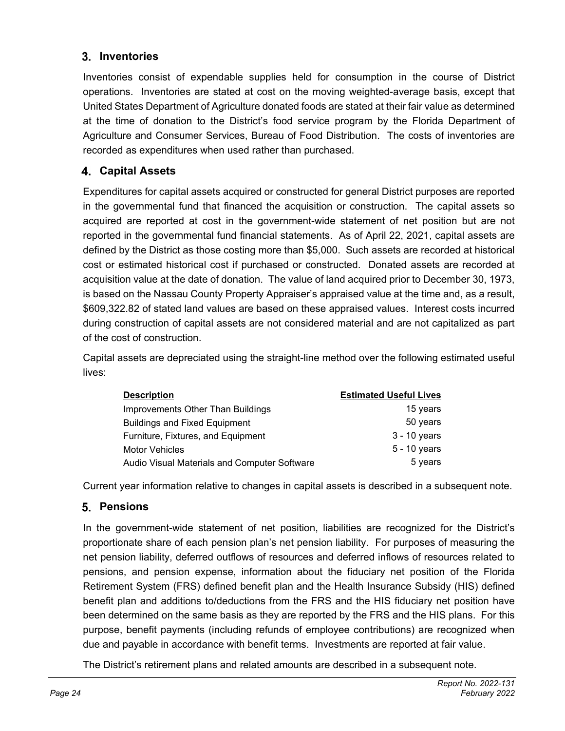## 3. Inventories

Inventories consist of expendable supplies held for consumption in the course of District operations. Inventories are stated at cost on the moving weighted-average basis, except that United States Department of Agriculture donated foods are stated at their fair value as determined at the time of donation to the District's food service program by the Florida Department of Agriculture and Consumer Services, Bureau of Food Distribution. The costs of inventories are recorded as expenditures when used rather than purchased.

## 4. Capital Assets

Expenditures for capital assets acquired or constructed for general District purposes are reported in the governmental fund that financed the acquisition or construction. The capital assets so acquired are reported at cost in the government-wide statement of net position but are not reported in the governmental fund financial statements. As of April 22, 2021, capital assets are defined by the District as those costing more than $5,000. Such assets are recorded at historical cost or estimated historical cost if purchased or constructed. Donated assets are recorded at acquisition value at the date of donation. The value of land acquired prior to December 30, 1973, is based on the Nassau County Property Appraiser's appraised value at the time and, as a result, $609,322.82 of stated land values are based on these appraised values. Interest costs incurred during construction of capital assets are not considered material and are not capitalized as part of the cost of construction.

Capital assets are depreciated using the straight-line method over the following estimated useful lives:

| Description | Estimated Useful Lives |
|---|---:|
| Improvements Other Than Buildings | 15 years |
| Buildings and Fixed Equipment | 50 years |
| Furniture, Fixtures, and Equipment | 3 - 10 years |
| Motor Vehicles | 5 - 10 years |
| Audio Visual Materials and Computer Software | 5 years |

Current year information relative to changes in capital assets is described in a subsequent note.

## 5. Pensions

In the government-wide statement of net position, liabilities are recognized for the District's proportionate share of each pension plan's net pension liability. For purposes of measuring the net pension liability, deferred outflows of resources and deferred inflows of resources related to pensions, and pension expense, information about the fiduciary net position of the Florida Retirement System (FRS) defined benefit plan and the Health Insurance Subsidy (HIS) defined benefit plan and additions to/deductions from the FRS and the HIS fiduciary net position have been determined on the same basis as they are reported by the FRS and the HIS plans. For this purpose, benefit payments (including refunds of employee contributions) are recognized when due and payable in accordance with benefit terms. Investments are reported at fair value.

The District's retirement plans and related amounts are described in a subsequent note.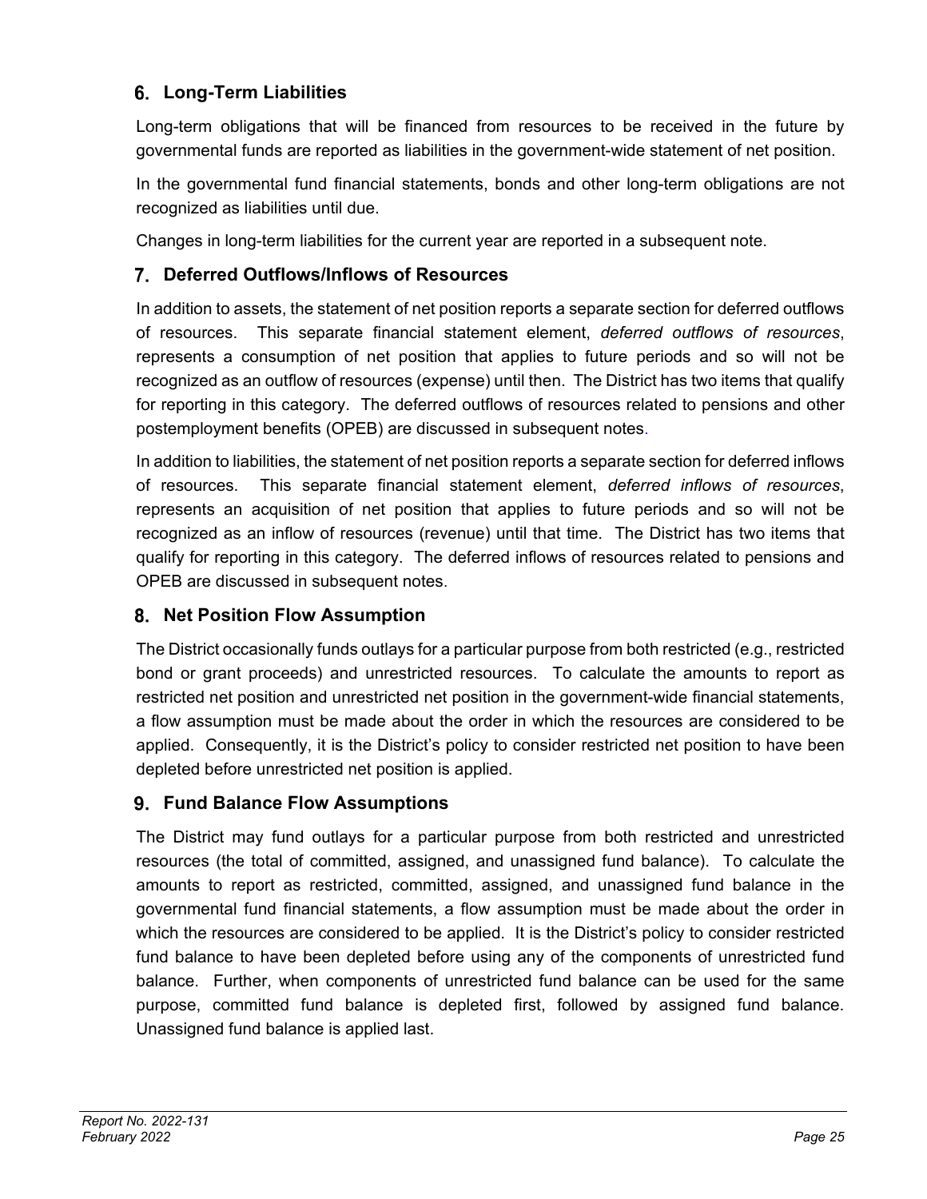### 6. Long-Term Liabilities

Long-term obligations that will be financed from resources to be received in the future by governmental funds are reported as liabilities in the government-wide statement of net position.

In the governmental fund financial statements, bonds and other long-term obligations are not recognized as liabilities until due.

Changes in long-term liabilities for the current year are reported in a subsequent note.

### 7. Deferred Outflows/Inflows of Resources

In addition to assets, the statement of net position reports a separate section for deferred outflows of resources. This separate financial statement element, *deferred outflows of resources*, represents a consumption of net position that applies to future periods and so will not be recognized as an outflow of resources (expense) until then. The District has two items that qualify for reporting in this category. The deferred outflows of resources related to pensions and other postemployment benefits (OPEB) are discussed in subsequent notes.

In addition to liabilities, the statement of net position reports a separate section for deferred inflows of resources. This separate financial statement element, *deferred inflows of resources*, represents an acquisition of net position that applies to future periods and so will not be recognized as an inflow of resources (revenue) until that time. The District has two items that qualify for reporting in this category. The deferred inflows of resources related to pensions and OPEB are discussed in subsequent notes.

### 8. Net Position Flow Assumption

The District occasionally funds outlays for a particular purpose from both restricted (e.g., restricted bond or grant proceeds) and unrestricted resources. To calculate the amounts to report as restricted net position and unrestricted net position in the government-wide financial statements, a flow assumption must be made about the order in which the resources are considered to be applied. Consequently, it is the District's policy to consider restricted net position to have been depleted before unrestricted net position is applied.

### 9. Fund Balance Flow Assumptions

The District may fund outlays for a particular purpose from both restricted and unrestricted resources (the total of committed, assigned, and unassigned fund balance). To calculate the amounts to report as restricted, committed, assigned, and unassigned fund balance in the governmental fund financial statements, a flow assumption must be made about the order in which the resources are considered to be applied. It is the District's policy to consider restricted fund balance to have been depleted before using any of the components of unrestricted fund balance. Further, when components of unrestricted fund balance can be used for the same purpose, committed fund balance is depleted first, followed by assigned fund balance. Unassigned fund balance is applied last.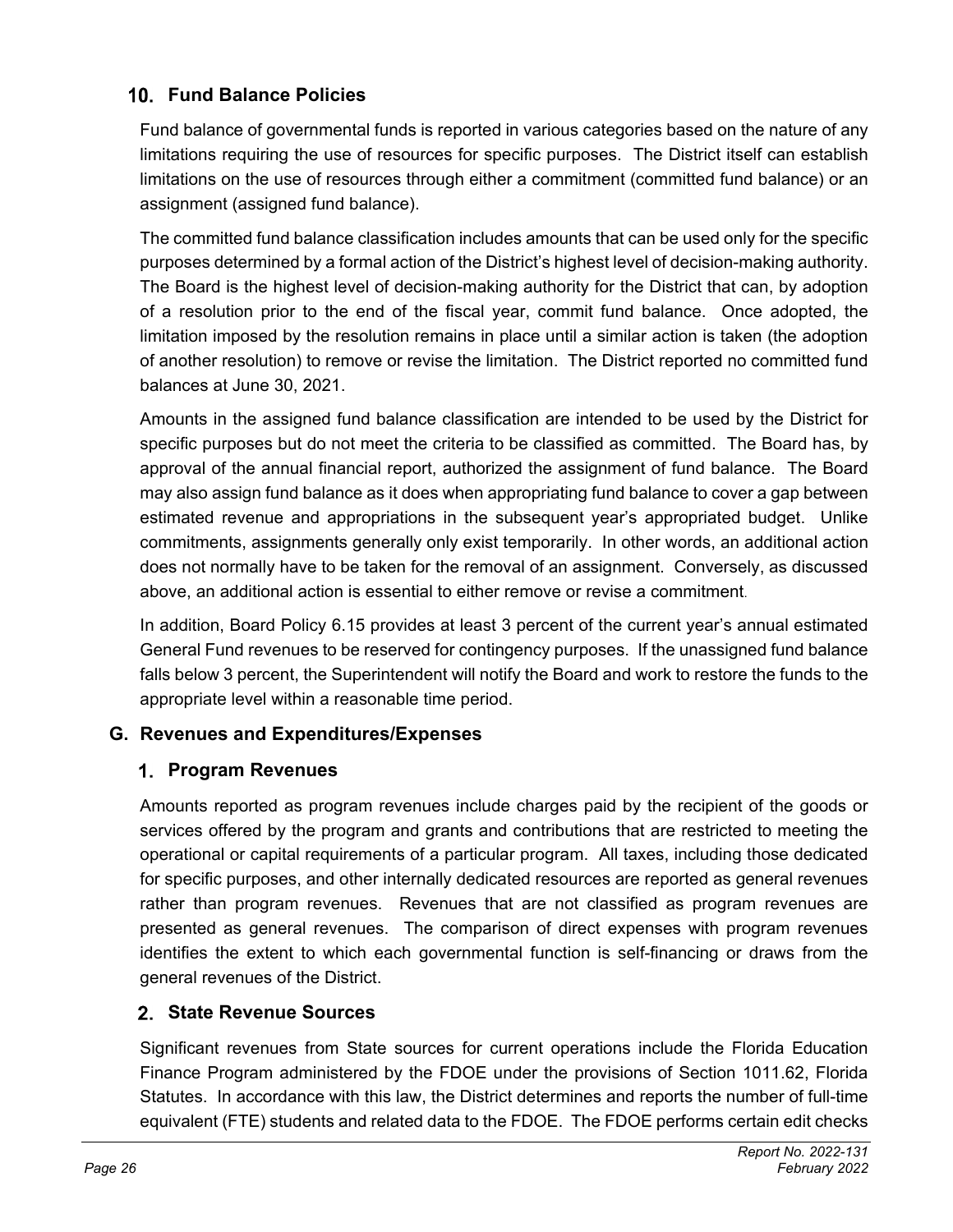### 10. Fund Balance Policies

Fund balance of governmental funds is reported in various categories based on the nature of any limitations requiring the use of resources for specific purposes. The District itself can establish limitations on the use of resources through either a commitment (committed fund balance) or an assignment (assigned fund balance).

The committed fund balance classification includes amounts that can be used only for the specific purposes determined by a formal action of the District's highest level of decision-making authority. The Board is the highest level of decision-making authority for the District that can, by adoption of a resolution prior to the end of the fiscal year, commit fund balance. Once adopted, the limitation imposed by the resolution remains in place until a similar action is taken (the adoption of another resolution) to remove or revise the limitation. The District reported no committed fund balances at June 30, 2021.

Amounts in the assigned fund balance classification are intended to be used by the District for specific purposes but do not meet the criteria to be classified as committed. The Board has, by approval of the annual financial report, authorized the assignment of fund balance. The Board may also assign fund balance as it does when appropriating fund balance to cover a gap between estimated revenue and appropriations in the subsequent year's appropriated budget. Unlike commitments, assignments generally only exist temporarily. In other words, an additional action does not normally have to be taken for the removal of an assignment. Conversely, as discussed above, an additional action is essential to either remove or revise a commitment.

In addition, Board Policy 6.15 provides at least 3 percent of the current year's annual estimated General Fund revenues to be reserved for contingency purposes. If the unassigned fund balance falls below 3 percent, the Superintendent will notify the Board and work to restore the funds to the appropriate level within a reasonable time period.

## G. Revenues and Expenditures/Expenses

### 1. Program Revenues

Amounts reported as program revenues include charges paid by the recipient of the goods or services offered by the program and grants and contributions that are restricted to meeting the operational or capital requirements of a particular program. All taxes, including those dedicated for specific purposes, and other internally dedicated resources are reported as general revenues rather than program revenues. Revenues that are not classified as program revenues are presented as general revenues. The comparison of direct expenses with program revenues identifies the extent to which each governmental function is self-financing or draws from the general revenues of the District.

### 2. State Revenue Sources

Significant revenues from State sources for current operations include the Florida Education Finance Program administered by the FDOE under the provisions of Section 1011.62, Florida Statutes. In accordance with this law, the District determines and reports the number of full-time equivalent (FTE) students and related data to the FDOE. The FDOE performs certain edit checks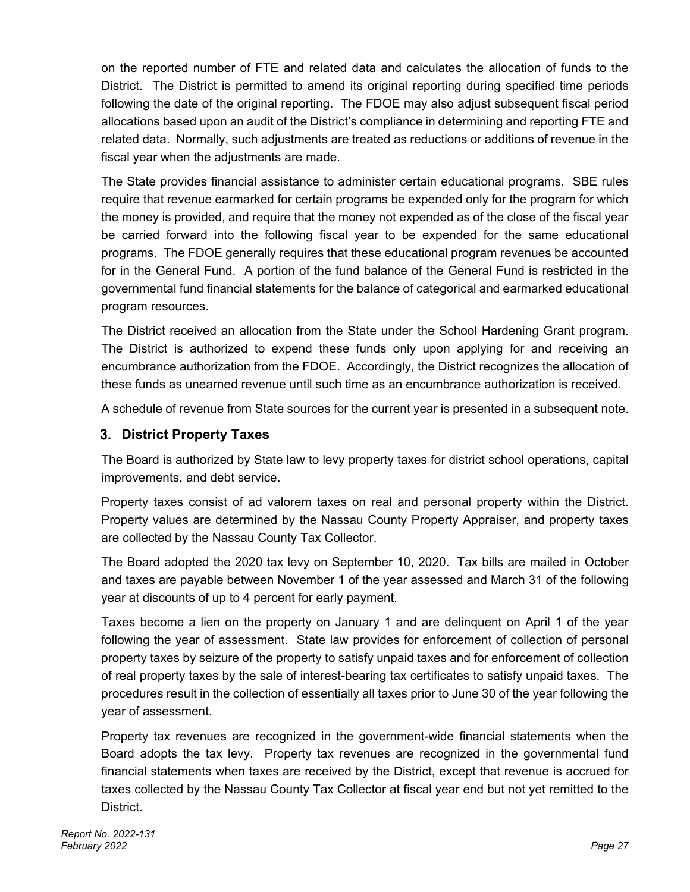on the reported number of FTE and related data and calculates the allocation of funds to the District. The District is permitted to amend its original reporting during specified time periods following the date of the original reporting. The FDOE may also adjust subsequent fiscal period allocations based upon an audit of the District's compliance in determining and reporting FTE and related data. Normally, such adjustments are treated as reductions or additions of revenue in the fiscal year when the adjustments are made.

The State provides financial assistance to administer certain educational programs. SBE rules require that revenue earmarked for certain programs be expended only for the program for which the money is provided, and require that the money not expended as of the close of the fiscal year be carried forward into the following fiscal year to be expended for the same educational programs. The FDOE generally requires that these educational program revenues be accounted for in the General Fund. A portion of the fund balance of the General Fund is restricted in the governmental fund financial statements for the balance of categorical and earmarked educational program resources.

The District received an allocation from the State under the School Hardening Grant program. The District is authorized to expend these funds only upon applying for and receiving an encumbrance authorization from the FDOE. Accordingly, the District recognizes the allocation of these funds as unearned revenue until such time as an encumbrance authorization is received.

A schedule of revenue from State sources for the current year is presented in a subsequent note.

### 3. District Property Taxes

The Board is authorized by State law to levy property taxes for district school operations, capital improvements, and debt service.

Property taxes consist of ad valorem taxes on real and personal property within the District. Property values are determined by the Nassau County Property Appraiser, and property taxes are collected by the Nassau County Tax Collector.

The Board adopted the 2020 tax levy on September 10, 2020. Tax bills are mailed in October and taxes are payable between November 1 of the year assessed and March 31 of the following year at discounts of up to 4 percent for early payment.

Taxes become a lien on the property on January 1 and are delinquent on April 1 of the year following the year of assessment. State law provides for enforcement of collection of personal property taxes by seizure of the property to satisfy unpaid taxes and for enforcement of collection of real property taxes by the sale of interest-bearing tax certificates to satisfy unpaid taxes. The procedures result in the collection of essentially all taxes prior to June 30 of the year following the year of assessment.

Property tax revenues are recognized in the government-wide financial statements when the Board adopts the tax levy. Property tax revenues are recognized in the governmental fund financial statements when taxes are received by the District, except that revenue is accrued for taxes collected by the Nassau County Tax Collector at fiscal year end but not yet remitted to the District.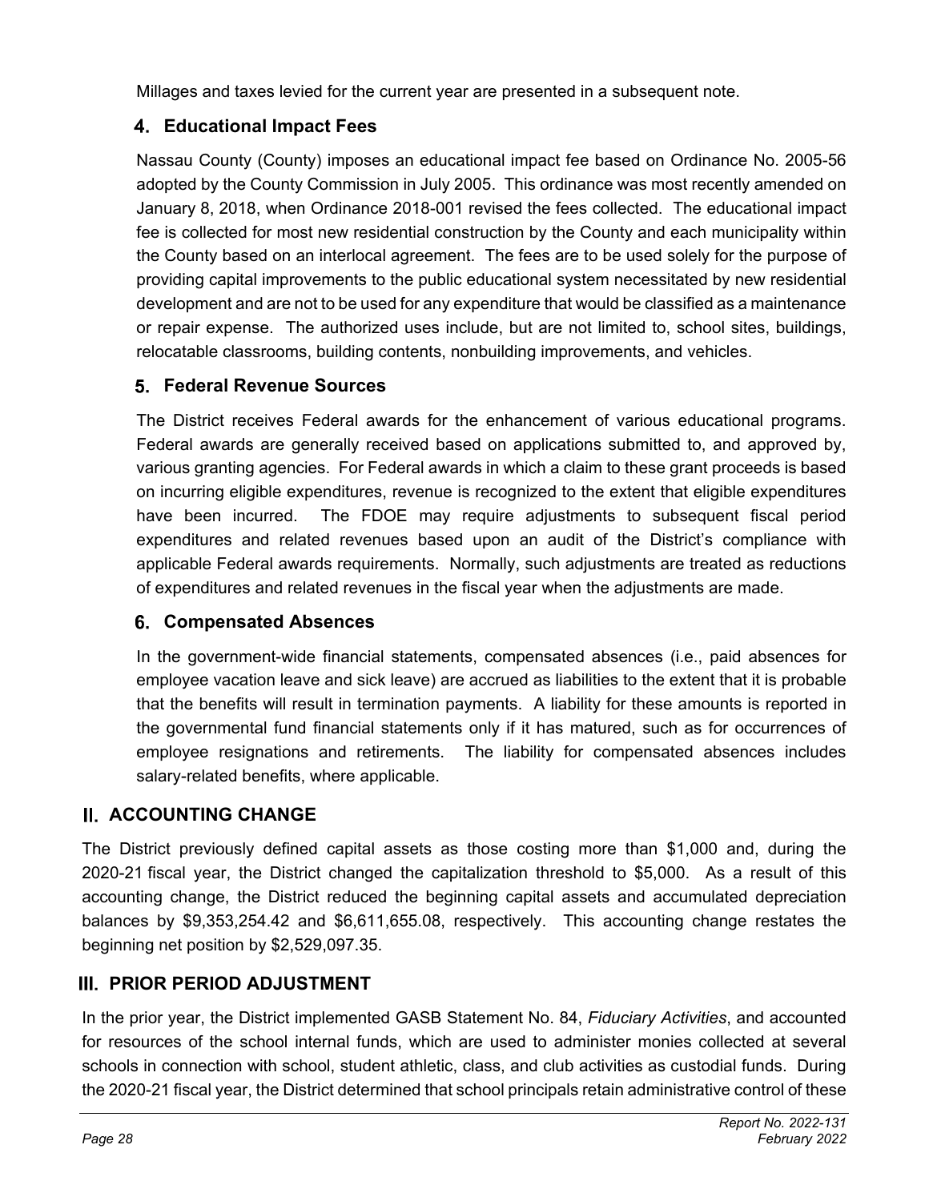Millages and taxes levied for the current year are presented in a subsequent note.

### 4. Educational Impact Fees

Nassau County (County) imposes an educational impact fee based on Ordinance No. 2005-56 adopted by the County Commission in July 2005. This ordinance was most recently amended on January 8, 2018, when Ordinance 2018-001 revised the fees collected. The educational impact fee is collected for most new residential construction by the County and each municipality within the County based on an interlocal agreement. The fees are to be used solely for the purpose of providing capital improvements to the public educational system necessitated by new residential development and are not to be used for any expenditure that would be classified as a maintenance or repair expense. The authorized uses include, but are not limited to, school sites, buildings, relocatable classrooms, building contents, nonbuilding improvements, and vehicles.

### 5. Federal Revenue Sources

The District receives Federal awards for the enhancement of various educational programs. Federal awards are generally received based on applications submitted to, and approved by, various granting agencies. For Federal awards in which a claim to these grant proceeds is based on incurring eligible expenditures, revenue is recognized to the extent that eligible expenditures have been incurred. The FDOE may require adjustments to subsequent fiscal period expenditures and related revenues based upon an audit of the District's compliance with applicable Federal awards requirements. Normally, such adjustments are treated as reductions of expenditures and related revenues in the fiscal year when the adjustments are made.

### 6. Compensated Absences

In the government-wide financial statements, compensated absences (i.e., paid absences for employee vacation leave and sick leave) are accrued as liabilities to the extent that it is probable that the benefits will result in termination payments. A liability for these amounts is reported in the governmental fund financial statements only if it has matured, such as for occurrences of employee resignations and retirements. The liability for compensated absences includes salary-related benefits, where applicable.

## II. ACCOUNTING CHANGE

The District previously defined capital assets as those costing more than $1,000 and, during the 2020-21 fiscal year, the District changed the capitalization threshold to $5,000. As a result of this accounting change, the District reduced the beginning capital assets and accumulated depreciation balances by $9,353,254.42 and $6,611,655.08, respectively. This accounting change restates the beginning net position by $2,529,097.35.

## III. PRIOR PERIOD ADJUSTMENT

In the prior year, the District implemented GASB Statement No. 84, *Fiduciary Activities*, and accounted for resources of the school internal funds, which are used to administer monies collected at several schools in connection with school, student athletic, class, and club activities as custodial funds. During the 2020-21 fiscal year, the District determined that school principals retain administrative control of these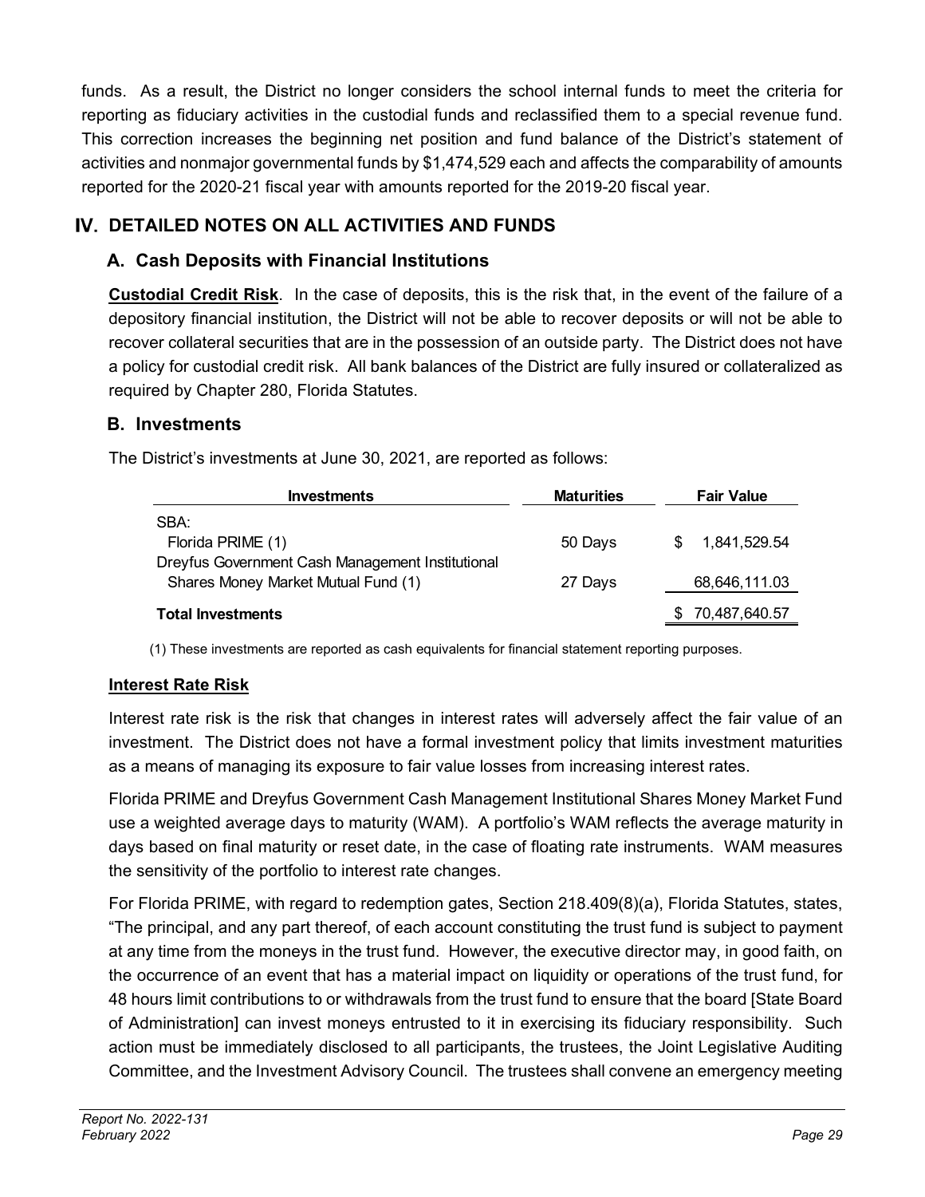funds. As a result, the District no longer considers the school internal funds to meet the criteria for reporting as fiduciary activities in the custodial funds and reclassified them to a special revenue fund. This correction increases the beginning net position and fund balance of the District's statement of activities and nonmajor governmental funds by $1,474,529 each and affects the comparability of amounts reported for the 2020-21 fiscal year with amounts reported for the 2019-20 fiscal year.

# IV. DETAILED NOTES ON ALL ACTIVITIES AND FUNDS

## A. Cash Deposits with Financial Institutions

**Custodial Credit Risk**. In the case of deposits, this is the risk that, in the event of the failure of a depository financial institution, the District will not be able to recover deposits or will not be able to recover collateral securities that are in the possession of an outside party. The District does not have a policy for custodial credit risk. All bank balances of the District are fully insured or collateralized as required by Chapter 280, Florida Statutes.

## B. Investments

The District's investments at June 30, 2021, are reported as follows:

| Investments | Maturities | Fair Value |
|---|---|---|
| SBA: | | |
| Florida PRIME (1) | 50 Days | $ 1,841,529.54 |
| Dreyfus Government Cash Management Institutional Shares Money Market Mutual Fund (1) | 27 Days | 68,646,111.03 |
| **Total Investments** | | $ 70,487,640.57 |

(1) These investments are reported as cash equivalents for financial statement reporting purposes.

**Interest Rate Risk**

Interest rate risk is the risk that changes in interest rates will adversely affect the fair value of an investment. The District does not have a formal investment policy that limits investment maturities as a means of managing its exposure to fair value losses from increasing interest rates.

Florida PRIME and Dreyfus Government Cash Management Institutional Shares Money Market Fund use a weighted average days to maturity (WAM). A portfolio's WAM reflects the average maturity in days based on final maturity or reset date, in the case of floating rate instruments. WAM measures the sensitivity of the portfolio to interest rate changes.

For Florida PRIME, with regard to redemption gates, Section 218.409(8)(a), Florida Statutes, states, "The principal, and any part thereof, of each account constituting the trust fund is subject to payment at any time from the moneys in the trust fund. However, the executive director may, in good faith, on the occurrence of an event that has a material impact on liquidity or operations of the trust fund, for 48 hours limit contributions to or withdrawals from the trust fund to ensure that the board [State Board of Administration] can invest moneys entrusted to it in exercising its fiduciary responsibility. Such action must be immediately disclosed to all participants, the trustees, the Joint Legislative Auditing Committee, and the Investment Advisory Council. The trustees shall convene an emergency meeting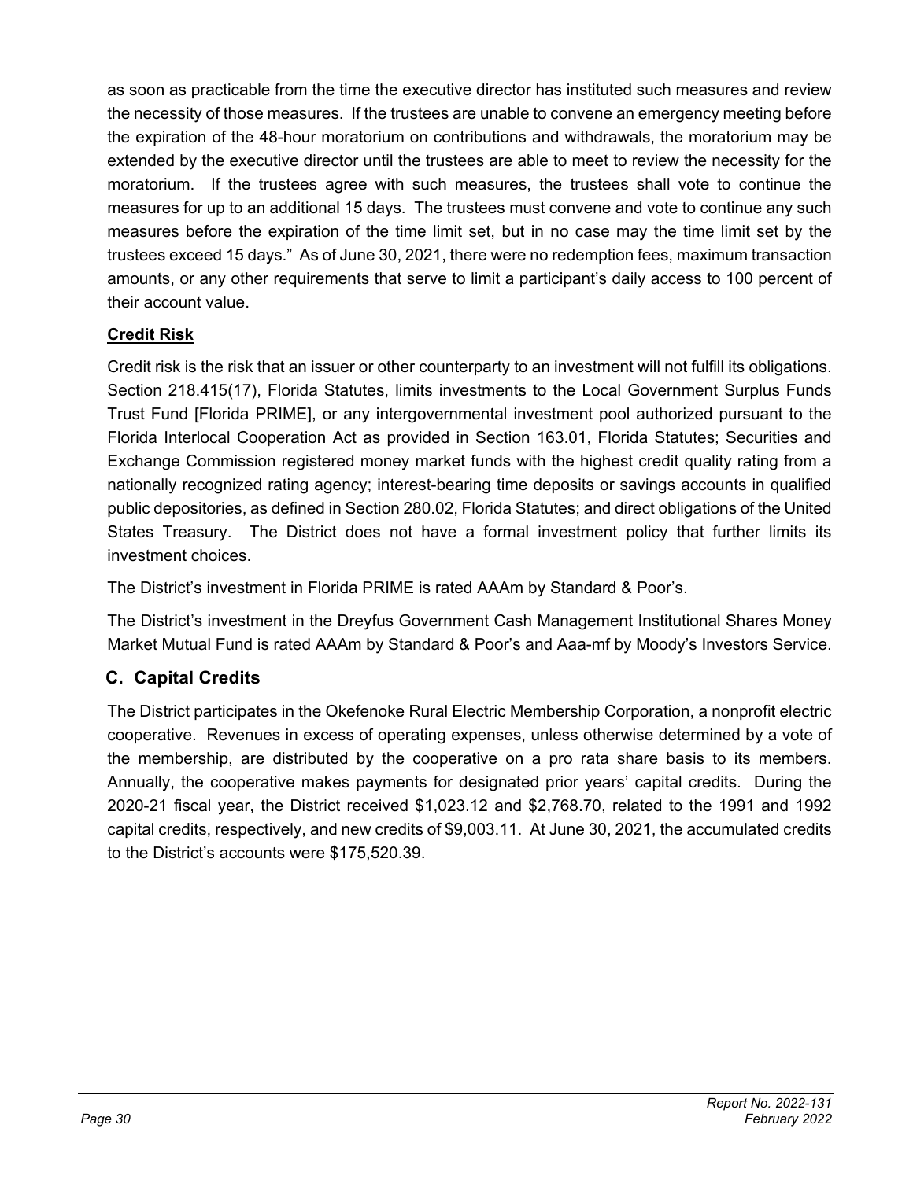as soon as practicable from the time the executive director has instituted such measures and review the necessity of those measures. If the trustees are unable to convene an emergency meeting before the expiration of the 48-hour moratorium on contributions and withdrawals, the moratorium may be extended by the executive director until the trustees are able to meet to review the necessity for the moratorium. If the trustees agree with such measures, the trustees shall vote to continue the measures for up to an additional 15 days. The trustees must convene and vote to continue any such measures before the expiration of the time limit set, but in no case may the time limit set by the trustees exceed 15 days." As of June 30, 2021, there were no redemption fees, maximum transaction amounts, or any other requirements that serve to limit a participant's daily access to 100 percent of their account value.

**Credit Risk**

Credit risk is the risk that an issuer or other counterparty to an investment will not fulfill its obligations. Section 218.415(17), Florida Statutes, limits investments to the Local Government Surplus Funds Trust Fund [Florida PRIME], or any intergovernmental investment pool authorized pursuant to the Florida Interlocal Cooperation Act as provided in Section 163.01, Florida Statutes; Securities and Exchange Commission registered money market funds with the highest credit quality rating from a nationally recognized rating agency; interest-bearing time deposits or savings accounts in qualified public depositories, as defined in Section 280.02, Florida Statutes; and direct obligations of the United States Treasury. The District does not have a formal investment policy that further limits its investment choices.

The District's investment in Florida PRIME is rated AAAm by Standard & Poor's.

The District's investment in the Dreyfus Government Cash Management Institutional Shares Money Market Mutual Fund is rated AAAm by Standard & Poor's and Aaa-mf by Moody's Investors Service.

## C. Capital Credits

The District participates in the Okefenoke Rural Electric Membership Corporation, a nonprofit electric cooperative. Revenues in excess of operating expenses, unless otherwise determined by a vote of the membership, are distributed by the cooperative on a pro rata share basis to its members. Annually, the cooperative makes payments for designated prior years' capital credits. During the 2020-21 fiscal year, the District received $1,023.12 and $2,768.70, related to the 1991 and 1992 capital credits, respectively, and new credits of $9,003.11. At June 30, 2021, the accumulated credits to the District's accounts were $175,520.39.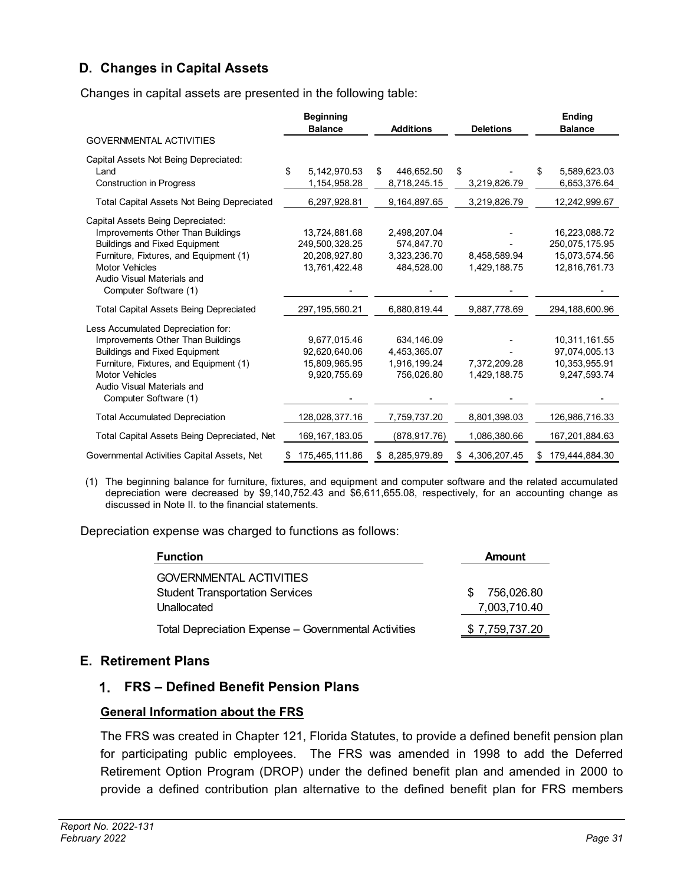## D. Changes in Capital Assets

Changes in capital assets are presented in the following table:

| | Beginning Balance | Additions | Deletions | Ending Balance |
|---|---|---|---|---|
| GOVERNMENTAL ACTIVITIES | | | | |
| Capital Assets Not Being Depreciated: | | | | |
| Land | $ 5,142,970.53 | $ 446,652.50 | $ - | $ 5,589,623.03 |
| Construction in Progress | 1,154,958.28 | 8,718,245.15 | 3,219,826.79 | 6,653,376.64 |
| Total Capital Assets Not Being Depreciated | 6,297,928.81 | 9,164,897.65 | 3,219,826.79 | 12,242,999.67 |
| Capital Assets Being Depreciated: | | | | |
| Improvements Other Than Buildings | 13,724,881.68 | 2,498,207.04 | - | 16,223,088.72 |
| Buildings and Fixed Equipment | 249,500,328.25 | 574,847.70 | - | 250,075,175.95 |
| Furniture, Fixtures, and Equipment (1) | 20,208,927.80 | 3,323,236.70 | 8,458,589.94 | 15,073,574.56 |
| Motor Vehicles | 13,761,422.48 | 484,528.00 | 1,429,188.75 | 12,816,761.73 |
| Audio Visual Materials and Computer Software (1) | - | - | - | - |
| Total Capital Assets Being Depreciated | 297,195,560.21 | 6,880,819.44 | 9,887,778.69 | 294,188,600.96 |
| Less Accumulated Depreciation for: | | | | |
| Improvements Other Than Buildings | 9,677,015.46 | 634,146.09 | - | 10,311,161.55 |
| Buildings and Fixed Equipment | 92,620,640.06 | 4,453,365.07 | - | 97,074,005.13 |
| Furniture, Fixtures, and Equipment (1) | 15,809,965.95 | 1,916,199.24 | 7,372,209.28 | 10,353,955.91 |
| Motor Vehicles | 9,920,755.69 | 756,026.80 | 1,429,188.75 | 9,247,593.74 |
| Audio Visual Materials and Computer Software (1) | - | - | - | - |
| Total Accumulated Depreciation | 128,028,377.16 | 7,759,737.20 | 8,801,398.03 | 126,986,716.33 |
| Total Capital Assets Being Depreciated, Net | 169,167,183.05 | (878,917.76) | 1,086,380.66 | 167,201,884.63 |
| Governmental Activities Capital Assets, Net | $ 175,465,111.86 | $ 8,285,979.89 | $ 4,306,207.45 | $ 179,444,884.30 |

(1) The beginning balance for furniture, fixtures, and equipment and computer software and the related accumulated depreciation were decreased by $9,140,752.43 and $6,611,655.08, respectively, for an accounting change as discussed in Note II. to the financial statements.

Depreciation expense was charged to functions as follows:

| Function | Amount |
|---|---|
| GOVERNMENTAL ACTIVITIES | |
| Student Transportation Services | $ 756,026.80 |
| Unallocated | 7,003,710.40 |
| Total Depreciation Expense – Governmental Activities | $ 7,759,737.20 |

## E. Retirement Plans

### 1. FRS – Defined Benefit Pension Plans

**General Information about the FRS**

The FRS was created in Chapter 121, Florida Statutes, to provide a defined benefit pension plan for participating public employees. The FRS was amended in 1998 to add the Deferred Retirement Option Program (DROP) under the defined benefit plan and amended in 2000 to provide a defined contribution plan alternative to the defined benefit plan for FRS members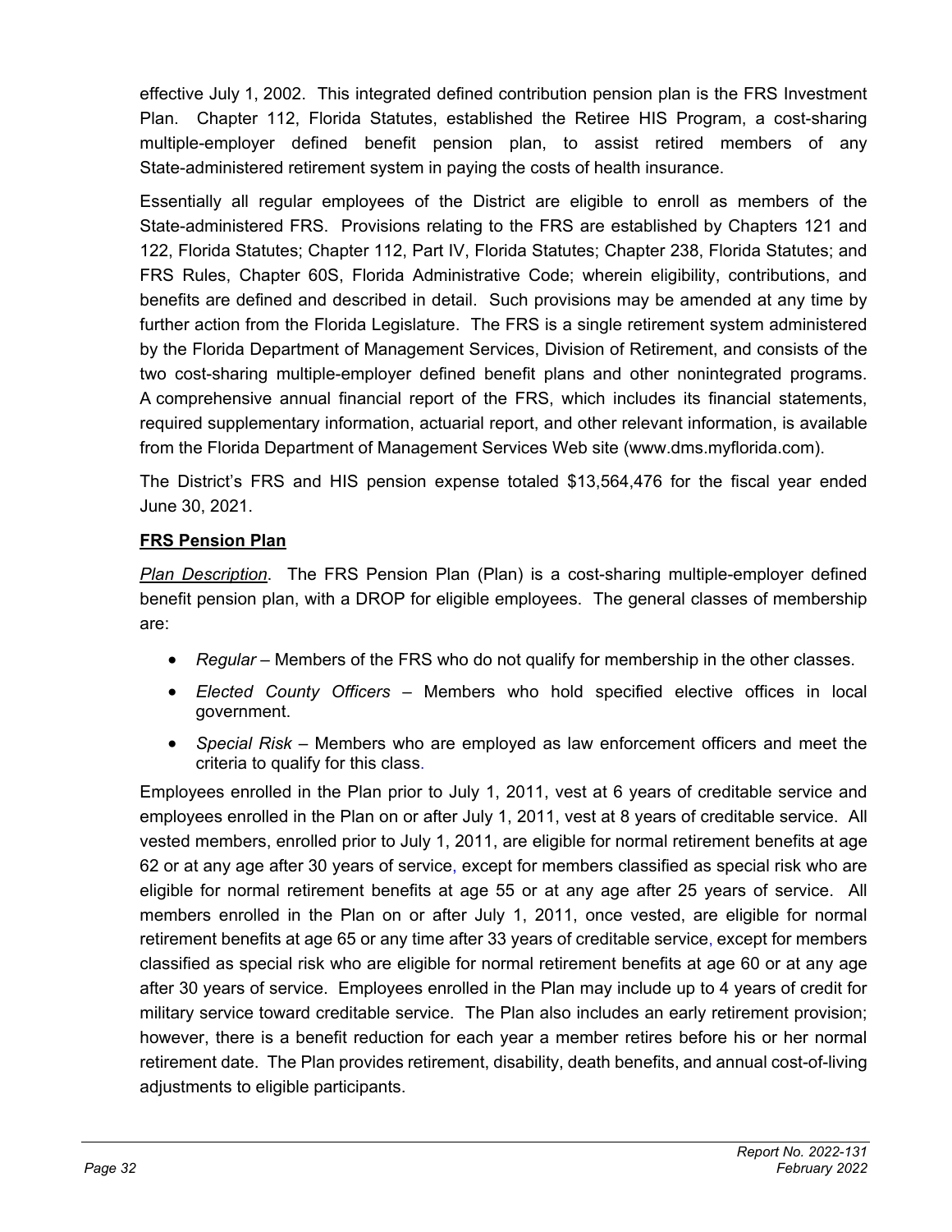effective July 1, 2002. This integrated defined contribution pension plan is the FRS Investment Plan. Chapter 112, Florida Statutes, established the Retiree HIS Program, a cost-sharing multiple-employer defined benefit pension plan, to assist retired members of any State-administered retirement system in paying the costs of health insurance.

Essentially all regular employees of the District are eligible to enroll as members of the State-administered FRS. Provisions relating to the FRS are established by Chapters 121 and 122, Florida Statutes; Chapter 112, Part IV, Florida Statutes; Chapter 238, Florida Statutes; and FRS Rules, Chapter 60S, Florida Administrative Code; wherein eligibility, contributions, and benefits are defined and described in detail. Such provisions may be amended at any time by further action from the Florida Legislature. The FRS is a single retirement system administered by the Florida Department of Management Services, Division of Retirement, and consists of the two cost-sharing multiple-employer defined benefit plans and other nonintegrated programs. A comprehensive annual financial report of the FRS, which includes its financial statements, required supplementary information, actuarial report, and other relevant information, is available from the Florida Department of Management Services Web site (www.dms.myflorida.com).

The District's FRS and HIS pension expense totaled $13,564,476 for the fiscal year ended June 30, 2021.

**FRS Pension Plan**

*Plan Description*. The FRS Pension Plan (Plan) is a cost-sharing multiple-employer defined benefit pension plan, with a DROP for eligible employees. The general classes of membership are:

- *Regular* – Members of the FRS who do not qualify for membership in the other classes.
- *Elected County Officers* – Members who hold specified elective offices in local government.
- *Special Risk* – Members who are employed as law enforcement officers and meet the criteria to qualify for this class.

Employees enrolled in the Plan prior to July 1, 2011, vest at 6 years of creditable service and employees enrolled in the Plan on or after July 1, 2011, vest at 8 years of creditable service. All vested members, enrolled prior to July 1, 2011, are eligible for normal retirement benefits at age 62 or at any age after 30 years of service, except for members classified as special risk who are eligible for normal retirement benefits at age 55 or at any age after 25 years of service. All members enrolled in the Plan on or after July 1, 2011, once vested, are eligible for normal retirement benefits at age 65 or any time after 33 years of creditable service, except for members classified as special risk who are eligible for normal retirement benefits at age 60 or at any age after 30 years of service. Employees enrolled in the Plan may include up to 4 years of credit for military service toward creditable service. The Plan also includes an early retirement provision; however, there is a benefit reduction for each year a member retires before his or her normal retirement date. The Plan provides retirement, disability, death benefits, and annual cost-of-living adjustments to eligible participants.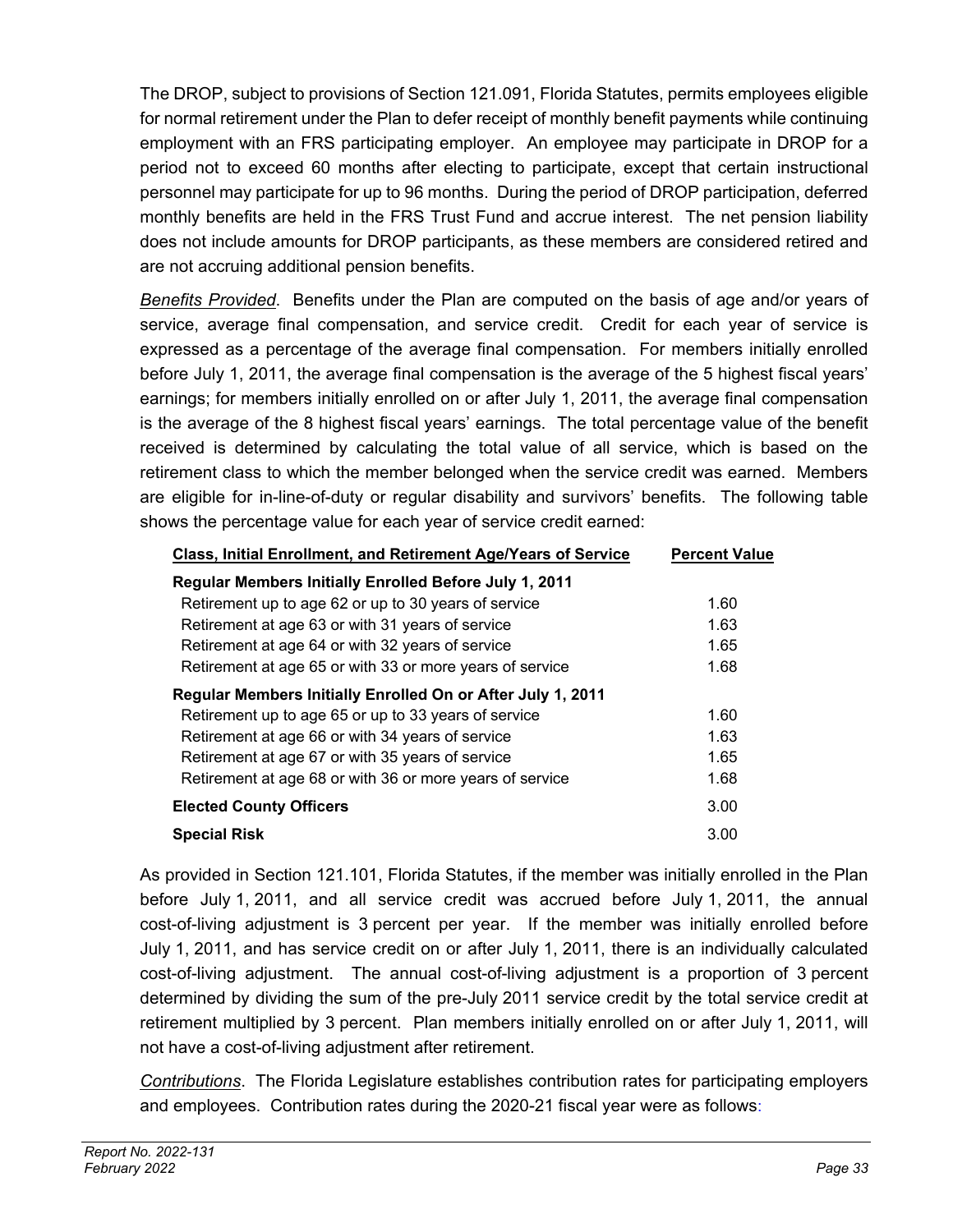The DROP, subject to provisions of Section 121.091, Florida Statutes, permits employees eligible for normal retirement under the Plan to defer receipt of monthly benefit payments while continuing employment with an FRS participating employer. An employee may participate in DROP for a period not to exceed 60 months after electing to participate, except that certain instructional personnel may participate for up to 96 months. During the period of DROP participation, deferred monthly benefits are held in the FRS Trust Fund and accrue interest. The net pension liability does not include amounts for DROP participants, as these members are considered retired and are not accruing additional pension benefits.

*Benefits Provided*. Benefits under the Plan are computed on the basis of age and/or years of service, average final compensation, and service credit. Credit for each year of service is expressed as a percentage of the average final compensation. For members initially enrolled before July 1, 2011, the average final compensation is the average of the 5 highest fiscal years' earnings; for members initially enrolled on or after July 1, 2011, the average final compensation is the average of the 8 highest fiscal years' earnings. The total percentage value of the benefit received is determined by calculating the total value of all service, which is based on the retirement class to which the member belonged when the service credit was earned. Members are eligible for in-line-of-duty or regular disability and survivors' benefits. The following table shows the percentage value for each year of service credit earned:

| Class, Initial Enrollment, and Retirement Age/Years of Service | Percent Value |
|---|---|
| **Regular Members Initially Enrolled Before July 1, 2011** | |
| Retirement up to age 62 or up to 30 years of service | 1.60 |
| Retirement at age 63 or with 31 years of service | 1.63 |
| Retirement at age 64 or with 32 years of service | 1.65 |
| Retirement at age 65 or with 33 or more years of service | 1.68 |
| **Regular Members Initially Enrolled On or After July 1, 2011** | |
| Retirement up to age 65 or up to 33 years of service | 1.60 |
| Retirement at age 66 or with 34 years of service | 1.63 |
| Retirement at age 67 or with 35 years of service | 1.65 |
| Retirement at age 68 or with 36 or more years of service | 1.68 |
| **Elected County Officers** | 3.00 |
| **Special Risk** | 3.00 |

As provided in Section 121.101, Florida Statutes, if the member was initially enrolled in the Plan before July 1, 2011, and all service credit was accrued before July 1, 2011, the annual cost-of-living adjustment is 3 percent per year. If the member was initially enrolled before July 1, 2011, and has service credit on or after July 1, 2011, there is an individually calculated cost-of-living adjustment. The annual cost-of-living adjustment is a proportion of 3 percent determined by dividing the sum of the pre-July 2011 service credit by the total service credit at retirement multiplied by 3 percent. Plan members initially enrolled on or after July 1, 2011, will not have a cost-of-living adjustment after retirement.

*Contributions*. The Florida Legislature establishes contribution rates for participating employers and employees. Contribution rates during the 2020-21 fiscal year were as follows: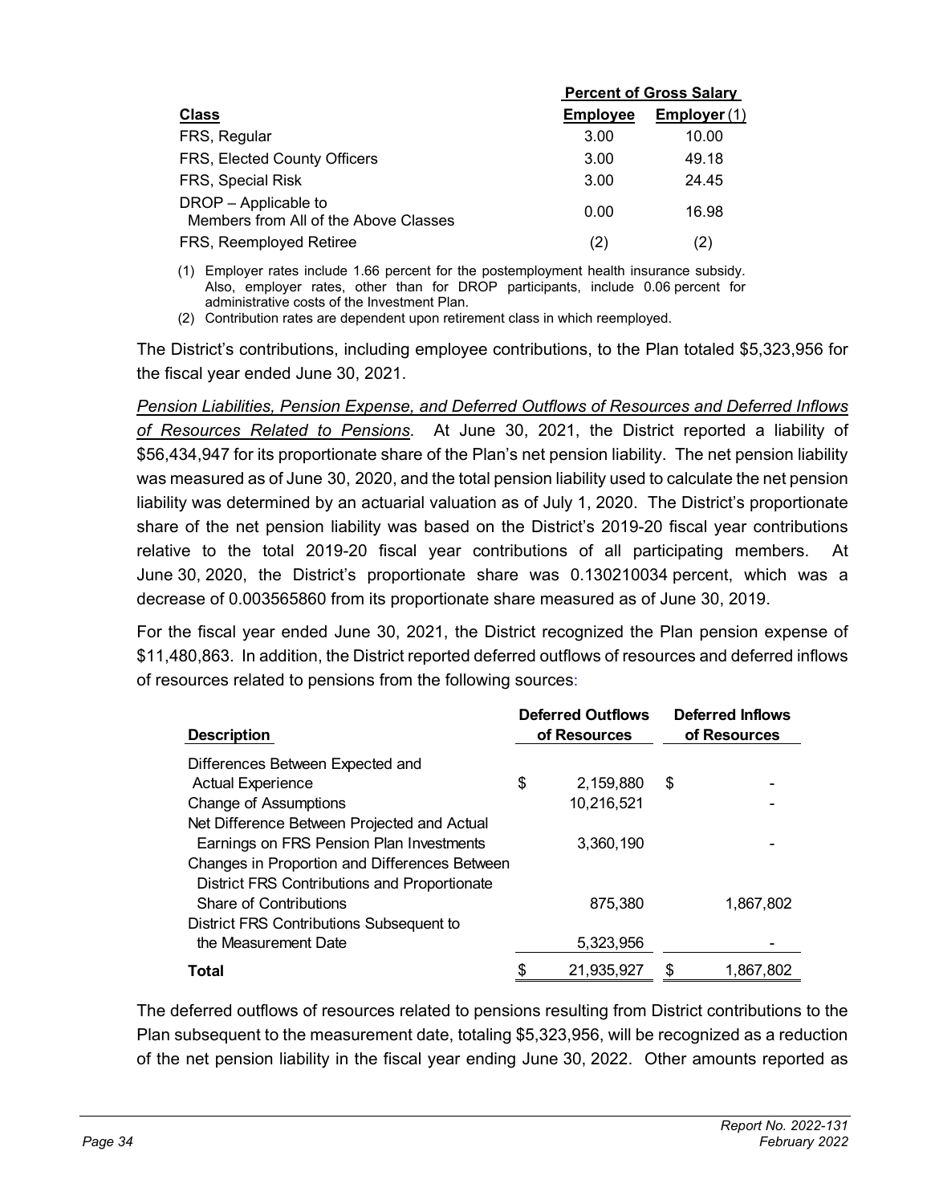| Class | Percent of Gross Salary | |
|---|---|---|
| | **Employee** | **Employer (1)** |
| FRS, Regular | 3.00 | 10.00 |
| FRS, Elected County Officers | 3.00 | 49.18 |
| FRS, Special Risk | 3.00 | 24.45 |
| DROP – Applicable to Members from All of the Above Classes | 0.00 | 16.98 |
| FRS, Reemployed Retiree | (2) | (2) |

(1) Employer rates include 1.66 percent for the postemployment health insurance subsidy. Also, employer rates, other than for DROP participants, include 0.06 percent for administrative costs of the Investment Plan.

(2) Contribution rates are dependent upon retirement class in which reemployed.

The District's contributions, including employee contributions, to the Plan totaled $5,323,956 for the fiscal year ended June 30, 2021.

*Pension Liabilities, Pension Expense, and Deferred Outflows of Resources and Deferred Inflows of Resources Related to Pensions*. At June 30, 2021, the District reported a liability of $56,434,947 for its proportionate share of the Plan's net pension liability. The net pension liability was measured as of June 30, 2020, and the total pension liability used to calculate the net pension liability was determined by an actuarial valuation as of July 1, 2020. The District's proportionate share of the net pension liability was based on the District's 2019-20 fiscal year contributions relative to the total 2019-20 fiscal year contributions of all participating members. At June 30, 2020, the District's proportionate share was 0.130210034 percent, which was a decrease of 0.003565860 from its proportionate share measured as of June 30, 2019.

For the fiscal year ended June 30, 2021, the District recognized the Plan pension expense of $11,480,863. In addition, the District reported deferred outflows of resources and deferred inflows of resources related to pensions from the following sources:

| Description | Deferred Outflows of Resources | Deferred Inflows of Resources |
|---|---|---|
| Differences Between Expected and Actual Experience | $ 2,159,880 | $ - |
| Change of Assumptions | 10,216,521 | - |
| Net Difference Between Projected and Actual Earnings on FRS Pension Plan Investments | 3,360,190 | - |
| Changes in Proportion and Differences Between District FRS Contributions and Proportionate Share of Contributions | 875,380 | 1,867,802 |
| District FRS Contributions Subsequent to the Measurement Date | 5,323,956 | - |
| **Total** | $ 21,935,927 | $ 1,867,802 |

The deferred outflows of resources related to pensions resulting from District contributions to the Plan subsequent to the measurement date, totaling $5,323,956, will be recognized as a reduction of the net pension liability in the fiscal year ending June 30, 2022. Other amounts reported as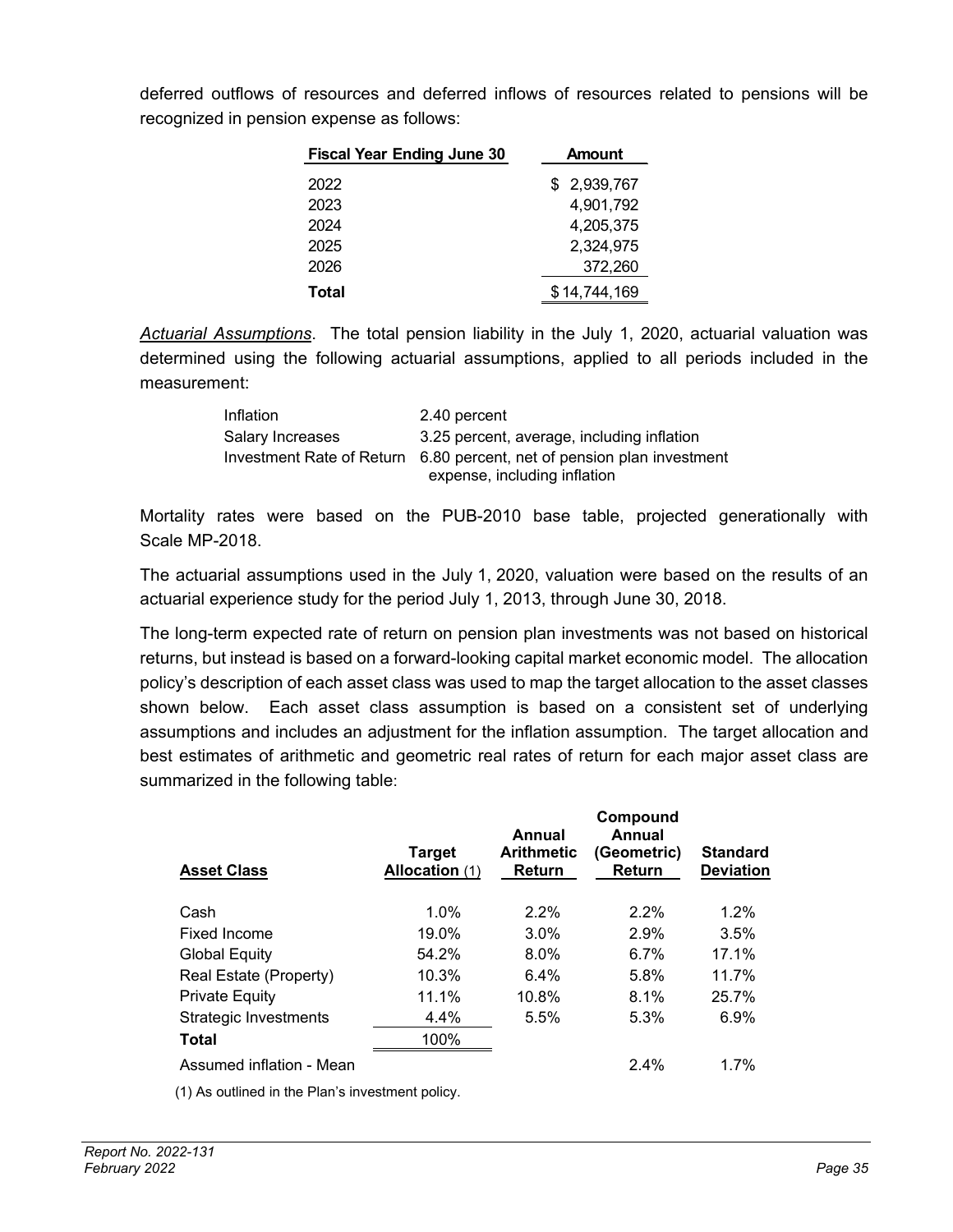deferred outflows of resources and deferred inflows of resources related to pensions will be recognized in pension expense as follows:

| Fiscal Year Ending June 30 | Amount |
|---|---|
| 2022 | $ 2,939,767 |
| 2023 | 4,901,792 |
| 2024 | 4,205,375 |
| 2025 | 2,324,975 |
| 2026 | 372,260 |
| **Total** | $ 14,744,169 |

*Actuarial Assumptions*. The total pension liability in the July 1, 2020, actuarial valuation was determined using the following actuarial assumptions, applied to all periods included in the measurement:

| | |
|---|---|
| Inflation | 2.40 percent |
| Salary Increases | 3.25 percent, average, including inflation |
| Investment Rate of Return | 6.80 percent, net of pension plan investment expense, including inflation |

Mortality rates were based on the PUB-2010 base table, projected generationally with Scale MP-2018.

The actuarial assumptions used in the July 1, 2020, valuation were based on the results of an actuarial experience study for the period July 1, 2013, through June 30, 2018.

The long-term expected rate of return on pension plan investments was not based on historical returns, but instead is based on a forward-looking capital market economic model. The allocation policy's description of each asset class was used to map the target allocation to the asset classes shown below. Each asset class assumption is based on a consistent set of underlying assumptions and includes an adjustment for the inflation assumption. The target allocation and best estimates of arithmetic and geometric real rates of return for each major asset class are summarized in the following table:

| Asset Class | Target Allocation (1) | Annual Arithmetic Return | Compound Annual (Geometric) Return | Standard Deviation |
|---|---|---|---|---|
| Cash | 1.0% | 2.2% | 2.2% | 1.2% |
| Fixed Income | 19.0% | 3.0% | 2.9% | 3.5% |
| Global Equity | 54.2% | 8.0% | 6.7% | 17.1% |
| Real Estate (Property) | 10.3% | 6.4% | 5.8% | 11.7% |
| Private Equity | 11.1% | 10.8% | 8.1% | 25.7% |
| Strategic Investments | 4.4% | 5.5% | 5.3% | 6.9% |
| **Total** | 100% | | | |
| Assumed inflation - Mean | | | 2.4% | 1.7% |

(1) As outlined in the Plan's investment policy.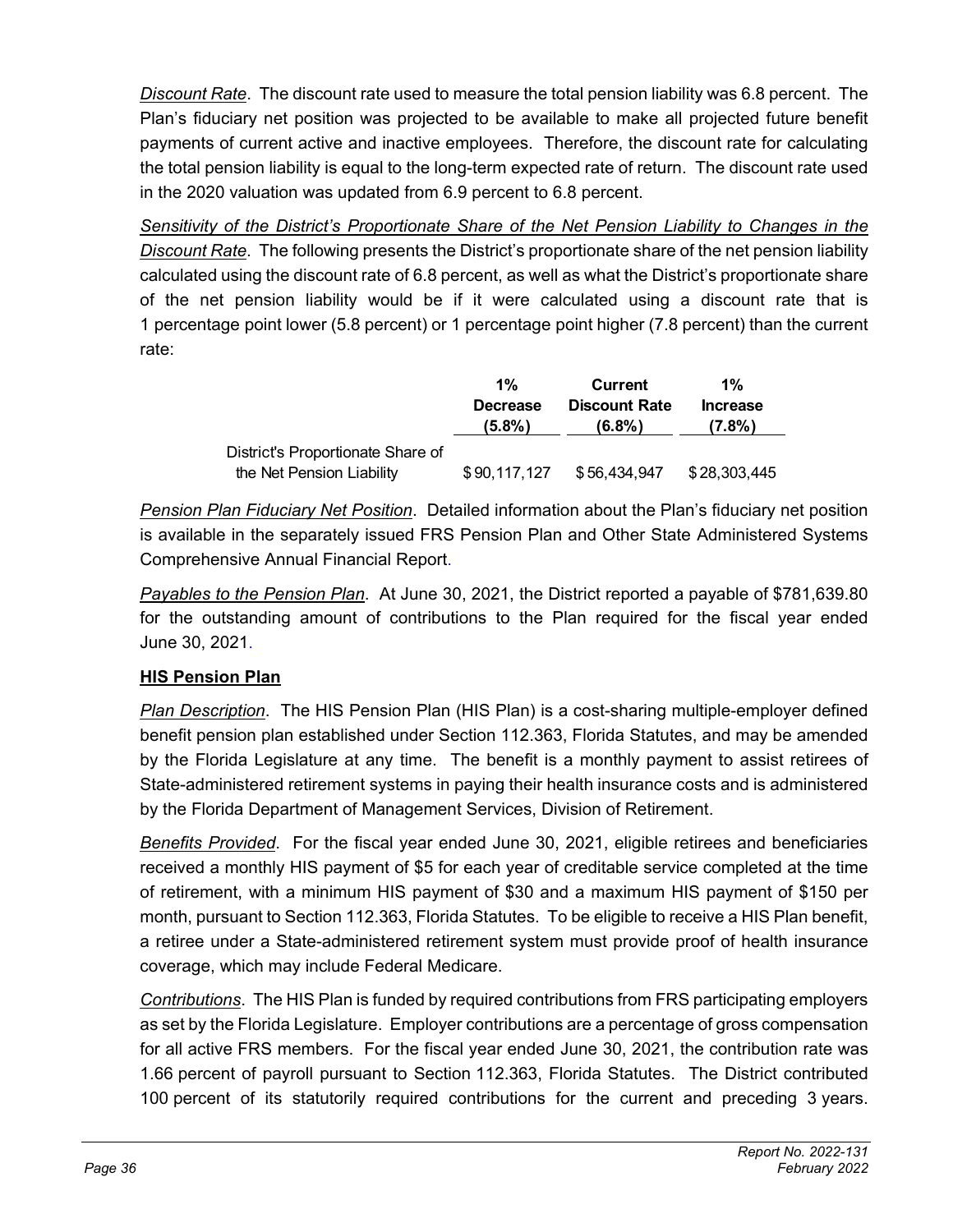*Discount Rate*. The discount rate used to measure the total pension liability was 6.8 percent. The Plan's fiduciary net position was projected to be available to make all projected future benefit payments of current active and inactive employees. Therefore, the discount rate for calculating the total pension liability is equal to the long-term expected rate of return. The discount rate used in the 2020 valuation was updated from 6.9 percent to 6.8 percent.

*Sensitivity of the District's Proportionate Share of the Net Pension Liability to Changes in the Discount Rate*. The following presents the District's proportionate share of the net pension liability calculated using the discount rate of 6.8 percent, as well as what the District's proportionate share of the net pension liability would be if it were calculated using a discount rate that is 1 percentage point lower (5.8 percent) or 1 percentage point higher (7.8 percent) than the current rate:

| | 1% Decrease (5.8%) | Current Discount Rate (6.8%) | 1% Increase (7.8%) |
|---|---|---|---|
| District's Proportionate Share of the Net Pension Liability | $ 90,117,127 | $ 56,434,947 | $ 28,303,445 |

*Pension Plan Fiduciary Net Position*. Detailed information about the Plan's fiduciary net position is available in the separately issued FRS Pension Plan and Other State Administered Systems Comprehensive Annual Financial Report.

*Payables to the Pension Plan*. At June 30, 2021, the District reported a payable of $781,639.80 for the outstanding amount of contributions to the Plan required for the fiscal year ended June 30, 2021.

**HIS Pension Plan**

*Plan Description*. The HIS Pension Plan (HIS Plan) is a cost-sharing multiple-employer defined benefit pension plan established under Section 112.363, Florida Statutes, and may be amended by the Florida Legislature at any time. The benefit is a monthly payment to assist retirees of State-administered retirement systems in paying their health insurance costs and is administered by the Florida Department of Management Services, Division of Retirement.

*Benefits Provided*. For the fiscal year ended June 30, 2021, eligible retirees and beneficiaries received a monthly HIS payment of $5 for each year of creditable service completed at the time of retirement, with a minimum HIS payment of $30 and a maximum HIS payment of $150 per month, pursuant to Section 112.363, Florida Statutes. To be eligible to receive a HIS Plan benefit, a retiree under a State-administered retirement system must provide proof of health insurance coverage, which may include Federal Medicare.

*Contributions*. The HIS Plan is funded by required contributions from FRS participating employers as set by the Florida Legislature. Employer contributions are a percentage of gross compensation for all active FRS members. For the fiscal year ended June 30, 2021, the contribution rate was 1.66 percent of payroll pursuant to Section 112.363, Florida Statutes. The District contributed 100 percent of its statutorily required contributions for the current and preceding 3 years.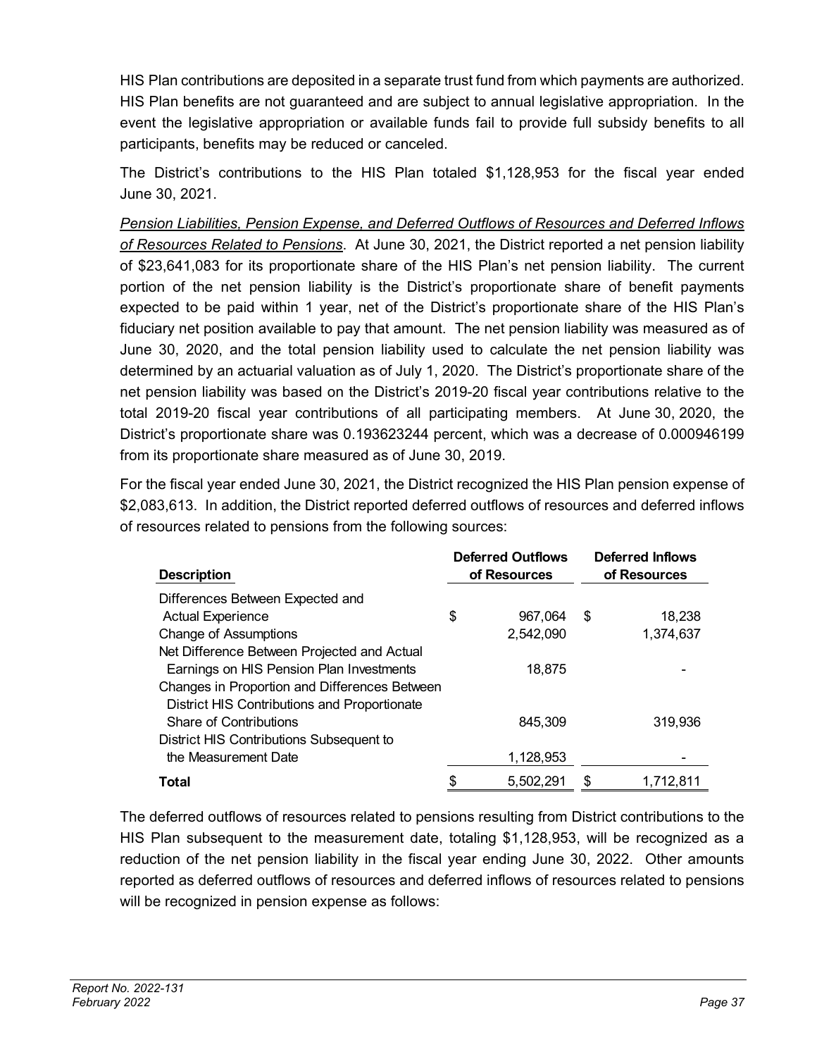HIS Plan contributions are deposited in a separate trust fund from which payments are authorized. HIS Plan benefits are not guaranteed and are subject to annual legislative appropriation. In the event the legislative appropriation or available funds fail to provide full subsidy benefits to all participants, benefits may be reduced or canceled.

The District's contributions to the HIS Plan totaled $1,128,953 for the fiscal year ended June 30, 2021.

*Pension Liabilities, Pension Expense, and Deferred Outflows of Resources and Deferred Inflows of Resources Related to Pensions*. At June 30, 2021, the District reported a net pension liability of $23,641,083 for its proportionate share of the HIS Plan's net pension liability. The current portion of the net pension liability is the District's proportionate share of benefit payments expected to be paid within 1 year, net of the District's proportionate share of the HIS Plan's fiduciary net position available to pay that amount. The net pension liability was measured as of June 30, 2020, and the total pension liability used to calculate the net pension liability was determined by an actuarial valuation as of July 1, 2020. The District's proportionate share of the net pension liability was based on the District's 2019-20 fiscal year contributions relative to the total 2019-20 fiscal year contributions of all participating members. At June 30, 2020, the District's proportionate share was 0.193623244 percent, which was a decrease of 0.000946199 from its proportionate share measured as of June 30, 2019.

For the fiscal year ended June 30, 2021, the District recognized the HIS Plan pension expense of $2,083,613. In addition, the District reported deferred outflows of resources and deferred inflows of resources related to pensions from the following sources:

| Description | Deferred Outflows of Resources | Deferred Inflows of Resources |
|---|---|---|
| Differences Between Expected and Actual Experience | $ 967,064 | $ 18,238 |
| Change of Assumptions | 2,542,090 | 1,374,637 |
| Net Difference Between Projected and Actual Earnings on HIS Pension Plan Investments | 18,875 | - |
| Changes in Proportion and Differences Between District HIS Contributions and Proportionate Share of Contributions | 845,309 | 319,936 |
| District HIS Contributions Subsequent to the Measurement Date | 1,128,953 | - |
| **Total** | $ 5,502,291 | $ 1,712,811 |

The deferred outflows of resources related to pensions resulting from District contributions to the HIS Plan subsequent to the measurement date, totaling $1,128,953, will be recognized as a reduction of the net pension liability in the fiscal year ending June 30, 2022. Other amounts reported as deferred outflows of resources and deferred inflows of resources related to pensions will be recognized in pension expense as follows: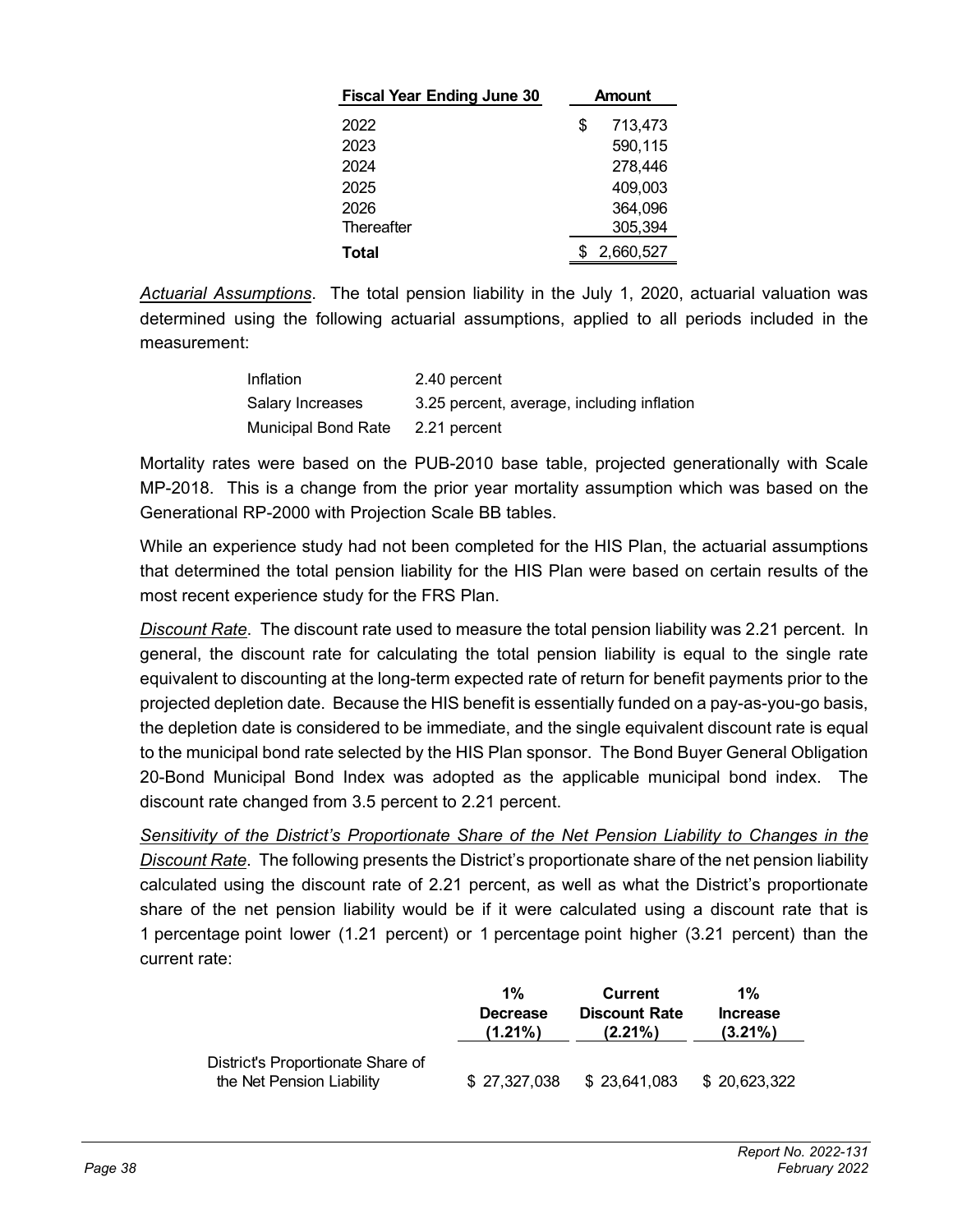| Fiscal Year Ending June 30 | Amount |
|---|---|
| 2022 | $ 713,473 |
| 2023 | 590,115 |
| 2024 | 278,446 |
| 2025 | 409,003 |
| 2026 | 364,096 |
| Thereafter | 305,394 |
| **Total** | $ 2,660,527 |

*Actuarial Assumptions*. The total pension liability in the July 1, 2020, actuarial valuation was determined using the following actuarial assumptions, applied to all periods included in the measurement:

| | |
|---|---|
| Inflation | 2.40 percent |
| Salary Increases | 3.25 percent, average, including inflation |
| Municipal Bond Rate | 2.21 percent |

Mortality rates were based on the PUB-2010 base table, projected generationally with Scale MP-2018. This is a change from the prior year mortality assumption which was based on the Generational RP-2000 with Projection Scale BB tables.

While an experience study had not been completed for the HIS Plan, the actuarial assumptions that determined the total pension liability for the HIS Plan were based on certain results of the most recent experience study for the FRS Plan.

*Discount Rate*. The discount rate used to measure the total pension liability was 2.21 percent. In general, the discount rate for calculating the total pension liability is equal to the single rate equivalent to discounting at the long-term expected rate of return for benefit payments prior to the projected depletion date. Because the HIS benefit is essentially funded on a pay-as-you-go basis, the depletion date is considered to be immediate, and the single equivalent discount rate is equal to the municipal bond rate selected by the HIS Plan sponsor. The Bond Buyer General Obligation 20-Bond Municipal Bond Index was adopted as the applicable municipal bond index. The discount rate changed from 3.5 percent to 2.21 percent.

*Sensitivity of the District's Proportionate Share of the Net Pension Liability to Changes in the Discount Rate*. The following presents the District's proportionate share of the net pension liability calculated using the discount rate of 2.21 percent, as well as what the District's proportionate share of the net pension liability would be if it were calculated using a discount rate that is 1 percentage point lower (1.21 percent) or 1 percentage point higher (3.21 percent) than the current rate:

| | 1% Decrease (1.21%) | Current Discount Rate (2.21%) | 1% Increase (3.21%) |
|---|---|---|---|
| District's Proportionate Share of the Net Pension Liability | $ 27,327,038 | $ 23,641,083 | $ 20,623,322 |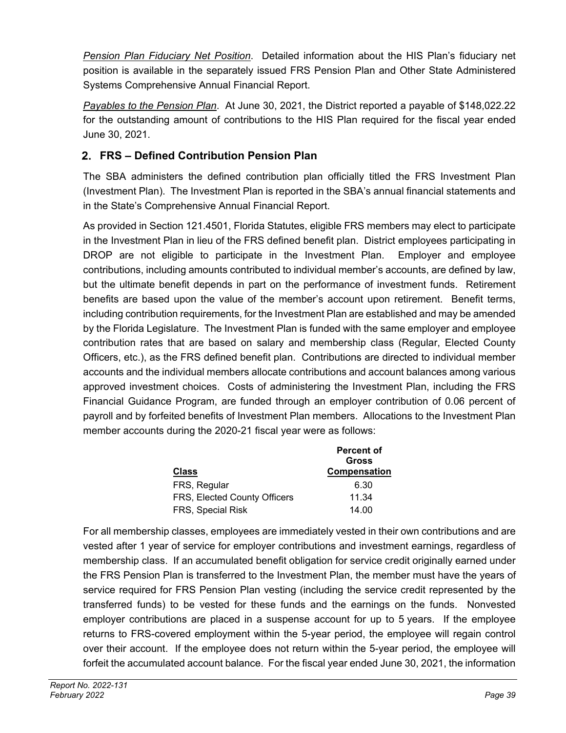*Pension Plan Fiduciary Net Position*. Detailed information about the HIS Plan's fiduciary net position is available in the separately issued FRS Pension Plan and Other State Administered Systems Comprehensive Annual Financial Report.

*Payables to the Pension Plan*. At June 30, 2021, the District reported a payable of $148,022.22 for the outstanding amount of contributions to the HIS Plan required for the fiscal year ended June 30, 2021.

## 2. FRS – Defined Contribution Pension Plan

The SBA administers the defined contribution plan officially titled the FRS Investment Plan (Investment Plan). The Investment Plan is reported in the SBA's annual financial statements and in the State's Comprehensive Annual Financial Report.

As provided in Section 121.4501, Florida Statutes, eligible FRS members may elect to participate in the Investment Plan in lieu of the FRS defined benefit plan. District employees participating in DROP are not eligible to participate in the Investment Plan. Employer and employee contributions, including amounts contributed to individual member's accounts, are defined by law, but the ultimate benefit depends in part on the performance of investment funds. Retirement benefits are based upon the value of the member's account upon retirement. Benefit terms, including contribution requirements, for the Investment Plan are established and may be amended by the Florida Legislature. The Investment Plan is funded with the same employer and employee contribution rates that are based on salary and membership class (Regular, Elected County Officers, etc.), as the FRS defined benefit plan. Contributions are directed to individual member accounts and the individual members allocate contributions and account balances among various approved investment choices. Costs of administering the Investment Plan, including the FRS Financial Guidance Program, are funded through an employer contribution of 0.06 percent of payroll and by forfeited benefits of Investment Plan members. Allocations to the Investment Plan member accounts during the 2020-21 fiscal year were as follows:

| Class | Percent of Gross Compensation |
|---|---|
| FRS, Regular | 6.30 |
| FRS, Elected County Officers | 11.34 |
| FRS, Special Risk | 14.00 |

For all membership classes, employees are immediately vested in their own contributions and are vested after 1 year of service for employer contributions and investment earnings, regardless of membership class. If an accumulated benefit obligation for service credit originally earned under the FRS Pension Plan is transferred to the Investment Plan, the member must have the years of service required for FRS Pension Plan vesting (including the service credit represented by the transferred funds) to be vested for these funds and the earnings on the funds. Nonvested employer contributions are placed in a suspense account for up to 5 years. If the employee returns to FRS-covered employment within the 5-year period, the employee will regain control over their account. If the employee does not return within the 5-year period, the employee will forfeit the accumulated account balance. For the fiscal year ended June 30, 2021, the information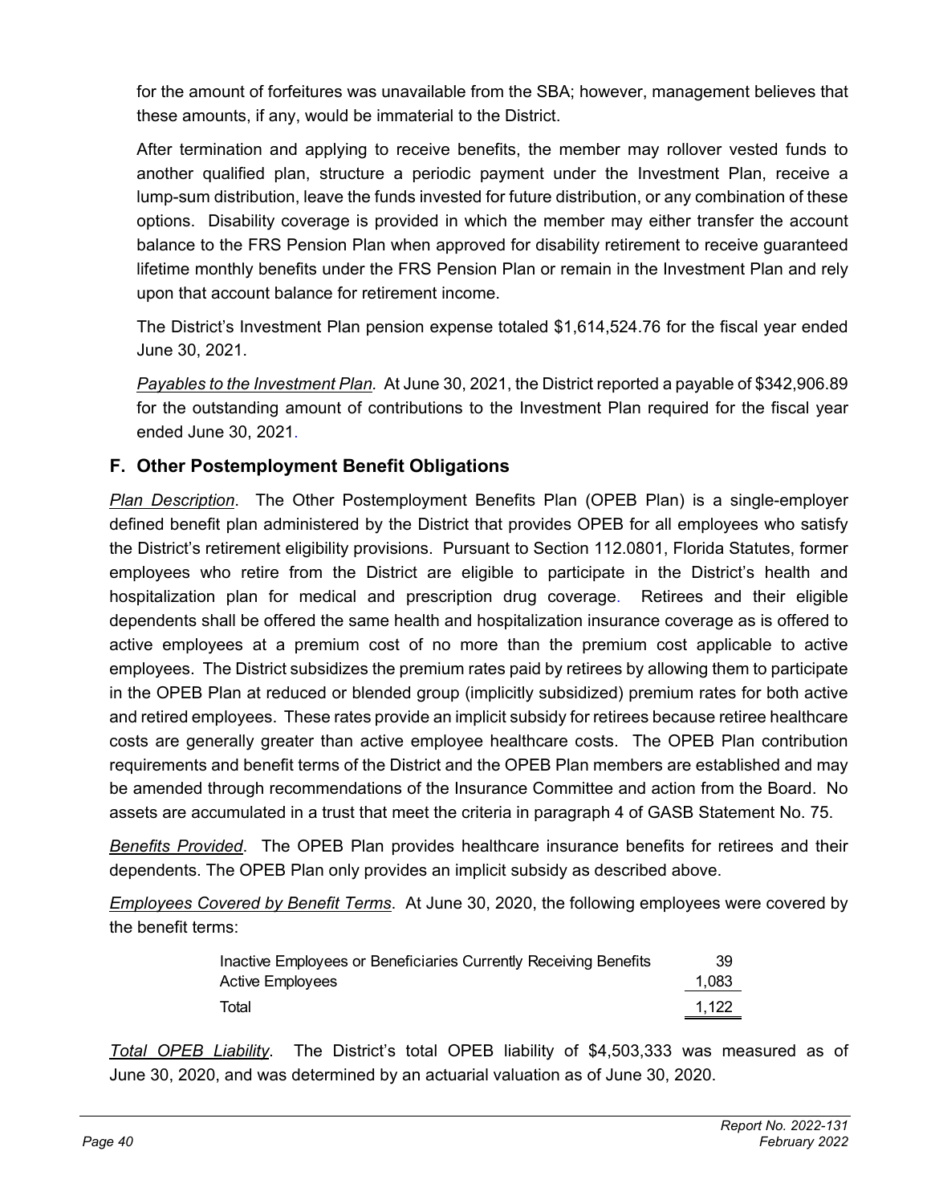for the amount of forfeitures was unavailable from the SBA; however, management believes that these amounts, if any, would be immaterial to the District.

After termination and applying to receive benefits, the member may rollover vested funds to another qualified plan, structure a periodic payment under the Investment Plan, receive a lump-sum distribution, leave the funds invested for future distribution, or any combination of these options. Disability coverage is provided in which the member may either transfer the account balance to the FRS Pension Plan when approved for disability retirement to receive guaranteed lifetime monthly benefits under the FRS Pension Plan or remain in the Investment Plan and rely upon that account balance for retirement income.

The District's Investment Plan pension expense totaled $1,614,524.76 for the fiscal year ended June 30, 2021.

*Payables to the Investment Plan*. At June 30, 2021, the District reported a payable of $342,906.89 for the outstanding amount of contributions to the Investment Plan required for the fiscal year ended June 30, 2021.

## F. Other Postemployment Benefit Obligations

*Plan Description*. The Other Postemployment Benefits Plan (OPEB Plan) is a single-employer defined benefit plan administered by the District that provides OPEB for all employees who satisfy the District's retirement eligibility provisions. Pursuant to Section 112.0801, Florida Statutes, former employees who retire from the District are eligible to participate in the District's health and hospitalization plan for medical and prescription drug coverage. Retirees and their eligible dependents shall be offered the same health and hospitalization insurance coverage as is offered to active employees at a premium cost of no more than the premium cost applicable to active employees. The District subsidizes the premium rates paid by retirees by allowing them to participate in the OPEB Plan at reduced or blended group (implicitly subsidized) premium rates for both active and retired employees. These rates provide an implicit subsidy for retirees because retiree healthcare costs are generally greater than active employee healthcare costs. The OPEB Plan contribution requirements and benefit terms of the District and the OPEB Plan members are established and may be amended through recommendations of the Insurance Committee and action from the Board. No assets are accumulated in a trust that meet the criteria in paragraph 4 of GASB Statement No. 75.

*Benefits Provided*. The OPEB Plan provides healthcare insurance benefits for retirees and their dependents. The OPEB Plan only provides an implicit subsidy as described above.

*Employees Covered by Benefit Terms*. At June 30, 2020, the following employees were covered by the benefit terms:

| | |
|---|---|
| Inactive Employees or Beneficiaries Currently Receiving Benefits | 39 |
| Active Employees | 1,083 |
| Total | 1,122 |

*Total OPEB Liability*. The District's total OPEB liability of $4,503,333 was measured as of June 30, 2020, and was determined by an actuarial valuation as of June 30, 2020.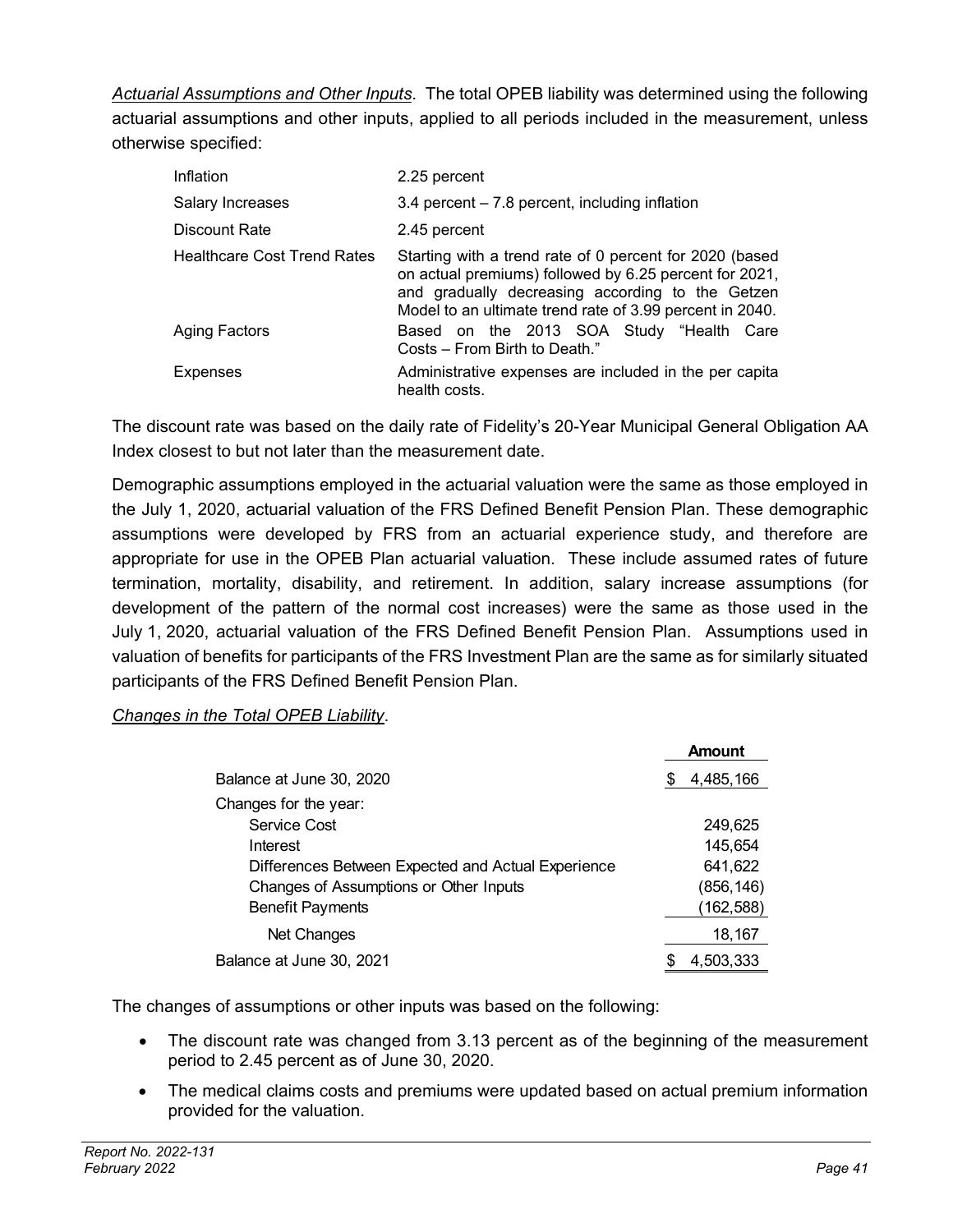*Actuarial Assumptions and Other Inputs*. The total OPEB liability was determined using the following actuarial assumptions and other inputs, applied to all periods included in the measurement, unless otherwise specified:

| | |
|---|---|
| Inflation | 2.25 percent |
| Salary Increases | 3.4 percent – 7.8 percent, including inflation |
| Discount Rate | 2.45 percent |
| Healthcare Cost Trend Rates | Starting with a trend rate of 0 percent for 2020 (based on actual premiums) followed by 6.25 percent for 2021, and gradually decreasing according to the Getzen Model to an ultimate trend rate of 3.99 percent in 2040. |
| Aging Factors | Based on the 2013 SOA Study "Health Care Costs – From Birth to Death." |
| Expenses | Administrative expenses are included in the per capita health costs. |

The discount rate was based on the daily rate of Fidelity's 20-Year Municipal General Obligation AA Index closest to but not later than the measurement date.

Demographic assumptions employed in the actuarial valuation were the same as those employed in the July 1, 2020, actuarial valuation of the FRS Defined Benefit Pension Plan. These demographic assumptions were developed by FRS from an actuarial experience study, and therefore are appropriate for use in the OPEB Plan actuarial valuation. These include assumed rates of future termination, mortality, disability, and retirement. In addition, salary increase assumptions (for development of the pattern of the normal cost increases) were the same as those used in the July 1, 2020, actuarial valuation of the FRS Defined Benefit Pension Plan. Assumptions used in valuation of benefits for participants of the FRS Investment Plan are the same as for similarly situated participants of the FRS Defined Benefit Pension Plan.

*Changes in the Total OPEB Liability*.

| | Amount |
|---|---|
| Balance at June 30, 2020 | $ 4,485,166 |
| Changes for the year: | |
| Service Cost | 249,625 |
| Interest | 145,654 |
| Differences Between Expected and Actual Experience | 641,622 |
| Changes of Assumptions or Other Inputs | (856,146) |
| Benefit Payments | (162,588) |
| Net Changes | 18,167 |
| Balance at June 30, 2021 | $ 4,503,333 |

The changes of assumptions or other inputs was based on the following:

- The discount rate was changed from 3.13 percent as of the beginning of the measurement period to 2.45 percent as of June 30, 2020.
- The medical claims costs and premiums were updated based on actual premium information provided for the valuation.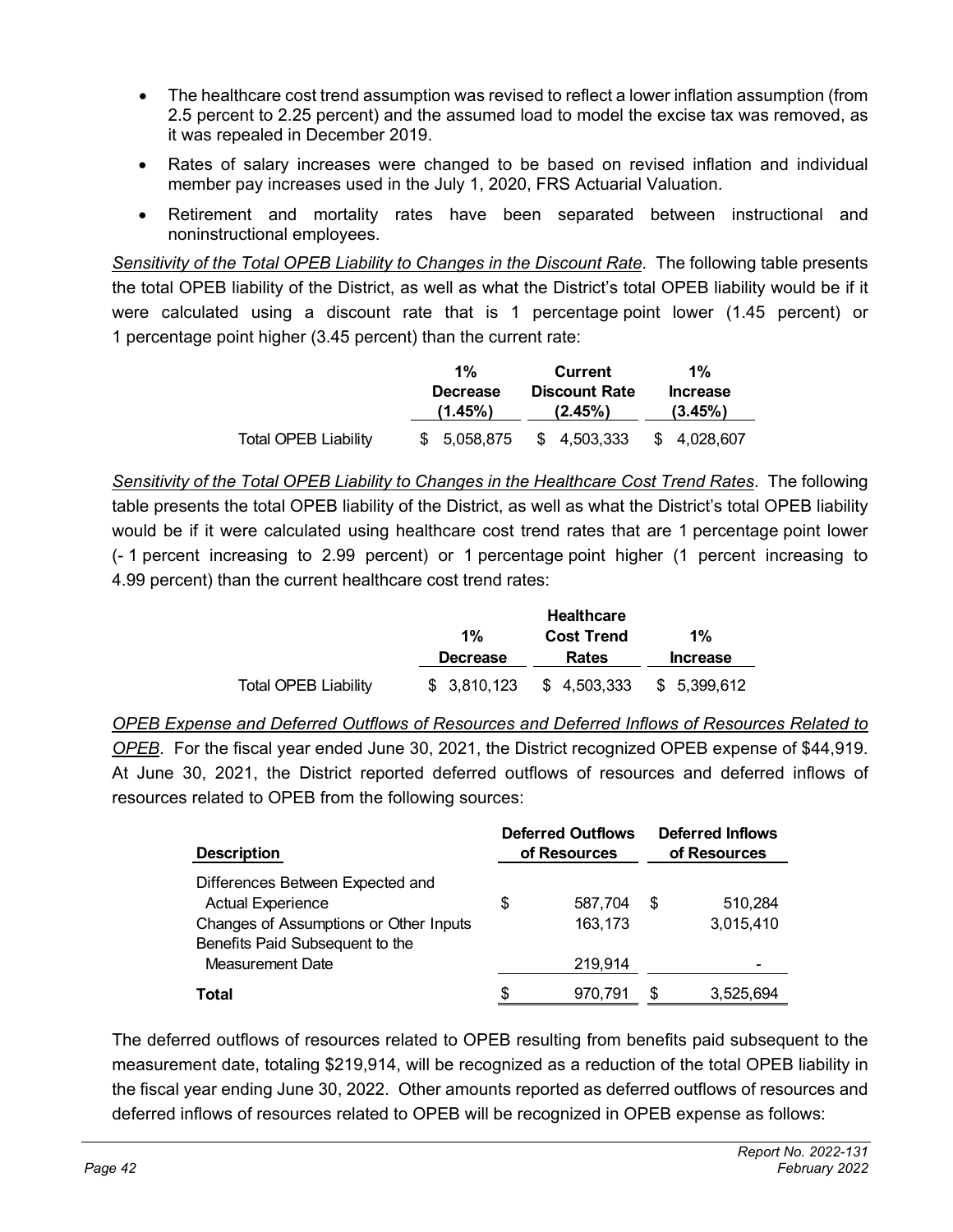- The healthcare cost trend assumption was revised to reflect a lower inflation assumption (from 2.5 percent to 2.25 percent) and the assumed load to model the excise tax was removed, as it was repealed in December 2019.
- Rates of salary increases were changed to be based on revised inflation and individual member pay increases used in the July 1, 2020, FRS Actuarial Valuation.
- Retirement and mortality rates have been separated between instructional and noninstructional employees.

*Sensitivity of the Total OPEB Liability to Changes in the Discount Rate*. The following table presents the total OPEB liability of the District, as well as what the District's total OPEB liability would be if it were calculated using a discount rate that is 1 percentage point lower (1.45 percent) or 1 percentage point higher (3.45 percent) than the current rate:

| | 1% Decrease (1.45%) | Current Discount Rate (2.45%) | 1% Increase (3.45%) |
|---|---|---|---|
| Total OPEB Liability | $ 5,058,875 | $ 4,503,333 | $ 4,028,607 |

*Sensitivity of the Total OPEB Liability to Changes in the Healthcare Cost Trend Rates*. The following table presents the total OPEB liability of the District, as well as what the District's total OPEB liability would be if it were calculated using healthcare cost trend rates that are 1 percentage point lower (- 1 percent increasing to 2.99 percent) or 1 percentage point higher (1 percent increasing to 4.99 percent) than the current healthcare cost trend rates:

| | 1% Decrease | Healthcare Cost Trend Rates | 1% Increase |
|---|---|---|---|
| Total OPEB Liability | $ 3,810,123 | $ 4,503,333 | $ 5,399,612 |

*OPEB Expense and Deferred Outflows of Resources and Deferred Inflows of Resources Related to OPEB*. For the fiscal year ended June 30, 2021, the District recognized OPEB expense of $44,919. At June 30, 2021, the District reported deferred outflows of resources and deferred inflows of resources related to OPEB from the following sources:

| Description | Deferred Outflows of Resources | Deferred Inflows of Resources |
|---|---|---|
| Differences Between Expected and Actual Experience | $ 587,704 | $ 510,284 |
| Changes of Assumptions or Other Inputs | 163,173 | 3,015,410 |
| Benefits Paid Subsequent to the Measurement Date | 219,914 | - |
| **Total** | $ 970,791 | $ 3,525,694 |

The deferred outflows of resources related to OPEB resulting from benefits paid subsequent to the measurement date, totaling $219,914, will be recognized as a reduction of the total OPEB liability in the fiscal year ending June 30, 2022. Other amounts reported as deferred outflows of resources and deferred inflows of resources related to OPEB will be recognized in OPEB expense as follows: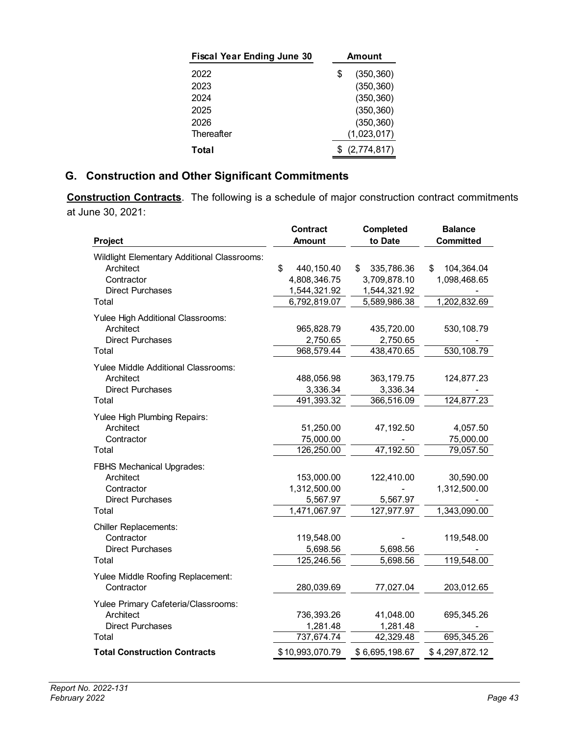| Fiscal Year Ending June 30 | Amount |
|---|---|
| 2022 | $ (350,360) |
| 2023 | (350,360) |
| 2024 | (350,360) |
| 2025 | (350,360) |
| 2026 | (350,360) |
| Thereafter | (1,023,017) |
| **Total** | $ (2,774,817) |

## G. Construction and Other Significant Commitments

**Construction Contracts**. The following is a schedule of major construction contract commitments at June 30, 2021:

| Project | Contract Amount | Completed to Date | Balance Committed |
|---|---|---|---|
| Wildlight Elementary Additional Classrooms: | | | |
| Architect | $ 440,150.40 | $ 335,786.36 | $ 104,364.04 |
| Contractor | 4,808,346.75 | 3,709,878.10 | 1,098,468.65 |
| Direct Purchases | 1,544,321.92 | 1,544,321.92 | - |
| Total | 6,792,819.07 | 5,589,986.38 | 1,202,832.69 |
| Yulee High Additional Classrooms: | | | |
| Architect | 965,828.79 | 435,720.00 | 530,108.79 |
| Direct Purchases | 2,750.65 | 2,750.65 | - |
| Total | 968,579.44 | 438,470.65 | 530,108.79 |
| Yulee Middle Additional Classrooms: | | | |
| Architect | 488,056.98 | 363,179.75 | 124,877.23 |
| Direct Purchases | 3,336.34 | 3,336.34 | - |
| Total | 491,393.32 | 366,516.09 | 124,877.23 |
| Yulee High Plumbing Repairs: | | | |
| Architect | 51,250.00 | 47,192.50 | 4,057.50 |
| Contractor | 75,000.00 | - | 75,000.00 |
| Total | 126,250.00 | 47,192.50 | 79,057.50 |
| FBHS Mechanical Upgrades: | | | |
| Architect | 153,000.00 | 122,410.00 | 30,590.00 |
| Contractor | 1,312,500.00 | - | 1,312,500.00 |
| Direct Purchases | 5,567.97 | 5,567.97 | - |
| Total | 1,471,067.97 | 127,977.97 | 1,343,090.00 |
| Chiller Replacements: | | | |
| Contractor | 119,548.00 | - | 119,548.00 |
| Direct Purchases | 5,698.56 | 5,698.56 | - |
| Total | 125,246.56 | 5,698.56 | 119,548.00 |
| Yulee Middle Roofing Replacement: | | | |
| Contractor | 280,039.69 | 77,027.04 | 203,012.65 |
| Yulee Primary Cafeteria/Classrooms: | | | |
| Architect | 736,393.26 | 41,048.00 | 695,345.26 |
| Direct Purchases | 1,281.48 | 1,281.48 | - |
| Total | 737,674.74 | 42,329.48 | 695,345.26 |
| **Total Construction Contracts** | $ 10,993,070.79 | $ 6,695,198.67 | $ 4,297,872.12 |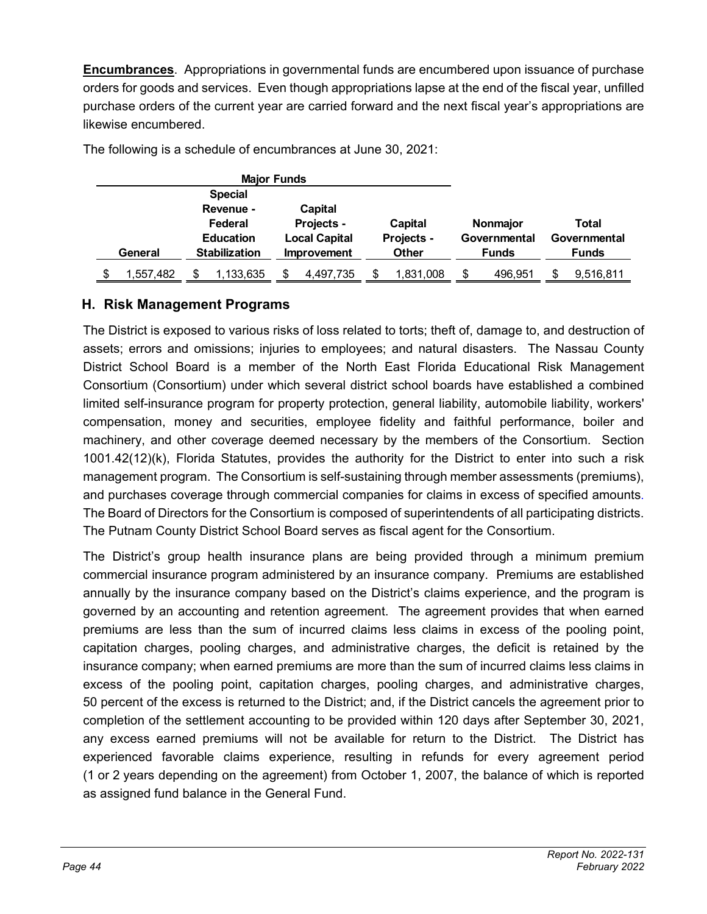**Encumbrances**. Appropriations in governmental funds are encumbered upon issuance of purchase orders for goods and services. Even though appropriations lapse at the end of the fiscal year, unfilled purchase orders of the current year are carried forward and the next fiscal year's appropriations are likewise encumbered.

The following is a schedule of encumbrances at June 30, 2021:

| Major Funds | | | | | |
|---|---|---|---|---|---|
| General | Special Revenue - Federal Education Stabilization | Capital Projects - Local Capital Improvement | Capital Projects - Other | Nonmajor Governmental Funds | Total Governmental Funds |
| $ 1,557,482 | $ 1,133,635 | $ 4,497,735 | $ 1,831,008 | $ 496,951 | $ 9,516,811 |

## H. Risk Management Programs

The District is exposed to various risks of loss related to torts; theft of, damage to, and destruction of assets; errors and omissions; injuries to employees; and natural disasters. The Nassau County District School Board is a member of the North East Florida Educational Risk Management Consortium (Consortium) under which several district school boards have established a combined limited self-insurance program for property protection, general liability, automobile liability, workers' compensation, money and securities, employee fidelity and faithful performance, boiler and machinery, and other coverage deemed necessary by the members of the Consortium. Section 1001.42(12)(k), Florida Statutes, provides the authority for the District to enter into such a risk management program. The Consortium is self-sustaining through member assessments (premiums), and purchases coverage through commercial companies for claims in excess of specified amounts. The Board of Directors for the Consortium is composed of superintendents of all participating districts. The Putnam County District School Board serves as fiscal agent for the Consortium.

The District's group health insurance plans are being provided through a minimum premium commercial insurance program administered by an insurance company. Premiums are established annually by the insurance company based on the District's claims experience, and the program is governed by an accounting and retention agreement. The agreement provides that when earned premiums are less than the sum of incurred claims less claims in excess of the pooling point, capitation charges, pooling charges, and administrative charges, the deficit is retained by the insurance company; when earned premiums are more than the sum of incurred claims less claims in excess of the pooling point, capitation charges, pooling charges, and administrative charges, 50 percent of the excess is returned to the District; and, if the District cancels the agreement prior to completion of the settlement accounting to be provided within 120 days after September 30, 2021, any excess earned premiums will not be available for return to the District. The District has experienced favorable claims experience, resulting in refunds for every agreement period (1 or 2 years depending on the agreement) from October 1, 2007, the balance of which is reported as assigned fund balance in the General Fund.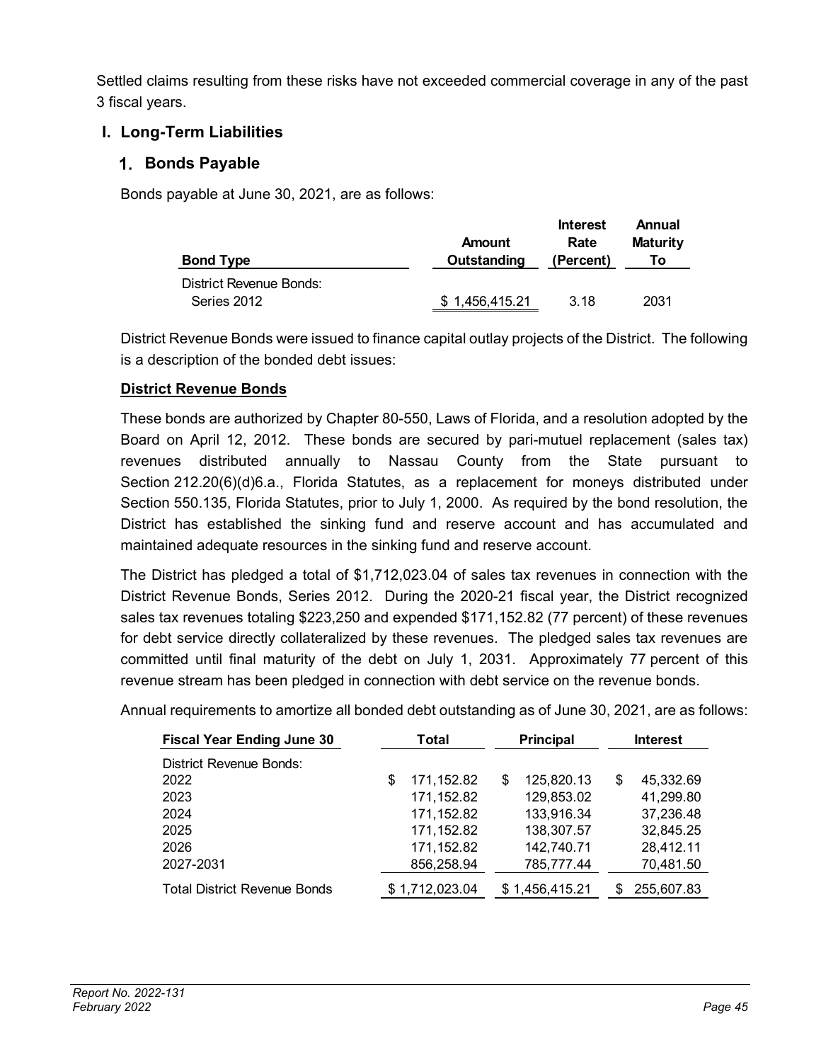Settled claims resulting from these risks have not exceeded commercial coverage in any of the past 3 fiscal years.

## I. Long-Term Liabilities

### 1. Bonds Payable

Bonds payable at June 30, 2021, are as follows:

| Bond Type | Amount Outstanding | Interest Rate (Percent) | Annual Maturity To |
|---|---|---|---|
| District Revenue Bonds: | | | |
| Series 2012 | $ 1,456,415.21 | 3.18 | 2031 |

District Revenue Bonds were issued to finance capital outlay projects of the District. The following is a description of the bonded debt issues:

**District Revenue Bonds**

These bonds are authorized by Chapter 80-550, Laws of Florida, and a resolution adopted by the Board on April 12, 2012. These bonds are secured by pari-mutuel replacement (sales tax) revenues distributed annually to Nassau County from the State pursuant to Section 212.20(6)(d)6.a., Florida Statutes, as a replacement for moneys distributed under Section 550.135, Florida Statutes, prior to July 1, 2000. As required by the bond resolution, the District has established the sinking fund and reserve account and has accumulated and maintained adequate resources in the sinking fund and reserve account.

The District has pledged a total of $1,712,023.04 of sales tax revenues in connection with the District Revenue Bonds, Series 2012. During the 2020-21 fiscal year, the District recognized sales tax revenues totaling $223,250 and expended $171,152.82 (77 percent) of these revenues for debt service directly collateralized by these revenues. The pledged sales tax revenues are committed until final maturity of the debt on July 1, 2031. Approximately 77 percent of this revenue stream has been pledged in connection with debt service on the revenue bonds.

Annual requirements to amortize all bonded debt outstanding as of June 30, 2021, are as follows:

| Fiscal Year Ending June 30 | Total | Principal | Interest |
|---|---|---|---|
| District Revenue Bonds: | | | |
| 2022 | $ 171,152.82 | $ 125,820.13 | $ 45,332.69 |
| 2023 | 171,152.82 | 129,853.02 | 41,299.80 |
| 2024 | 171,152.82 | 133,916.34 | 37,236.48 |
| 2025 | 171,152.82 | 138,307.57 | 32,845.25 |
| 2026 | 171,152.82 | 142,740.71 | 28,412.11 |
| 2027-2031 | 856,258.94 | 785,777.44 | 70,481.50 |
| Total District Revenue Bonds | $ 1,712,023.04 | $ 1,456,415.21 | $ 255,607.83 |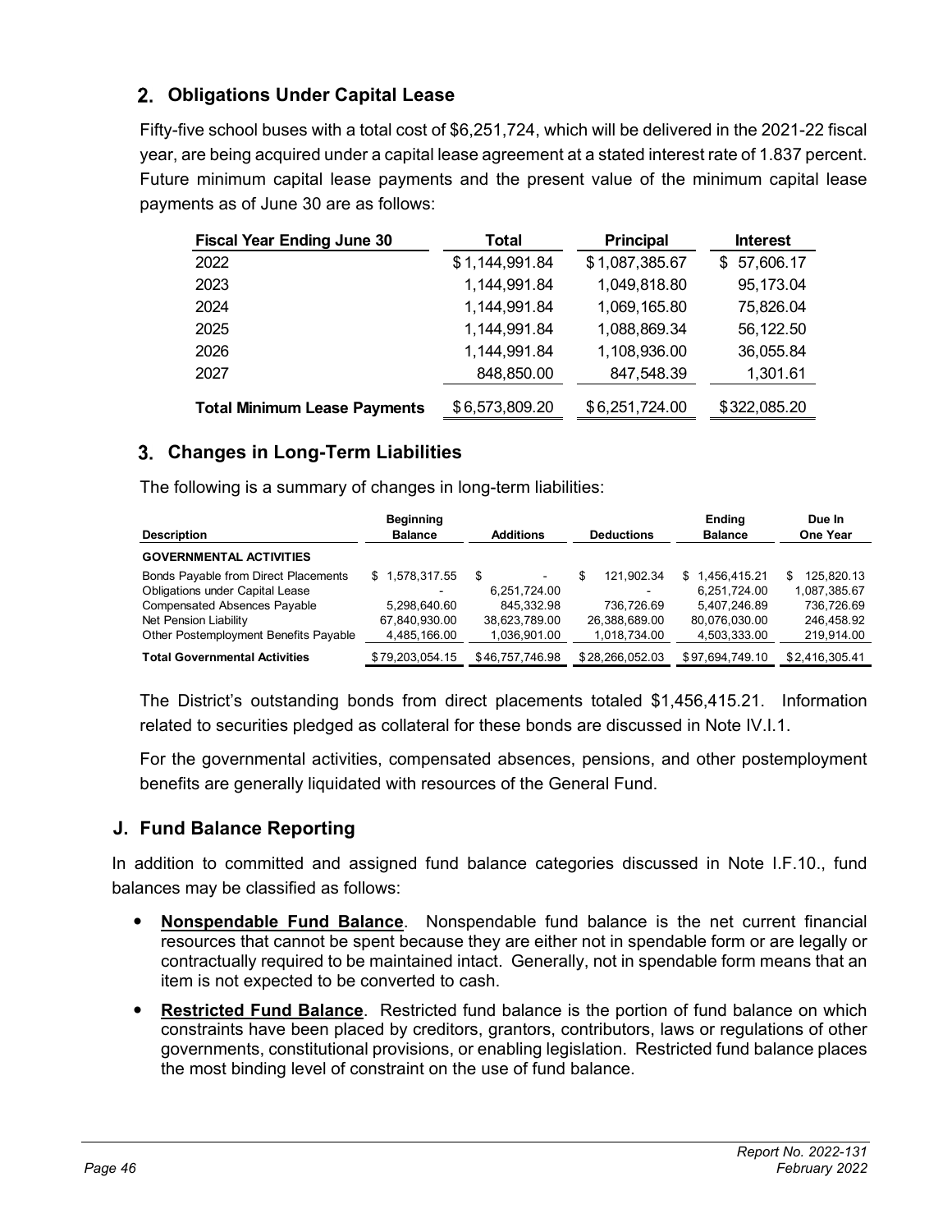## 2. Obligations Under Capital Lease

Fifty-five school buses with a total cost of $6,251,724, which will be delivered in the 2021-22 fiscal year, are being acquired under a capital lease agreement at a stated interest rate of 1.837 percent. Future minimum capital lease payments and the present value of the minimum capital lease payments as of June 30 are as follows:

| Fiscal Year Ending June 30 | Total | Principal | Interest |
|---|---|---|---|
| 2022 | $1,144,991.84 | $1,087,385.67 | $ 57,606.17 |
| 2023 | 1,144,991.84 | 1,049,818.80 | 95,173.04 |
| 2024 | 1,144,991.84 | 1,069,165.80 | 75,826.04 |
| 2025 | 1,144,991.84 | 1,088,869.34 | 56,122.50 |
| 2026 | 1,144,991.84 | 1,108,936.00 | 36,055.84 |
| 2027 | 848,850.00 | 847,548.39 | 1,301.61 |
| **Total Minimum Lease Payments** | $6,573,809.20 | $6,251,724.00 | $322,085.20 |

## 3. Changes in Long-Term Liabilities

The following is a summary of changes in long-term liabilities:

| Description | Beginning Balance | Additions | Deductions | Ending Balance | Due In One Year |
|---|---|---|---|---|---|
| **GOVERNMENTAL ACTIVITIES** | | | | | |
| Bonds Payable from Direct Placements | $ 1,578,317.55 | $ - | $ 121,902.34 | $ 1,456,415.21 | $ 125,820.13 |
| Obligations under Capital Lease | - | 6,251,724.00 | - | 6,251,724.00 | 1,087,385.67 |
| Compensated Absences Payable | 5,298,640.60 | 845,332.98 | 736,726.69 | 5,407,246.89 | 736,726.69 |
| Net Pension Liability | 67,840,930.00 | 38,623,789.00 | 26,388,689.00 | 80,076,030.00 | 246,458.92 |
| Other Postemployment Benefits Payable | 4,485,166.00 | 1,036,901.00 | 1,018,734.00 | 4,503,333.00 | 219,914.00 |
| **Total Governmental Activities** | $79,203,054.15 | $46,757,746.98 | $28,266,052.03 | $97,694,749.10 | $2,416,305.41 |

The District's outstanding bonds from direct placements totaled $1,456,415.21. Information related to securities pledged as collateral for these bonds are discussed in Note IV.I.1.

For the governmental activities, compensated absences, pensions, and other postemployment benefits are generally liquidated with resources of the General Fund.

## J. Fund Balance Reporting

In addition to committed and assigned fund balance categories discussed in Note I.F.10., fund balances may be classified as follows:

- **Nonspendable Fund Balance**. Nonspendable fund balance is the net current financial resources that cannot be spent because they are either not in spendable form or are legally or contractually required to be maintained intact. Generally, not in spendable form means that an item is not expected to be converted to cash.
- **Restricted Fund Balance**. Restricted fund balance is the portion of fund balance on which constraints have been placed by creditors, grantors, contributors, laws or regulations of other governments, constitutional provisions, or enabling legislation. Restricted fund balance places the most binding level of constraint on the use of fund balance.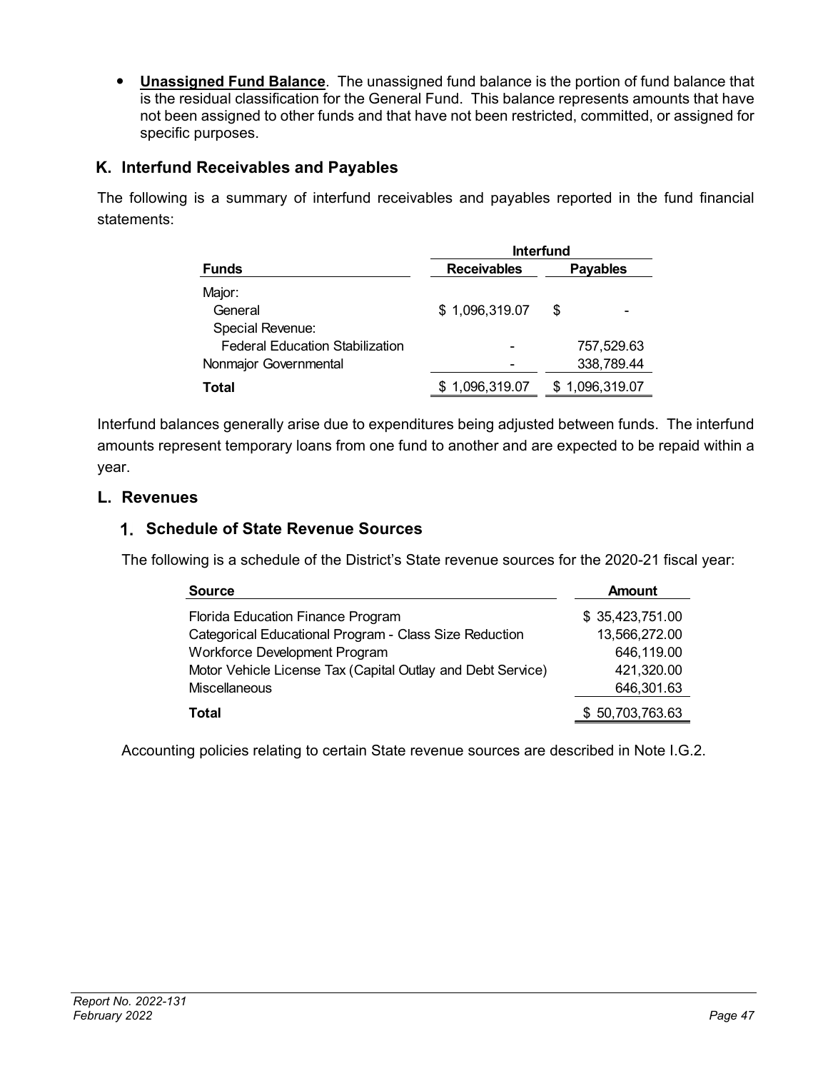- **Unassigned Fund Balance**. The unassigned fund balance is the portion of fund balance that is the residual classification for the General Fund. This balance represents amounts that have not been assigned to other funds and that have not been restricted, committed, or assigned for specific purposes.

## K. Interfund Receivables and Payables

The following is a summary of interfund receivables and payables reported in the fund financial statements:

| | Interfund | |
|---|---|---|
| **Funds** | **Receivables** | **Payables** |
| Major: | | |
| General | $ 1,096,319.07 | $ - |
| Special Revenue: | | |
| Federal Education Stabilization | - | 757,529.63 |
| Nonmajor Governmental | - | 338,789.44 |
| **Total** | $ 1,096,319.07 | $ 1,096,319.07 |

Interfund balances generally arise due to expenditures being adjusted between funds. The interfund amounts represent temporary loans from one fund to another and are expected to be repaid within a year.

## L. Revenues

### 1. Schedule of State Revenue Sources

The following is a schedule of the District's State revenue sources for the 2020-21 fiscal year:

| Source | Amount |
|---|---|
| Florida Education Finance Program | $ 35,423,751.00 |
| Categorical Educational Program - Class Size Reduction | 13,566,272.00 |
| Workforce Development Program | 646,119.00 |
| Motor Vehicle License Tax (Capital Outlay and Debt Service) | 421,320.00 |
| Miscellaneous | 646,301.63 |
| **Total** | $ 50,703,763.63 |

Accounting policies relating to certain State revenue sources are described in Note I.G.2.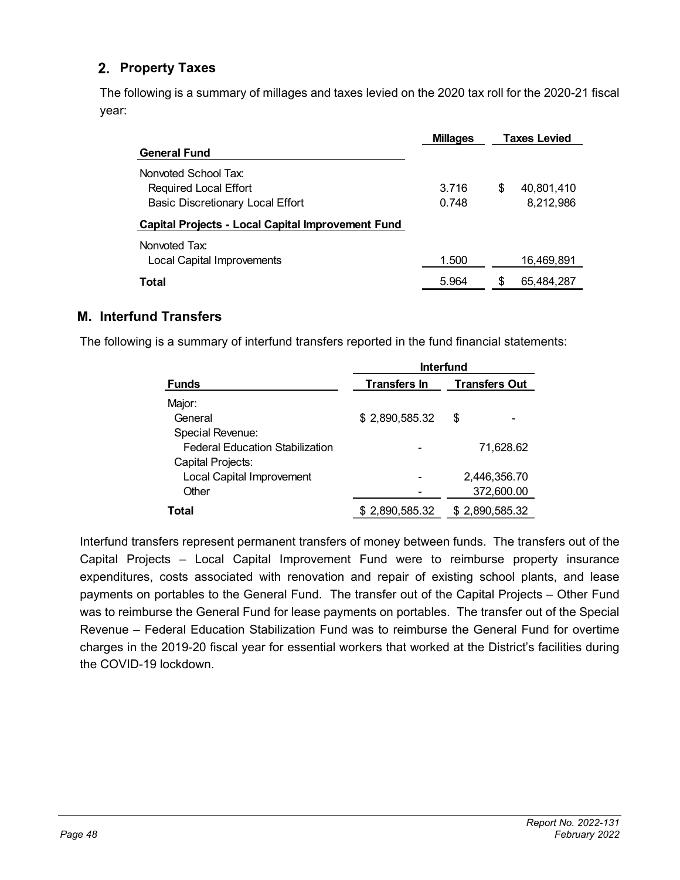## 2. Property Taxes

The following is a summary of millages and taxes levied on the 2020 tax roll for the 2020-21 fiscal year:

| | Millages | Taxes Levied |
|---|---|---|
| **General Fund** | | |
| Nonvoted School Tax: | | |
| Required Local Effort | 3.716 | $ 40,801,410 |
| Basic Discretionary Local Effort | 0.748 | 8,212,986 |
| **Capital Projects - Local Capital Improvement Fund** | | |
| Nonvoted Tax: | | |
| Local Capital Improvements | 1.500 | 16,469,891 |
| **Total** | 5.964 | $ 65,484,287 |

## M. Interfund Transfers

The following is a summary of interfund transfers reported in the fund financial statements:

| | Interfund | |
|---|---|---|
| **Funds** | **Transfers In** | **Transfers Out** |
| Major: | | |
| General | $ 2,890,585.32 | $ - |
| Special Revenue: | | |
| Federal Education Stabilization | - | 71,628.62 |
| Capital Projects: | | |
| Local Capital Improvement | - | 2,446,356.70 |
| Other | - | 372,600.00 |
| **Total** | $ 2,890,585.32 | $ 2,890,585.32 |

Interfund transfers represent permanent transfers of money between funds. The transfers out of the Capital Projects – Local Capital Improvement Fund were to reimburse property insurance expenditures, costs associated with renovation and repair of existing school plants, and lease payments on portables to the General Fund. The transfer out of the Capital Projects – Other Fund was to reimburse the General Fund for lease payments on portables. The transfer out of the Special Revenue – Federal Education Stabilization Fund was to reimburse the General Fund for overtime charges in the 2019-20 fiscal year for essential workers that worked at the District's facilities during the COVID-19 lockdown.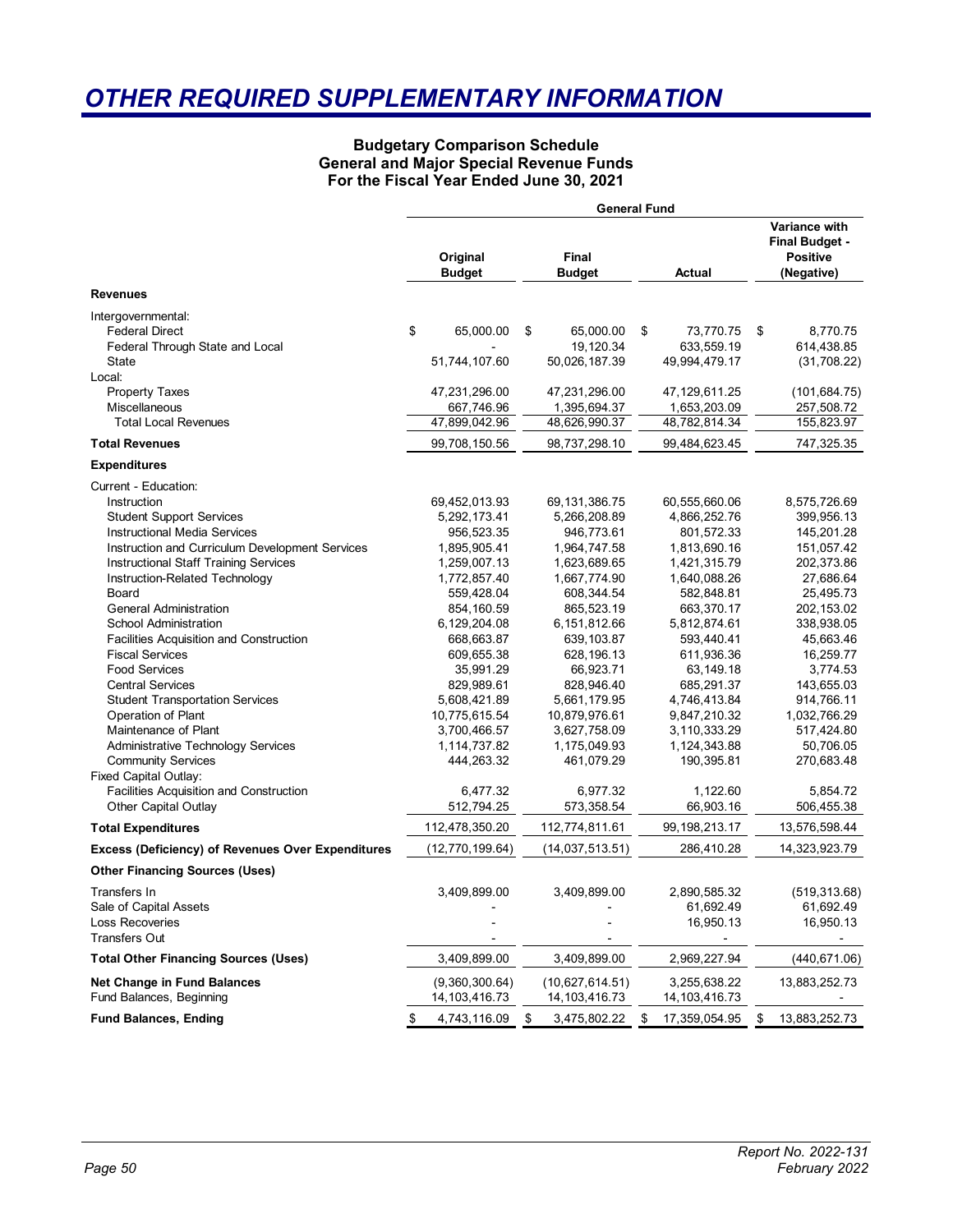# OTHER REQUIRED SUPPLEMENTARY INFORMATION

**Budgetary Comparison Schedule**
**General and Major Special Revenue Funds**
**For the Fiscal Year Ended June 30, 2021**

| | General Fund | | | |
|---|---|---|---|---|
| | Original Budget | Final Budget | Actual | Variance with Final Budget - Positive (Negative) |
| **Revenues** | | | | |
| Intergovernmental: | | | | |
| Federal Direct | $ 65,000.00 | $ 65,000.00 | $ 73,770.75 | $ 8,770.75 |
| Federal Through State and Local | - | 19,120.34 | 633,559.19 | 614,438.85 |
| State | 51,744,107.60 | 50,026,187.39 | 49,994,479.17 | (31,708.22) |
| Local: | | | | |
| Property Taxes | 47,231,296.00 | 47,231,296.00 | 47,129,611.25 | (101,684.75) |
| Miscellaneous | 667,746.96 | 1,395,694.37 | 1,653,203.09 | 257,508.72 |
| Total Local Revenues | 47,899,042.96 | 48,626,990.37 | 48,782,814.34 | 155,823.97 |
| **Total Revenues** | 99,708,150.56 | 98,737,298.10 | 99,484,623.45 | 747,325.35 |
| **Expenditures** | | | | |
| Current - Education: | | | | |
| Instruction | 69,452,013.93 | 69,131,386.75 | 60,555,660.06 | 8,575,726.69 |
| Student Support Services | 5,292,173.41 | 5,266,208.89 | 4,866,252.76 | 399,956.13 |
| Instructional Media Services | 956,523.35 | 946,773.61 | 801,572.33 | 145,201.28 |
| Instruction and Curriculum Development Services | 1,895,905.41 | 1,964,747.58 | 1,813,690.16 | 151,057.42 |
| Instructional Staff Training Services | 1,259,007.13 | 1,623,689.65 | 1,421,315.79 | 202,373.86 |
| Instruction-Related Technology | 1,772,857.40 | 1,667,774.90 | 1,640,088.26 | 27,686.64 |
| Board | 559,428.04 | 608,344.54 | 582,848.81 | 25,495.73 |
| General Administration | 854,160.59 | 865,523.19 | 663,370.17 | 202,153.02 |
| School Administration | 6,129,204.08 | 6,151,812.66 | 5,812,874.61 | 338,938.05 |
| Facilities Acquisition and Construction | 668,663.87 | 639,103.87 | 593,440.41 | 45,663.46 |
| Fiscal Services | 609,655.38 | 628,196.13 | 611,936.36 | 16,259.77 |
| Food Services | 35,991.29 | 66,923.71 | 63,149.18 | 3,774.53 |
| Central Services | 829,989.61 | 828,946.40 | 685,291.37 | 143,655.03 |
| Student Transportation Services | 5,608,421.89 | 5,661,179.95 | 4,746,413.84 | 914,766.11 |
| Operation of Plant | 10,775,615.54 | 10,879,976.61 | 9,847,210.32 | 1,032,766.29 |
| Maintenance of Plant | 3,700,466.57 | 3,627,758.09 | 3,110,333.29 | 517,424.80 |
| Administrative Technology Services | 1,114,737.82 | 1,175,049.93 | 1,124,343.88 | 50,706.05 |
| Community Services | 444,263.32 | 461,079.29 | 190,395.81 | 270,683.48 |
| Fixed Capital Outlay: | | | | |
| Facilities Acquisition and Construction | 6,477.32 | 6,977.32 | 1,122.60 | 5,854.72 |
| Other Capital Outlay | 512,794.25 | 573,358.54 | 66,903.16 | 506,455.38 |
| **Total Expenditures** | 112,478,350.20 | 112,774,811.61 | 99,198,213.17 | 13,576,598.44 |
| **Excess (Deficiency) of Revenues Over Expenditures** | (12,770,199.64) | (14,037,513.51) | 286,410.28 | 14,323,923.79 |
| **Other Financing Sources (Uses)** | | | | |
| Transfers In | 3,409,899.00 | 3,409,899.00 | 2,890,585.32 | (519,313.68) |
| Sale of Capital Assets | - | - | 61,692.49 | 61,692.49 |
| Loss Recoveries | - | - | 16,950.13 | 16,950.13 |
| Transfers Out | - | - | - | - |
| **Total Other Financing Sources (Uses)** | 3,409,899.00 | 3,409,899.00 | 2,969,227.94 | (440,671.06) |
| **Net Change in Fund Balances** | (9,360,300.64) | (10,627,614.51) | 3,255,638.22 | 13,883,252.73 |
| Fund Balances, Beginning | 14,103,416.73 | 14,103,416.73 | 14,103,416.73 | - |
| **Fund Balances, Ending** | $ 4,743,116.09 | $ 3,475,802.22 | $ 17,359,054.95 | $ 13,883,252.73 |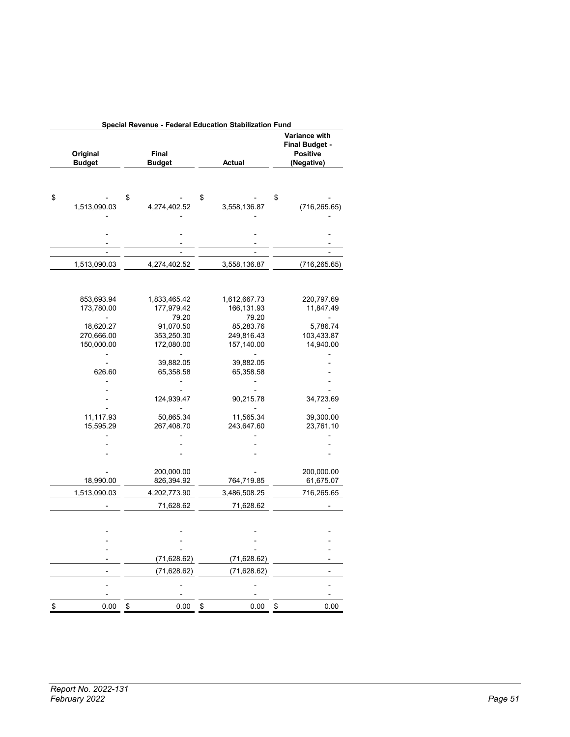| Special Revenue - Federal Education Stabilization Fund | | | |
|---|---|---|---|
| Original Budget | Final Budget | Actual | Variance with Final Budget - Positive (Negative) |
| $ - | $ - | $ - | $ - |
| 1,513,090.03 | 4,274,402.52 | 3,558,136.87 | (716,265.65) |
| - | - | - | - |
| - | - | - | - |
| - | - | - | - |
| - | - | - | - |
| 1,513,090.03 | 4,274,402.52 | 3,558,136.87 | (716,265.65) |
| 853,693.94 | 1,833,465.42 | 1,612,667.73 | 220,797.69 |
| 173,780.00 | 177,979.42 | 166,131.93 | 11,847.49 |
| - | 79.20 | 79.20 | - |
| 18,620.27 | 91,070.50 | 85,283.76 | 5,786.74 |
| 270,666.00 | 353,250.30 | 249,816.43 | 103,433.87 |
| 150,000.00 | 172,080.00 | 157,140.00 | 14,940.00 |
| - | - | - | - |
| - | 39,882.05 | 39,882.05 | - |
| 626.60 | 65,358.58 | 65,358.58 | - |
| - | - | - | - |
| - | - | - | - |
| - | 124,939.47 | 90,215.78 | 34,723.69 |
| - | - | - | - |
| 11,117.93 | 50,865.34 | 11,565.34 | 39,300.00 |
| 15,595.29 | 267,408.70 | 243,647.60 | 23,761.10 |
| - | - | - | - |
| - | - | - | - |
| - | - | - | - |
| - | 200,000.00 | - | 200,000.00 |
| 18,990.00 | 826,394.92 | 764,719.85 | 61,675.07 |
| 1,513,090.03 | 4,202,773.90 | 3,486,508.25 | 716,265.65 |
| - | 71,628.62 | 71,628.62 | - |
| - | - | - | - |
| - | - | - | - |
| - | - | - | - |
| - | (71,628.62) | (71,628.62) | - |
| - | (71,628.62) | (71,628.62) | - |
| - | - | - | - |
| - | - | - | - |
| $ 0.00 | $ 0.00 | $ 0.00 | $ 0.00 |

*Report No. 2022-131*
*February 2022*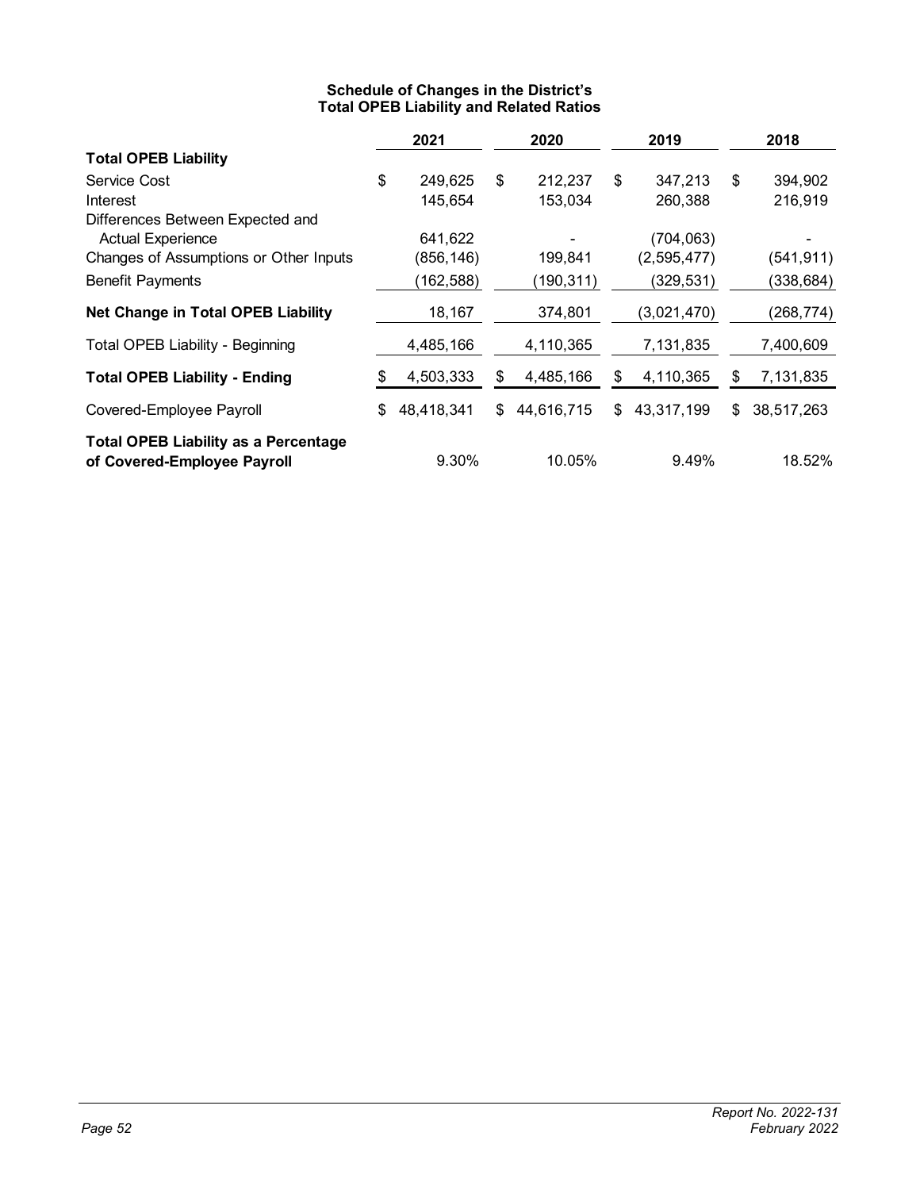**Schedule of Changes in the District's Total OPEB Liability and Related Ratios**

| | 2021 | 2020 | 2019 | 2018 |
|---|---|---|---|---|
| **Total OPEB Liability** | | | | |
| Service Cost | $ 249,625 | $ 212,237 | $ 347,213 | $ 394,902 |
| Interest | 145,654 | 153,034 | 260,388 | 216,919 |
| Differences Between Expected and Actual Experience | 641,622 | - | (704,063) | - |
| Changes of Assumptions or Other Inputs | (856,146) | 199,841 | (2,595,477) | (541,911) |
| Benefit Payments | (162,588) | (190,311) | (329,531) | (338,684) |
| **Net Change in Total OPEB Liability** | 18,167 | 374,801 | (3,021,470) | (268,774) |
| Total OPEB Liability - Beginning | 4,485,166 | 4,110,365 | 7,131,835 | 7,400,609 |
| **Total OPEB Liability - Ending** | $ 4,503,333 | $ 4,485,166 | $ 4,110,365 | $ 7,131,835 |
| Covered-Employee Payroll | $ 48,418,341 | $ 44,616,715 | $ 43,317,199 | $ 38,517,263 |
| **Total OPEB Liability as a Percentage of Covered-Employee Payroll** | 9.30% | 10.05% | 9.49% | 18.52% |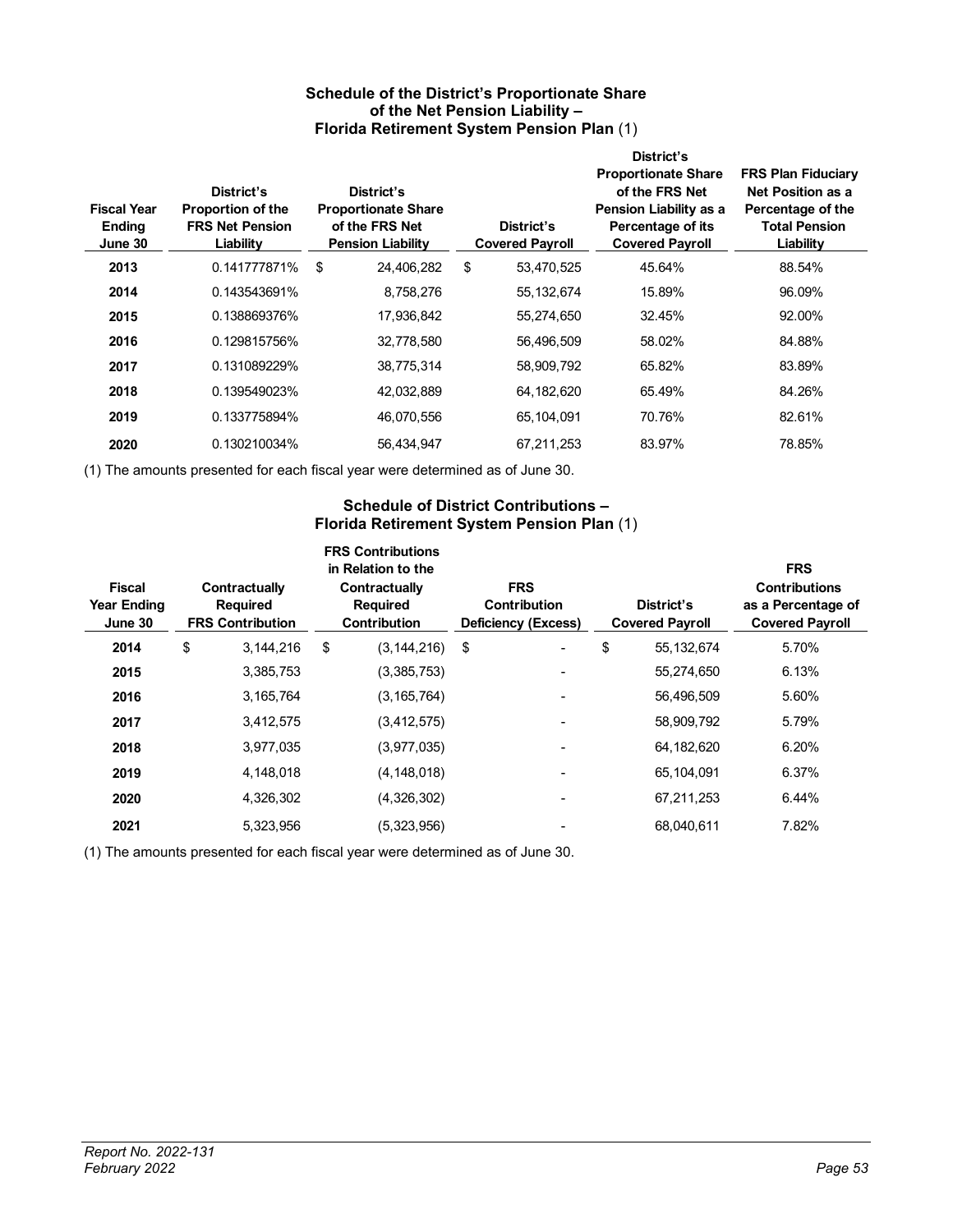### Schedule of the District's Proportionate Share of the Net Pension Liability – Florida Retirement System Pension Plan (1)

| Fiscal Year Ending June 30 | District's Proportion of the FRS Net Pension Liability | District's Proportionate Share of the FRS Net Pension Liability | District's Covered Payroll | District's Proportionate Share of the FRS Net Pension Liability as a Percentage of its Covered Payroll | FRS Plan Fiduciary Net Position as a Percentage of the Total Pension Liability |
|---|---|---|---|---|---|
| **2013** | 0.141777871% | $ 24,406,282 | $ 53,470,525 | 45.64% | 88.54% |
| **2014** | 0.143543691% | 8,758,276 | 55,132,674 | 15.89% | 96.09% |
| **2015** | 0.138869376% | 17,936,842 | 55,274,650 | 32.45% | 92.00% |
| **2016** | 0.129815756% | 32,778,580 | 56,496,509 | 58.02% | 84.88% |
| **2017** | 0.131089229% | 38,775,314 | 58,909,792 | 65.82% | 83.89% |
| **2018** | 0.139549023% | 42,032,889 | 64,182,620 | 65.49% | 84.26% |
| **2019** | 0.133775894% | 46,070,556 | 65,104,091 | 70.76% | 82.61% |
| **2020** | 0.130210034% | 56,434,947 | 67,211,253 | 83.97% | 78.85% |

(1) The amounts presented for each fiscal year were determined as of June 30.

### Schedule of District Contributions – Florida Retirement System Pension Plan (1)

| Fiscal Year Ending June 30 | Contractually Required FRS Contribution | FRS Contributions in Relation to the Contractually Required Contribution | FRS Contribution Deficiency (Excess) | District's Covered Payroll | FRS Contributions as a Percentage of Covered Payroll |
|---|---|---|---|---|---|
| **2014** | $ 3,144,216 | $ (3,144,216) | $ - | $ 55,132,674 | 5.70% |
| **2015** | 3,385,753 | (3,385,753) | - | 55,274,650 | 6.13% |
| **2016** | 3,165,764 | (3,165,764) | - | 56,496,509 | 5.60% |
| **2017** | 3,412,575 | (3,412,575) | - | 58,909,792 | 5.79% |
| **2018** | 3,977,035 | (3,977,035) | - | 64,182,620 | 6.20% |
| **2019** | 4,148,018 | (4,148,018) | - | 65,104,091 | 6.37% |
| **2020** | 4,326,302 | (4,326,302) | - | 67,211,253 | 6.44% |
| **2021** | 5,323,956 | (5,323,956) | - | 68,040,611 | 7.82% |

(1) The amounts presented for each fiscal year were determined as of June 30.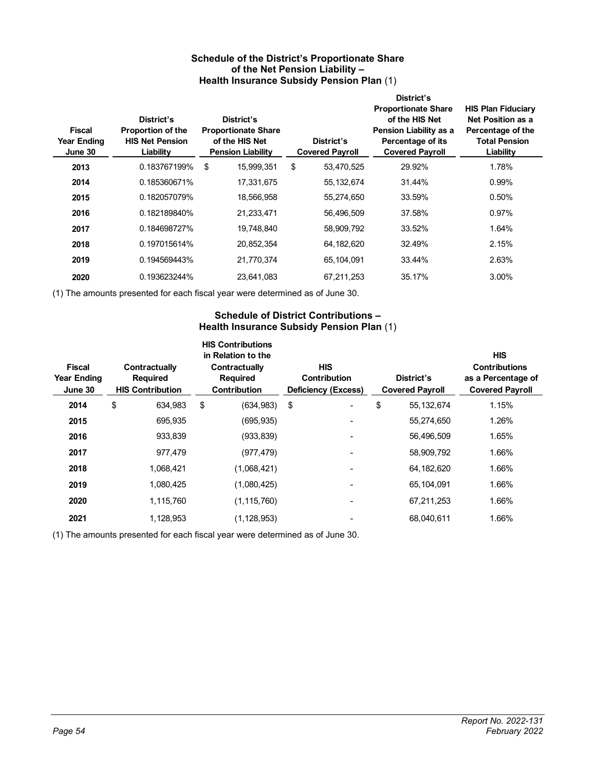### Schedule of the District's Proportionate Share of the Net Pension Liability – Health Insurance Subsidy Pension Plan (1)

| Fiscal Year Ending June 30 | District's Proportion of the HIS Net Pension Liability | District's Proportionate Share of the HIS Net Pension Liability | District's Covered Payroll | District's Proportionate Share of the HIS Net Pension Liability as a Percentage of its Covered Payroll | HIS Plan Fiduciary Net Position as a Percentage of the Total Pension Liability |
|---|---|---|---|---|---|
| 2013 | 0.183767199% | $ 15,999,351 | $ 53,470,525 | 29.92% | 1.78% |
| 2014 | 0.185360671% | 17,331,675 | 55,132,674 | 31.44% | 0.99% |
| 2015 | 0.182057079% | 18,566,958 | 55,274,650 | 33.59% | 0.50% |
| 2016 | 0.182189840% | 21,233,471 | 56,496,509 | 37.58% | 0.97% |
| 2017 | 0.184698727% | 19,748,840 | 58,909,792 | 33.52% | 1.64% |
| 2018 | 0.197015614% | 20,852,354 | 64,182,620 | 32.49% | 2.15% |
| 2019 | 0.194569443% | 21,770,374 | 65,104,091 | 33.44% | 2.63% |
| 2020 | 0.193623244% | 23,641,083 | 67,211,253 | 35.17% | 3.00% |

(1) The amounts presented for each fiscal year were determined as of June 30.

### Schedule of District Contributions – Health Insurance Subsidy Pension Plan (1)

| Fiscal Year Ending June 30 | Contractually Required HIS Contribution | HIS Contributions in Relation to the Contractually Required Contribution | HIS Contribution Deficiency (Excess) | District's Covered Payroll | HIS Contributions as a Percentage of Covered Payroll |
|---|---|---|---|---|---|
| 2014 | $ 634,983 | $ (634,983) | $ - | $ 55,132,674 | 1.15% |
| 2015 | 695,935 | (695,935) | - | 55,274,650 | 1.26% |
| 2016 | 933,839 | (933,839) | - | 56,496,509 | 1.65% |
| 2017 | 977,479 | (977,479) | - | 58,909,792 | 1.66% |
| 2018 | 1,068,421 | (1,068,421) | - | 64,182,620 | 1.66% |
| 2019 | 1,080,425 | (1,080,425) | - | 65,104,091 | 1.66% |
| 2020 | 1,115,760 | (1,115,760) | - | 67,211,253 | 1.66% |
| 2021 | 1,128,953 | (1,128,953) | - | 68,040,611 | 1.66% |

(1) The amounts presented for each fiscal year were determined as of June 30.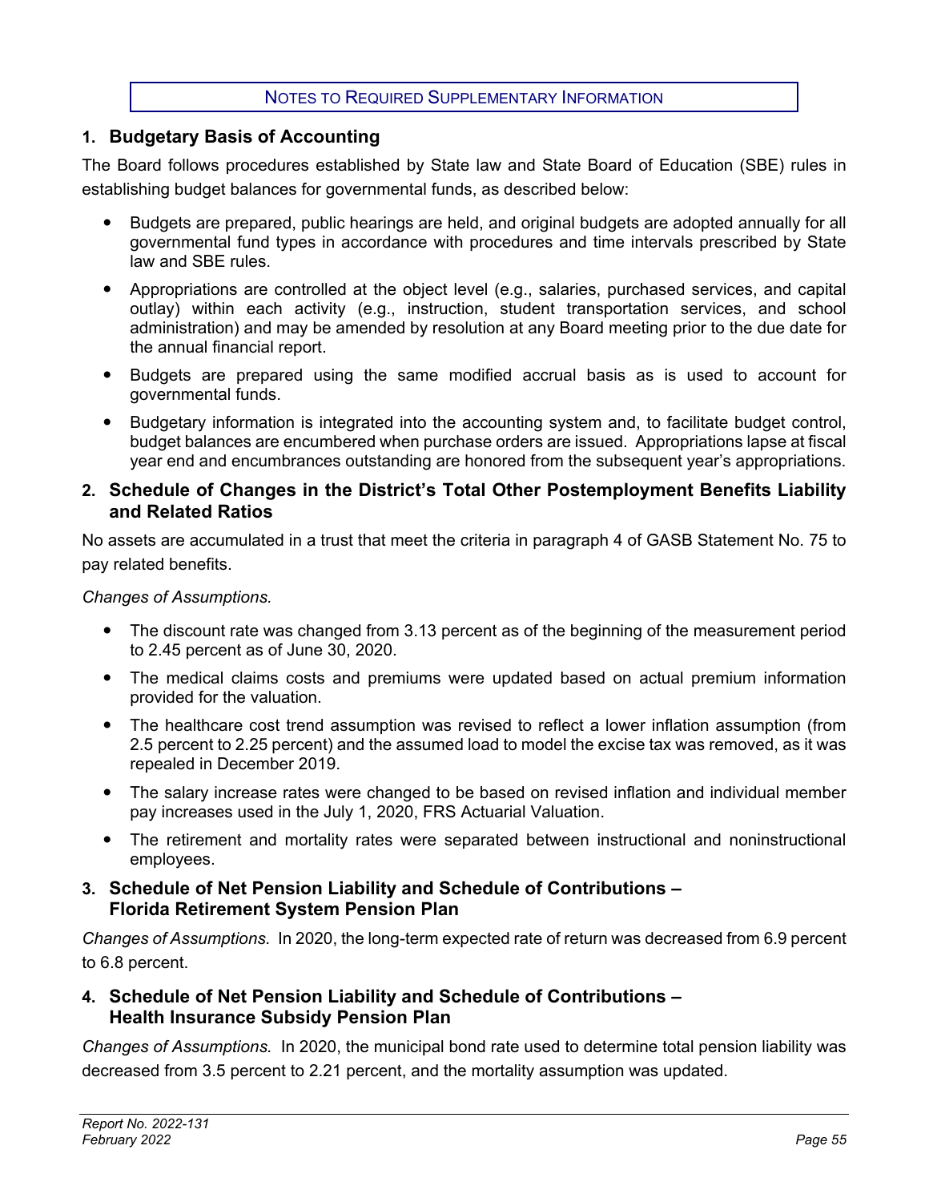# NOTES TO REQUIRED SUPPLEMENTARY INFORMATION

## 1. Budgetary Basis of Accounting

The Board follows procedures established by State law and State Board of Education (SBE) rules in establishing budget balances for governmental funds, as described below:

- Budgets are prepared, public hearings are held, and original budgets are adopted annually for all governmental fund types in accordance with procedures and time intervals prescribed by State law and SBE rules.
- Appropriations are controlled at the object level (e.g., salaries, purchased services, and capital outlay) within each activity (e.g., instruction, student transportation services, and school administration) and may be amended by resolution at any Board meeting prior to the due date for the annual financial report.
- Budgets are prepared using the same modified accrual basis as is used to account for governmental funds.
- Budgetary information is integrated into the accounting system and, to facilitate budget control, budget balances are encumbered when purchase orders are issued. Appropriations lapse at fiscal year end and encumbrances outstanding are honored from the subsequent year's appropriations.

## 2. Schedule of Changes in the District's Total Other Postemployment Benefits Liability and Related Ratios

No assets are accumulated in a trust that meet the criteria in paragraph 4 of GASB Statement No. 75 to pay related benefits.

*Changes of Assumptions.*

- The discount rate was changed from 3.13 percent as of the beginning of the measurement period to 2.45 percent as of June 30, 2020.
- The medical claims costs and premiums were updated based on actual premium information provided for the valuation.
- The healthcare cost trend assumption was revised to reflect a lower inflation assumption (from 2.5 percent to 2.25 percent) and the assumed load to model the excise tax was removed, as it was repealed in December 2019.
- The salary increase rates were changed to be based on revised inflation and individual member pay increases used in the July 1, 2020, FRS Actuarial Valuation.
- The retirement and mortality rates were separated between instructional and noninstructional employees.

## 3. Schedule of Net Pension Liability and Schedule of Contributions – Florida Retirement System Pension Plan

*Changes of Assumptions.* In 2020, the long-term expected rate of return was decreased from 6.9 percent to 6.8 percent.

## 4. Schedule of Net Pension Liability and Schedule of Contributions – Health Insurance Subsidy Pension Plan

*Changes of Assumptions.* In 2020, the municipal bond rate used to determine total pension liability was decreased from 3.5 percent to 2.21 percent, and the mortality assumption was updated.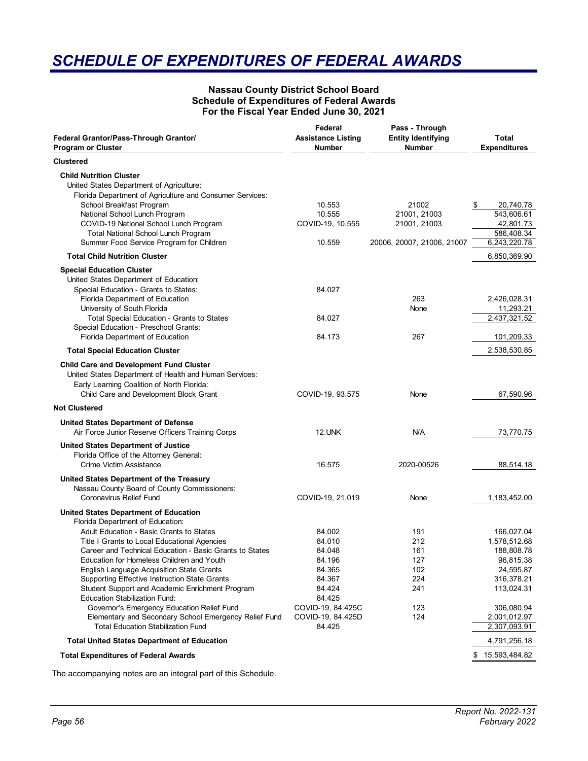# *SCHEDULE OF EXPENDITURES OF FEDERAL AWARDS*

**Nassau County District School Board**
**Schedule of Expenditures of Federal Awards**
**For the Fiscal Year Ended June 30, 2021**

| Federal Grantor/Pass-Through Grantor/ Program or Cluster | Federal Assistance Listing Number | Pass - Through Entity Identifying Number | Total Expenditures |
|---|---|---|---|
| **Clustered** | | | |
| **Child Nutrition Cluster** | | | |
| United States Department of Agriculture: | | | |
| Florida Department of Agriculture and Consumer Services: | | | |
| School Breakfast Program | 10.553 | 21002 | $ 20,740.78 |
| National School Lunch Program | 10.555 | 21001, 21003 | 543,606.61 |
| COVID-19 National School Lunch Program | COVID-19, 10.555 | 21001, 21003 | 42,801.73 |
| Total National School Lunch Program | | | 586,408.34 |
| Summer Food Service Program for Children | 10.559 | 20006, 20007, 21006, 21007 | 6,243,220.78 |
| **Total Child Nutrition Cluster** | | | 6,850,369.90 |
| **Special Education Cluster** | | | |
| United States Department of Education: | | | |
| Special Education - Grants to States: | 84.027 | | |
| Florida Department of Education | | 263 | 2,426,028.31 |
| University of South Florida | | None | 11,293.21 |
| Total Special Education - Grants to States | 84.027 | | 2,437,321.52 |
| Special Education - Preschool Grants: | | | |
| Florida Department of Education | 84.173 | 267 | 101,209.33 |
| **Total Special Education Cluster** | | | 2,538,530.85 |
| **Child Care and Development Fund Cluster** | | | |
| United States Department of Health and Human Services: | | | |
| Early Learning Coalition of North Florida: | | | |
| Child Care and Development Block Grant | COVID-19, 93.575 | None | 67,590.96 |
| **Not Clustered** | | | |
| **United States Department of Defense** | | | |
| Air Force Junior Reserve Officers Training Corps | 12.UNK | N/A | 73,770.75 |
| **United States Department of Justice** | | | |
| Florida Office of the Attorney General: | | | |
| Crime Victim Assistance | 16.575 | 2020-00526 | 88,514.18 |
| **United States Department of the Treasury** | | | |
| Nassau County Board of County Commissioners: | | | |
| Coronavirus Relief Fund | COVID-19, 21.019 | None | 1,183,452.00 |
| **United States Department of Education** | | | |
| Florida Department of Education: | | | |
| Adult Education - Basic Grants to States | 84.002 | 191 | 166,027.04 |
| Title I Grants to Local Educational Agencies | 84.010 | 212 | 1,578,512.68 |
| Career and Technical Education - Basic Grants to States | 84.048 | 161 | 188,808.78 |
| Education for Homeless Children and Youth | 84.196 | 127 | 96,815.38 |
| English Language Acquisition State Grants | 84.365 | 102 | 24,595.87 |
| Supporting Effective Instruction State Grants | 84.367 | 224 | 316,378.21 |
| Student Support and Academic Enrichment Program | 84.424 | 241 | 113,024.31 |
| Education Stabilization Fund: | 84.425 | | |
| Governor's Emergency Education Relief Fund | COVID-19, 84.425C | 123 | 306,080.94 |
| Elementary and Secondary School Emergency Relief Fund | COVID-19, 84.425D | 124 | 2,001,012.97 |
| Total Education Stabilization Fund | 84.425 | | 2,307,093.91 |
| **Total United States Department of Education** | | | 4,791,256.18 |
| **Total Expenditures of Federal Awards** | | | $ 15,593,484.82 |

The accompanying notes are an integral part of this Schedule.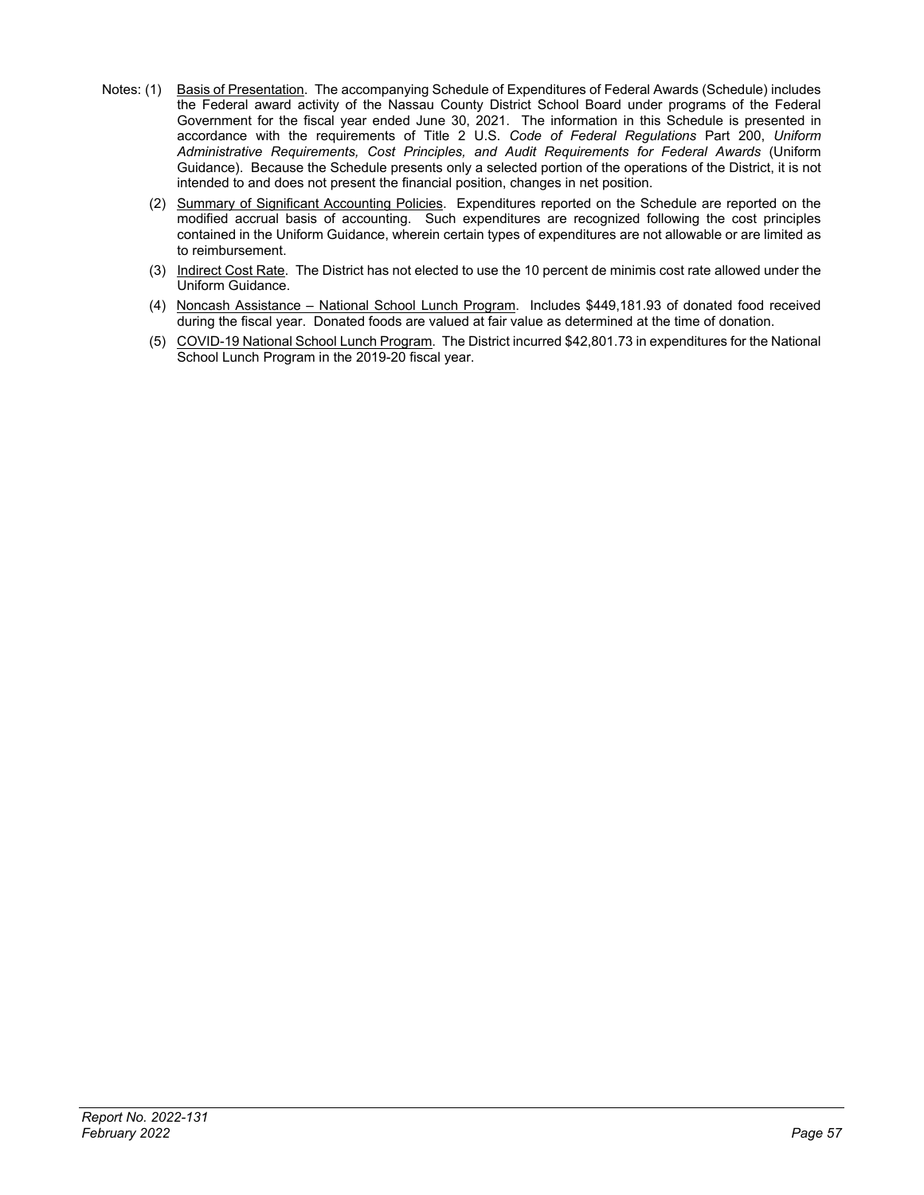Notes: (1) Basis of Presentation. The accompanying Schedule of Expenditures of Federal Awards (Schedule) includes the Federal award activity of the Nassau County District School Board under programs of the Federal Government for the fiscal year ended June 30, 2021. The information in this Schedule is presented in accordance with the requirements of Title 2 U.S. *Code of Federal Regulations* Part 200, *Uniform Administrative Requirements, Cost Principles, and Audit Requirements for Federal Awards* (Uniform Guidance). Because the Schedule presents only a selected portion of the operations of the District, it is not intended to and does not present the financial position, changes in net position.

(2) Summary of Significant Accounting Policies. Expenditures reported on the Schedule are reported on the modified accrual basis of accounting. Such expenditures are recognized following the cost principles contained in the Uniform Guidance, wherein certain types of expenditures are not allowable or are limited as to reimbursement.

(3) Indirect Cost Rate. The District has not elected to use the 10 percent de minimis cost rate allowed under the Uniform Guidance.

(4) Noncash Assistance – National School Lunch Program. Includes $449,181.93 of donated food received during the fiscal year. Donated foods are valued at fair value as determined at the time of donation.

(5) COVID-19 National School Lunch Program. The District incurred $42,801.73 in expenditures for the National School Lunch Program in the 2019-20 fiscal year.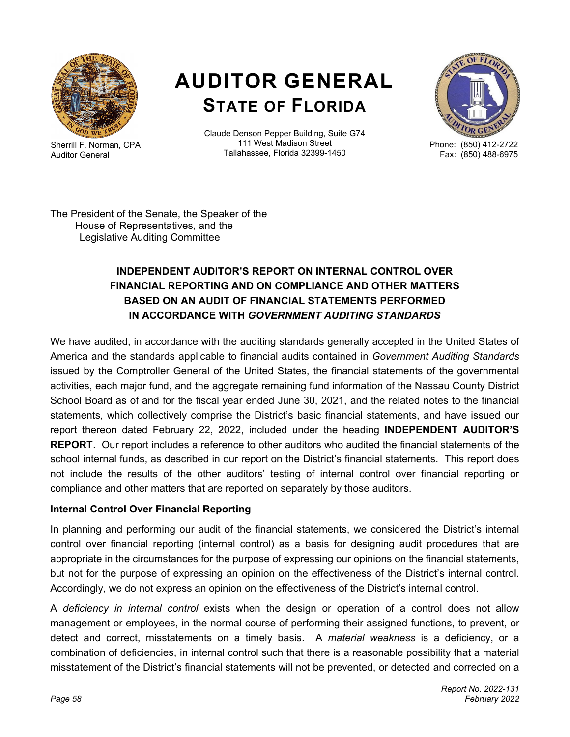# AUDITOR GENERAL
## STATE OF FLORIDA

Sherrill F. Norman, CPA
Auditor General

Claude Denson Pepper Building, Suite G74
111 West Madison Street
Tallahassee, Florida 32399-1450

Phone: (850) 412-2722
Fax: (850) 488-6975

The President of the Senate, the Speaker of the
House of Representatives, and the
Legislative Auditing Committee

### INDEPENDENT AUDITOR'S REPORT ON INTERNAL CONTROL OVER FINANCIAL REPORTING AND ON COMPLIANCE AND OTHER MATTERS BASED ON AN AUDIT OF FINANCIAL STATEMENTS PERFORMED IN ACCORDANCE WITH *GOVERNMENT AUDITING STANDARDS*

We have audited, in accordance with the auditing standards generally accepted in the United States of America and the standards applicable to financial audits contained in *Government Auditing Standards* issued by the Comptroller General of the United States, the financial statements of the governmental activities, each major fund, and the aggregate remaining fund information of the Nassau County District School Board as of and for the fiscal year ended June 30, 2021, and the related notes to the financial statements, which collectively comprise the District's basic financial statements, and have issued our report thereon dated February 22, 2022, included under the heading **INDEPENDENT AUDITOR'S REPORT**. Our report includes a reference to other auditors who audited the financial statements of the school internal funds, as described in our report on the District's financial statements. This report does not include the results of the other auditors' testing of internal control over financial reporting or compliance and other matters that are reported on separately by those auditors.

**Internal Control Over Financial Reporting**

In planning and performing our audit of the financial statements, we considered the District's internal control over financial reporting (internal control) as a basis for designing audit procedures that are appropriate in the circumstances for the purpose of expressing our opinions on the financial statements, but not for the purpose of expressing an opinion on the effectiveness of the District's internal control. Accordingly, we do not express an opinion on the effectiveness of the District's internal control.

A *deficiency in internal control* exists when the design or operation of a control does not allow management or employees, in the normal course of performing their assigned functions, to prevent, or detect and correct, misstatements on a timely basis. A *material weakness* is a deficiency, or a combination of deficiencies, in internal control such that there is a reasonable possibility that a material misstatement of the District's financial statements will not be prevented, or detected and corrected on a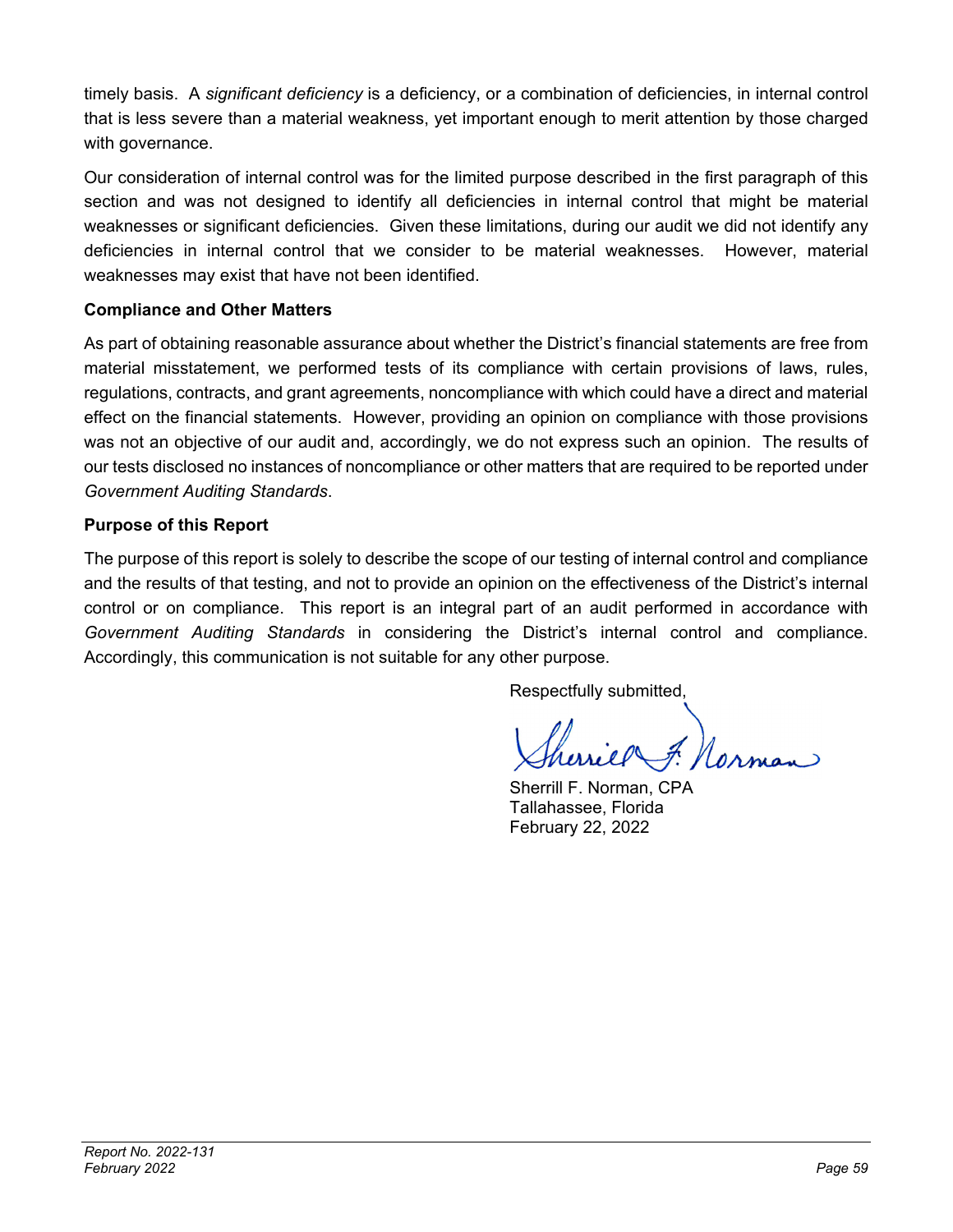timely basis. A *significant deficiency* is a deficiency, or a combination of deficiencies, in internal control that is less severe than a material weakness, yet important enough to merit attention by those charged with governance.

Our consideration of internal control was for the limited purpose described in the first paragraph of this section and was not designed to identify all deficiencies in internal control that might be material weaknesses or significant deficiencies. Given these limitations, during our audit we did not identify any deficiencies in internal control that we consider to be material weaknesses. However, material weaknesses may exist that have not been identified.

**Compliance and Other Matters**

As part of obtaining reasonable assurance about whether the District's financial statements are free from material misstatement, we performed tests of its compliance with certain provisions of laws, rules, regulations, contracts, and grant agreements, noncompliance with which could have a direct and material effect on the financial statements. However, providing an opinion on compliance with those provisions was not an objective of our audit and, accordingly, we do not express such an opinion. The results of our tests disclosed no instances of noncompliance or other matters that are required to be reported under *Government Auditing Standards*.

**Purpose of this Report**

The purpose of this report is solely to describe the scope of our testing of internal control and compliance and the results of that testing, and not to provide an opinion on the effectiveness of the District's internal control or on compliance. This report is an integral part of an audit performed in accordance with *Government Auditing Standards* in considering the District's internal control and compliance. Accordingly, this communication is not suitable for any other purpose.

Respectfully submitted,

Sherrill F. Norman, CPA
Tallahassee, Florida
February 22, 2022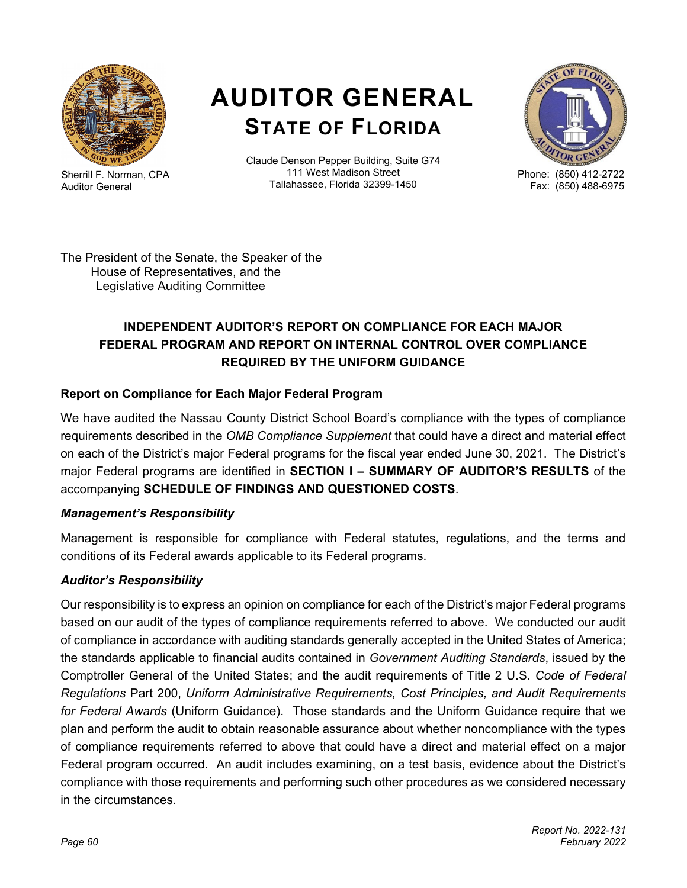# AUDITOR GENERAL
## STATE OF FLORIDA

Sherrill F. Norman, CPA
Auditor General

Claude Denson Pepper Building, Suite G74
111 West Madison Street
Tallahassee, Florida 32399-1450

Phone: (850) 412-2722
Fax: (850) 488-6975

The President of the Senate, the Speaker of the
House of Representatives, and the
Legislative Auditing Committee

## INDEPENDENT AUDITOR'S REPORT ON COMPLIANCE FOR EACH MAJOR FEDERAL PROGRAM AND REPORT ON INTERNAL CONTROL OVER COMPLIANCE REQUIRED BY THE UNIFORM GUIDANCE

### Report on Compliance for Each Major Federal Program

We have audited the Nassau County District School Board's compliance with the types of compliance requirements described in the *OMB Compliance Supplement* that could have a direct and material effect on each of the District's major Federal programs for the fiscal year ended June 30, 2021. The District's major Federal programs are identified in **SECTION I – SUMMARY OF AUDITOR'S RESULTS** of the accompanying **SCHEDULE OF FINDINGS AND QUESTIONED COSTS**.

#### *Management's Responsibility*

Management is responsible for compliance with Federal statutes, regulations, and the terms and conditions of its Federal awards applicable to its Federal programs.

#### *Auditor's Responsibility*

Our responsibility is to express an opinion on compliance for each of the District's major Federal programs based on our audit of the types of compliance requirements referred to above. We conducted our audit of compliance in accordance with auditing standards generally accepted in the United States of America; the standards applicable to financial audits contained in *Government Auditing Standards*, issued by the Comptroller General of the United States; and the audit requirements of Title 2 U.S. *Code of Federal Regulations* Part 200, *Uniform Administrative Requirements, Cost Principles, and Audit Requirements for Federal Awards* (Uniform Guidance). Those standards and the Uniform Guidance require that we plan and perform the audit to obtain reasonable assurance about whether noncompliance with the types of compliance requirements referred to above that could have a direct and material effect on a major Federal program occurred. An audit includes examining, on a test basis, evidence about the District's compliance with those requirements and performing such other procedures as we considered necessary in the circumstances.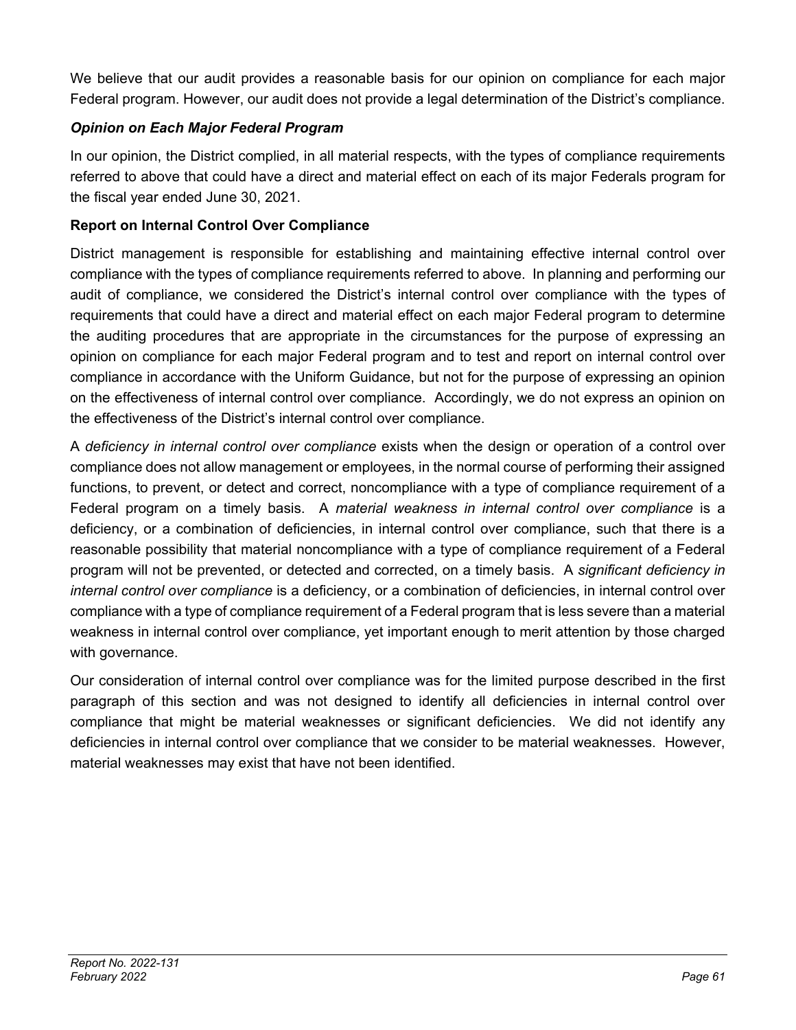We believe that our audit provides a reasonable basis for our opinion on compliance for each major Federal program. However, our audit does not provide a legal determination of the District's compliance.

### *Opinion on Each Major Federal Program*

In our opinion, the District complied, in all material respects, with the types of compliance requirements referred to above that could have a direct and material effect on each of its major Federals program for the fiscal year ended June 30, 2021.

### Report on Internal Control Over Compliance

District management is responsible for establishing and maintaining effective internal control over compliance with the types of compliance requirements referred to above. In planning and performing our audit of compliance, we considered the District's internal control over compliance with the types of requirements that could have a direct and material effect on each major Federal program to determine the auditing procedures that are appropriate in the circumstances for the purpose of expressing an opinion on compliance for each major Federal program and to test and report on internal control over compliance in accordance with the Uniform Guidance, but not for the purpose of expressing an opinion on the effectiveness of internal control over compliance. Accordingly, we do not express an opinion on the effectiveness of the District's internal control over compliance.

A *deficiency in internal control over compliance* exists when the design or operation of a control over compliance does not allow management or employees, in the normal course of performing their assigned functions, to prevent, or detect and correct, noncompliance with a type of compliance requirement of a Federal program on a timely basis. A *material weakness in internal control over compliance* is a deficiency, or a combination of deficiencies, in internal control over compliance, such that there is a reasonable possibility that material noncompliance with a type of compliance requirement of a Federal program will not be prevented, or detected and corrected, on a timely basis. A *significant deficiency in internal control over compliance* is a deficiency, or a combination of deficiencies, in internal control over compliance with a type of compliance requirement of a Federal program that is less severe than a material weakness in internal control over compliance, yet important enough to merit attention by those charged with governance.

Our consideration of internal control over compliance was for the limited purpose described in the first paragraph of this section and was not designed to identify all deficiencies in internal control over compliance that might be material weaknesses or significant deficiencies. We did not identify any deficiencies in internal control over compliance that we consider to be material weaknesses. However, material weaknesses may exist that have not been identified.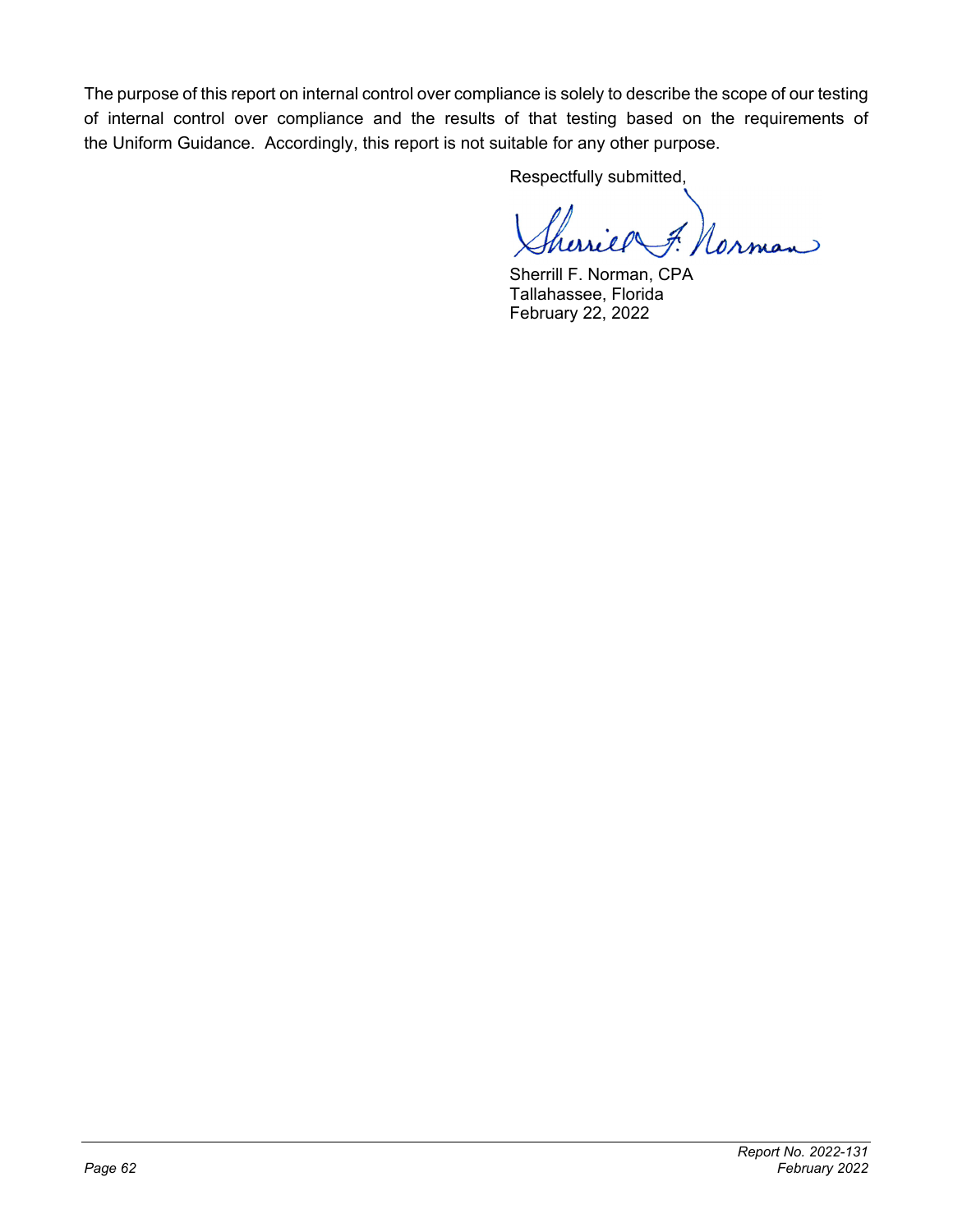The purpose of this report on internal control over compliance is solely to describe the scope of our testing of internal control over compliance and the results of that testing based on the requirements of the Uniform Guidance. Accordingly, this report is not suitable for any other purpose.

Respectfully submitted,

Sherrill F. Norman, CPA
Tallahassee, Florida
February 22, 2022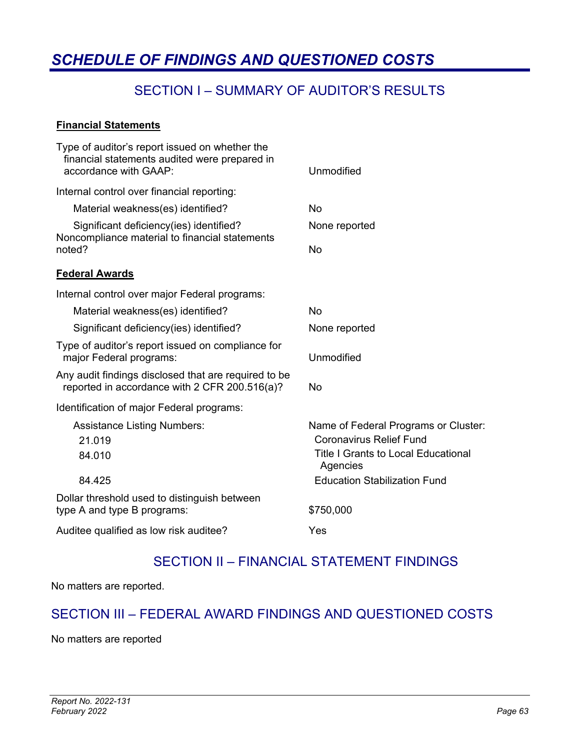# SCHEDULE OF FINDINGS AND QUESTIONED COSTS

## SECTION I – SUMMARY OF AUDITOR'S RESULTS

**Financial Statements**

| | |
|---|---|
| Type of auditor's report issued on whether the financial statements audited were prepared in accordance with GAAP: | Unmodified |
| Internal control over financial reporting: | |
| Material weakness(es) identified? | No |
| Significant deficiency(ies) identified? | None reported |
| Noncompliance material to financial statements noted? | No |

**Federal Awards**

| | |
|---|---|
| Internal control over major Federal programs: | |
| Material weakness(es) identified? | No |
| Significant deficiency(ies) identified? | None reported |
| Type of auditor's report issued on compliance for major Federal programs: | Unmodified |
| Any audit findings disclosed that are required to be reported in accordance with 2 CFR 200.516(a)? | No |
| Identification of major Federal programs: | |
| Assistance Listing Numbers: | Name of Federal Programs or Cluster: |
| 21.019 | Coronavirus Relief Fund |
| 84.010 | Title I Grants to Local Educational Agencies |
| 84.425 | Education Stabilization Fund |
| Dollar threshold used to distinguish between type A and type B programs: | $750,000 |
| Auditee qualified as low risk auditee? | Yes |

## SECTION II – FINANCIAL STATEMENT FINDINGS

No matters are reported.

## SECTION III – FEDERAL AWARD FINDINGS AND QUESTIONED COSTS

No matters are reported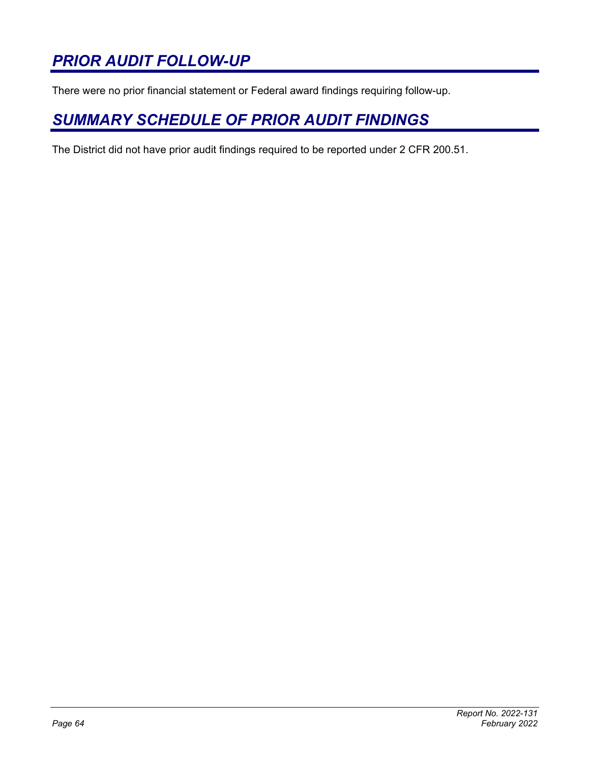## *PRIOR AUDIT FOLLOW-UP*

There were no prior financial statement or Federal award findings requiring follow-up.

## *SUMMARY SCHEDULE OF PRIOR AUDIT FINDINGS*

The District did not have prior audit findings required to be reported under 2 CFR 200.51.